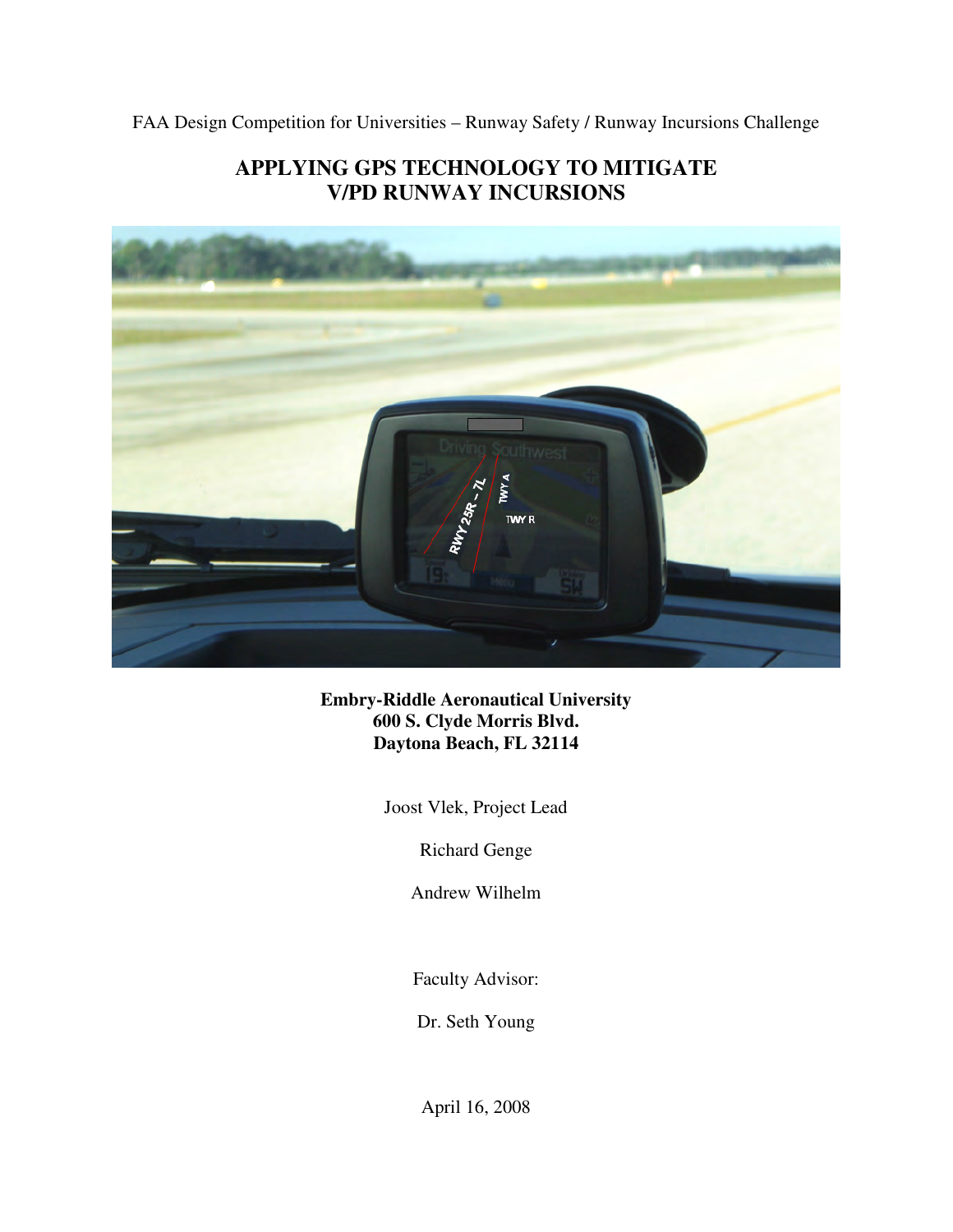FAA Design Competition for Universities – Runway Safety / Runway Incursions Challenge

# APPLYING GPS TECHNOLOGY TO MITIGATE V/PD RUNWAY INCURSIONS

**Embry-Riddle Aeronautical University**
**600 S. Clyde Morris Blvd.**
**Daytona Beach, FL 32114**

Joost Vlek, Project Lead

Richard Genge

Andrew Wilhelm

Faculty Advisor:

Dr. Seth Young

April 16, 2008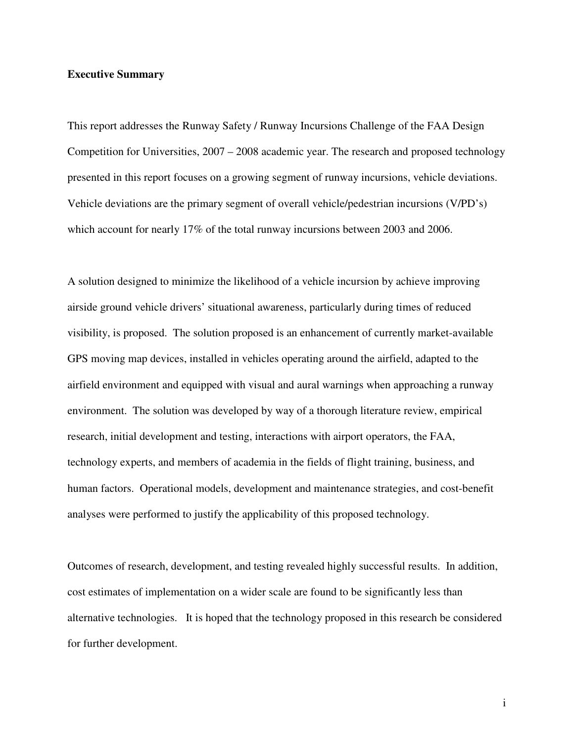**Executive Summary**

This report addresses the Runway Safety / Runway Incursions Challenge of the FAA Design Competition for Universities, 2007 – 2008 academic year. The research and proposed technology presented in this report focuses on a growing segment of runway incursions, vehicle deviations. Vehicle deviations are the primary segment of overall vehicle/pedestrian incursions (V/PD's) which account for nearly 17% of the total runway incursions between 2003 and 2006.

A solution designed to minimize the likelihood of a vehicle incursion by achieve improving airside ground vehicle drivers' situational awareness, particularly during times of reduced visibility, is proposed. The solution proposed is an enhancement of currently market-available GPS moving map devices, installed in vehicles operating around the airfield, adapted to the airfield environment and equipped with visual and aural warnings when approaching a runway environment. The solution was developed by way of a thorough literature review, empirical research, initial development and testing, interactions with airport operators, the FAA, technology experts, and members of academia in the fields of flight training, business, and human factors. Operational models, development and maintenance strategies, and cost-benefit analyses were performed to justify the applicability of this proposed technology.

Outcomes of research, development, and testing revealed highly successful results. In addition, cost estimates of implementation on a wider scale are found to be significantly less than alternative technologies. It is hoped that the technology proposed in this research be considered for further development.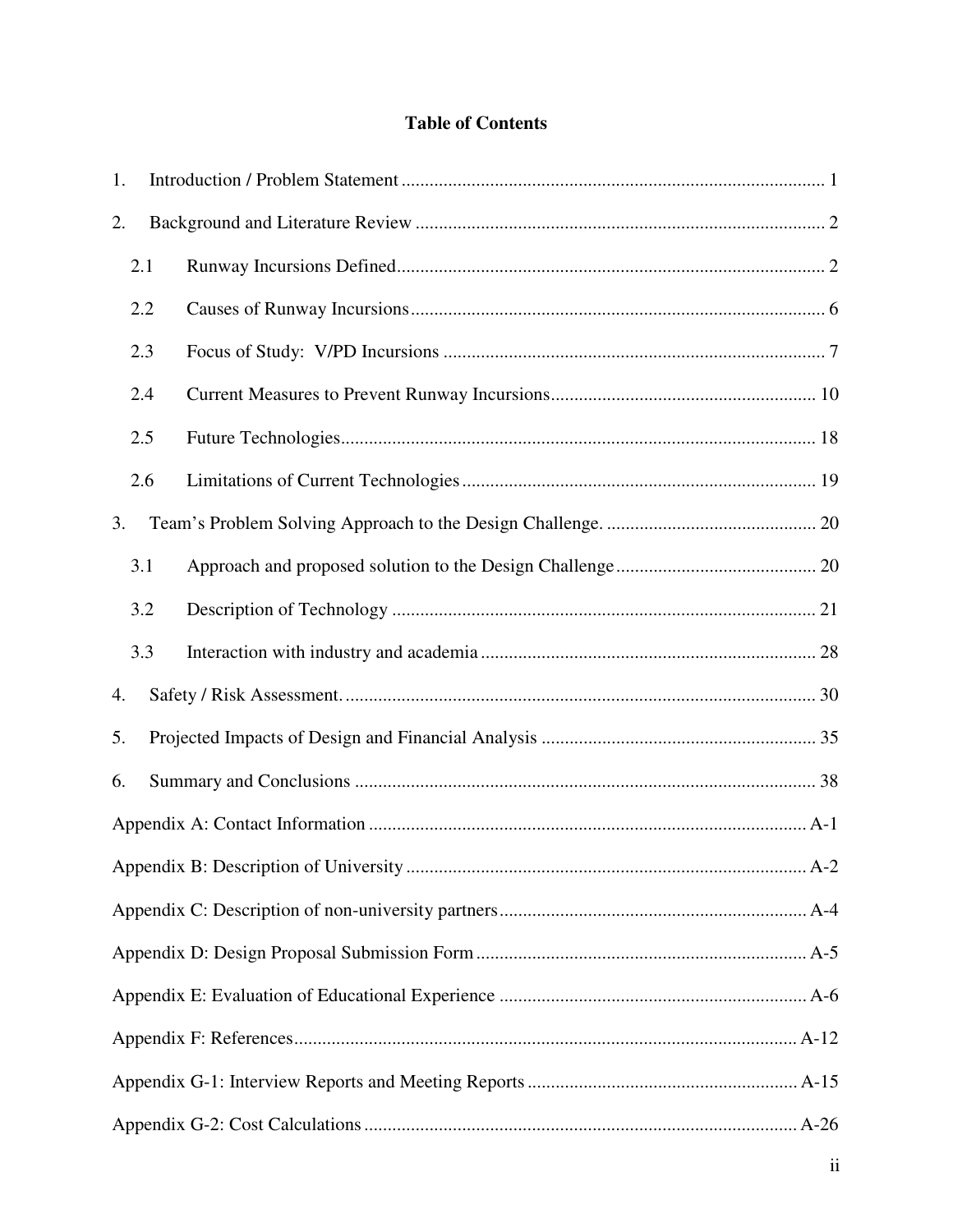# Table of Contents

1. Introduction / Problem Statement .......... 1
2. Background and Literature Review .......... 2
   - 2.1 Runway Incursions Defined .......... 2
   - 2.2 Causes of Runway Incursions .......... 6
   - 2.3 Focus of Study: V/PD Incursions .......... 7
   - 2.4 Current Measures to Prevent Runway Incursions .......... 10
   - 2.5 Future Technologies .......... 18
   - 2.6 Limitations of Current Technologies .......... 19
3. Team's Problem Solving Approach to the Design Challenge. .......... 20
   - 3.1 Approach and proposed solution to the Design Challenge .......... 20
   - 3.2 Description of Technology .......... 21
   - 3.3 Interaction with industry and academia .......... 28
4. Safety / Risk Assessment. .......... 30
5. Projected Impacts of Design and Financial Analysis .......... 35
6. Summary and Conclusions .......... 38

Appendix A: Contact Information .......... A-1

Appendix B: Description of University .......... A-2

Appendix C: Description of non-university partners .......... A-4

Appendix D: Design Proposal Submission Form .......... A-5

Appendix E: Evaluation of Educational Experience .......... A-6

Appendix F: References .......... A-12

Appendix G-1: Interview Reports and Meeting Reports .......... A-15

Appendix G-2: Cost Calculations .......... A-26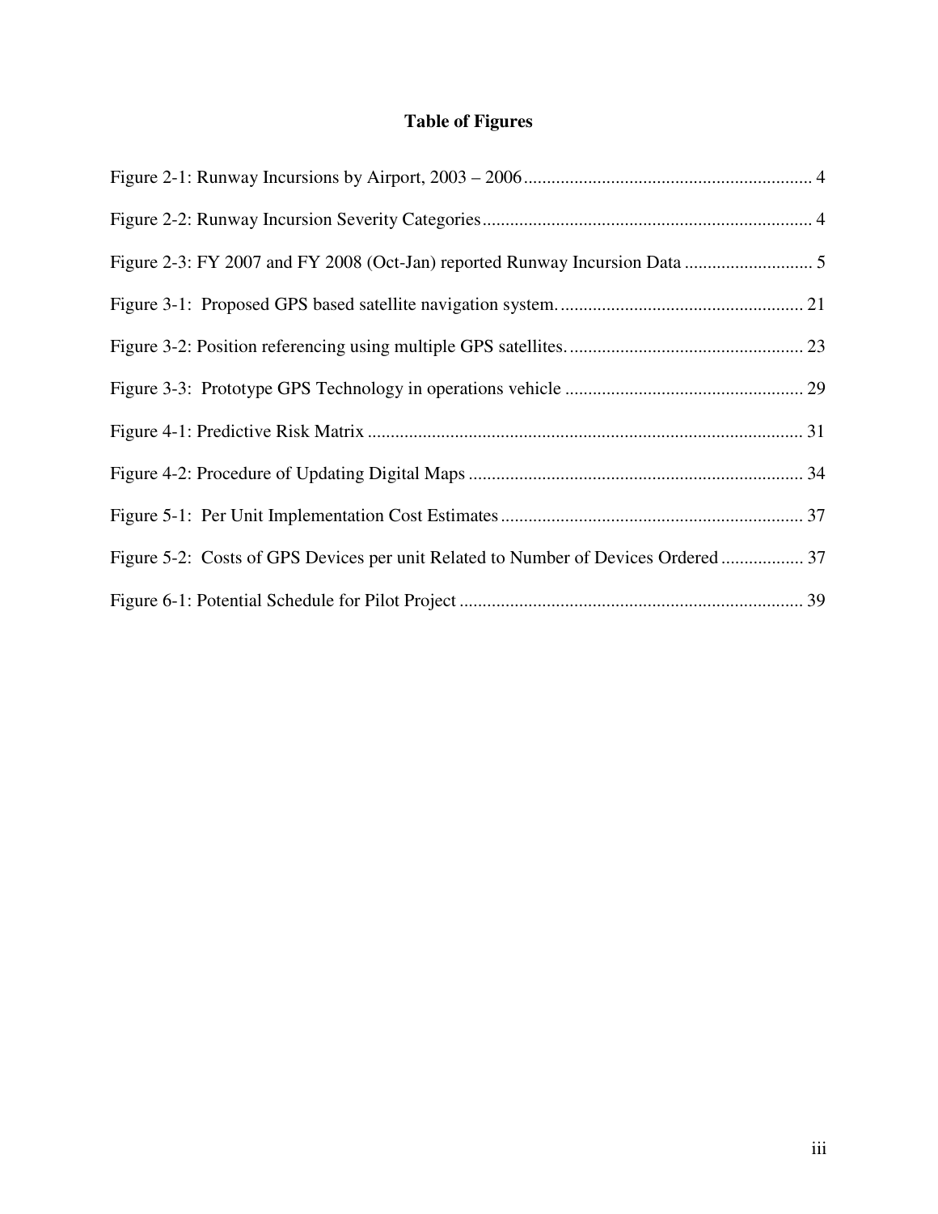# Table of Figures

Figure 2-1: Runway Incursions by Airport, 2003 – 2006 ............................................................... 4

Figure 2-2: Runway Incursion Severity Categories ......................................................................... 4

Figure 2-3: FY 2007 and FY 2008 (Oct-Jan) reported Runway Incursion Data ............................ 5

Figure 3-1: Proposed GPS based satellite navigation system. ..................................................... 21

Figure 3-2: Position referencing using multiple GPS satellites. ................................................... 23

Figure 3-3: Prototype GPS Technology in operations vehicle .................................................... 29

Figure 4-1: Predictive Risk Matrix .............................................................................................. 31

Figure 4-2: Procedure of Updating Digital Maps ......................................................................... 34

Figure 5-1: Per Unit Implementation Cost Estimates .................................................................. 37

Figure 5-2: Costs of GPS Devices per unit Related to Number of Devices Ordered .................. 37

Figure 6-1: Potential Schedule for Pilot Project ........................................................................... 39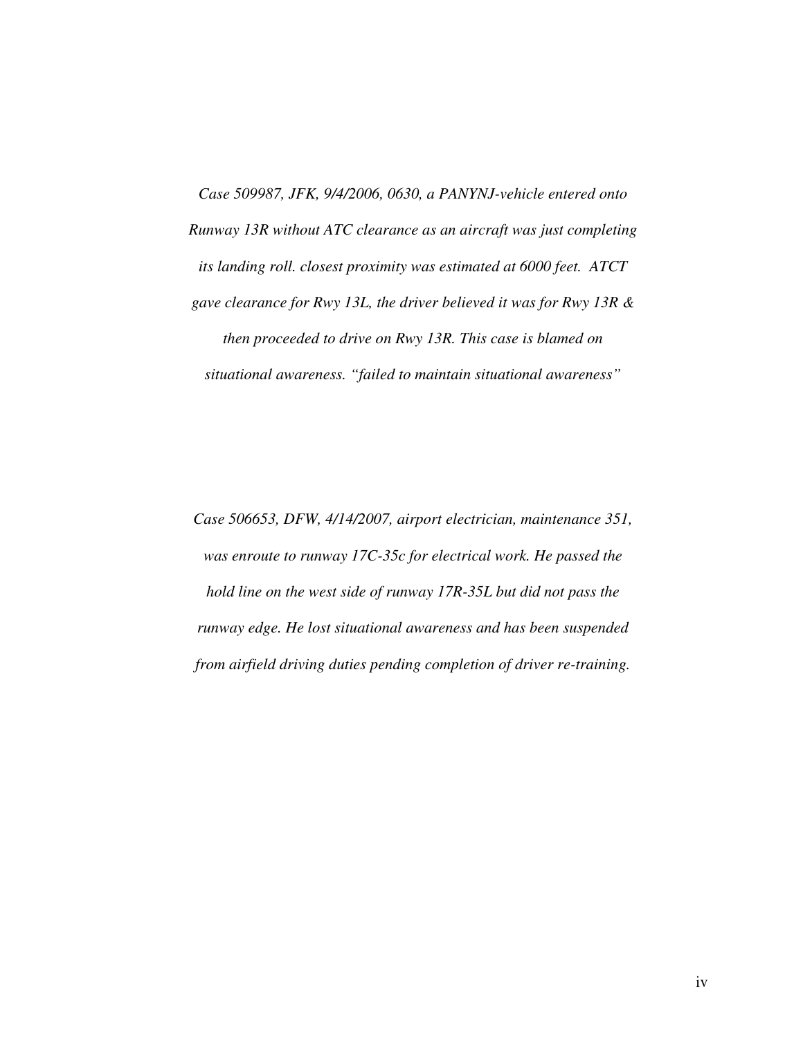*Case 509987, JFK, 9/4/2006, 0630, a PANYNJ-vehicle entered onto Runway 13R without ATC clearance as an aircraft was just completing its landing roll. closest proximity was estimated at 6000 feet. ATCT gave clearance for Rwy 13L, the driver believed it was for Rwy 13R & then proceeded to drive on Rwy 13R. This case is blamed on situational awareness. "failed to maintain situational awareness"*

*Case 506653, DFW, 4/14/2007, airport electrician, maintenance 351, was enroute to runway 17C-35c for electrical work. He passed the hold line on the west side of runway 17R-35L but did not pass the runway edge. He lost situational awareness and has been suspended from airfield driving duties pending completion of driver re-training.*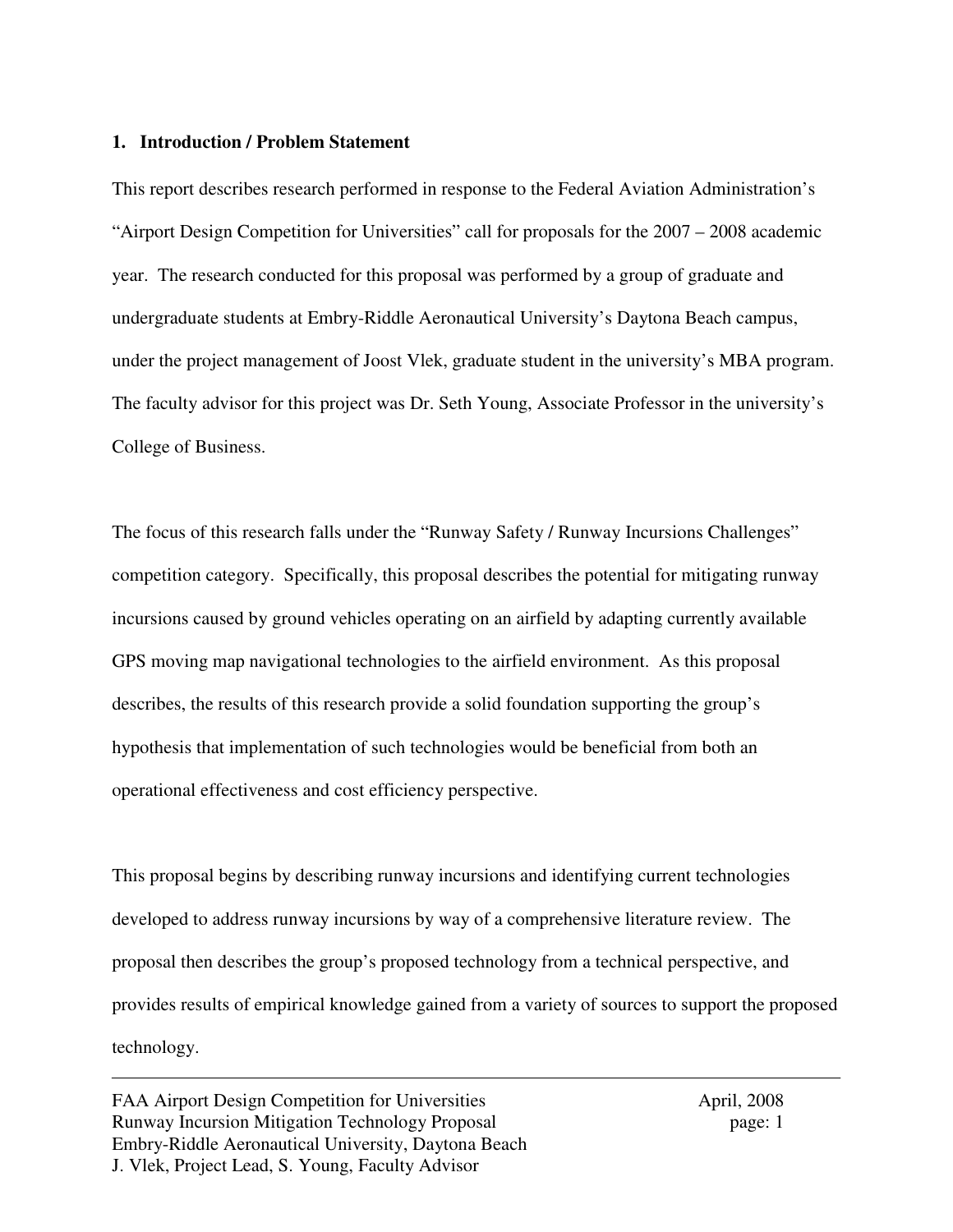## 1. Introduction / Problem Statement

This report describes research performed in response to the Federal Aviation Administration's "Airport Design Competition for Universities" call for proposals for the 2007 – 2008 academic year. The research conducted for this proposal was performed by a group of graduate and undergraduate students at Embry-Riddle Aeronautical University's Daytona Beach campus, under the project management of Joost Vlek, graduate student in the university's MBA program. The faculty advisor for this project was Dr. Seth Young, Associate Professor in the university's College of Business.

The focus of this research falls under the "Runway Safety / Runway Incursions Challenges" competition category. Specifically, this proposal describes the potential for mitigating runway incursions caused by ground vehicles operating on an airfield by adapting currently available GPS moving map navigational technologies to the airfield environment. As this proposal describes, the results of this research provide a solid foundation supporting the group's hypothesis that implementation of such technologies would be beneficial from both an operational effectiveness and cost efficiency perspective.

This proposal begins by describing runway incursions and identifying current technologies developed to address runway incursions by way of a comprehensive literature review. The proposal then describes the group's proposed technology from a technical perspective, and provides results of empirical knowledge gained from a variety of sources to support the proposed technology.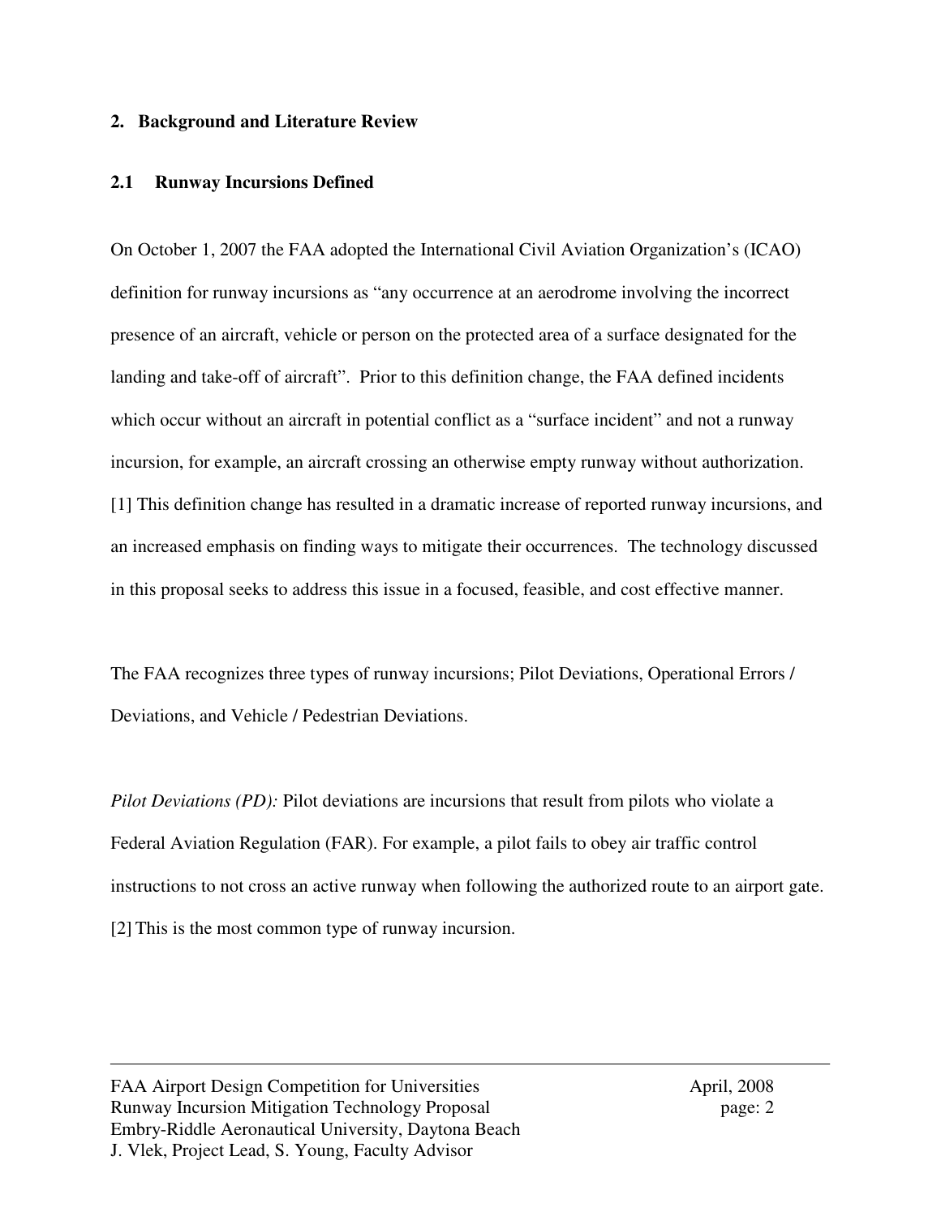## 2. Background and Literature Review

### 2.1 Runway Incursions Defined

On October 1, 2007 the FAA adopted the International Civil Aviation Organization's (ICAO) definition for runway incursions as "any occurrence at an aerodrome involving the incorrect presence of an aircraft, vehicle or person on the protected area of a surface designated for the landing and take-off of aircraft". Prior to this definition change, the FAA defined incidents which occur without an aircraft in potential conflict as a "surface incident" and not a runway incursion, for example, an aircraft crossing an otherwise empty runway without authorization. [1] This definition change has resulted in a dramatic increase of reported runway incursions, and an increased emphasis on finding ways to mitigate their occurrences. The technology discussed in this proposal seeks to address this issue in a focused, feasible, and cost effective manner.

The FAA recognizes three types of runway incursions; Pilot Deviations, Operational Errors / Deviations, and Vehicle / Pedestrian Deviations.

*Pilot Deviations (PD):* Pilot deviations are incursions that result from pilots who violate a Federal Aviation Regulation (FAR). For example, a pilot fails to obey air traffic control instructions to not cross an active runway when following the authorized route to an airport gate. [2] This is the most common type of runway incursion.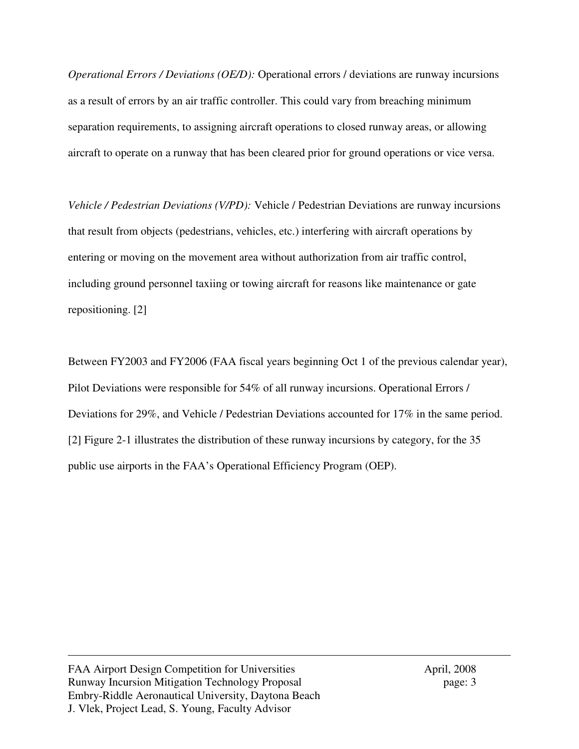*Operational Errors / Deviations (OE/D):* Operational errors / deviations are runway incursions as a result of errors by an air traffic controller. This could vary from breaching minimum separation requirements, to assigning aircraft operations to closed runway areas, or allowing aircraft to operate on a runway that has been cleared prior for ground operations or vice versa.

*Vehicle / Pedestrian Deviations (V/PD):* Vehicle / Pedestrian Deviations are runway incursions that result from objects (pedestrians, vehicles, etc.) interfering with aircraft operations by entering or moving on the movement area without authorization from air traffic control, including ground personnel taxiing or towing aircraft for reasons like maintenance or gate repositioning. [2]

Between FY2003 and FY2006 (FAA fiscal years beginning Oct 1 of the previous calendar year), Pilot Deviations were responsible for 54% of all runway incursions. Operational Errors / Deviations for 29%, and Vehicle / Pedestrian Deviations accounted for 17% in the same period. [2] Figure 2-1 illustrates the distribution of these runway incursions by category, for the 35 public use airports in the FAA's Operational Efficiency Program (OEP).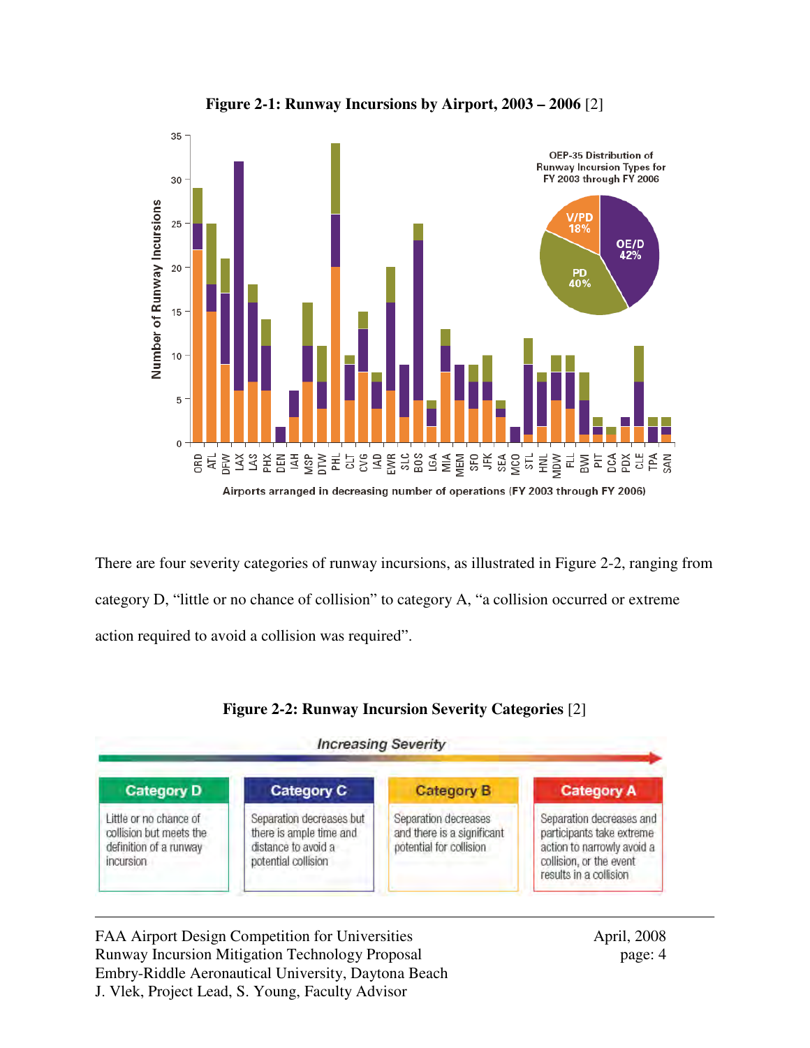**Figure 2-1: Runway Incursions by Airport, 2003 – 2006** [2]

There are four severity categories of runway incursions, as illustrated in Figure 2-2, ranging from category D, "little or no chance of collision" to category A, "a collision occurred or extreme action required to avoid a collision was required".

**Figure 2-2: Runway Incursion Severity Categories** [2]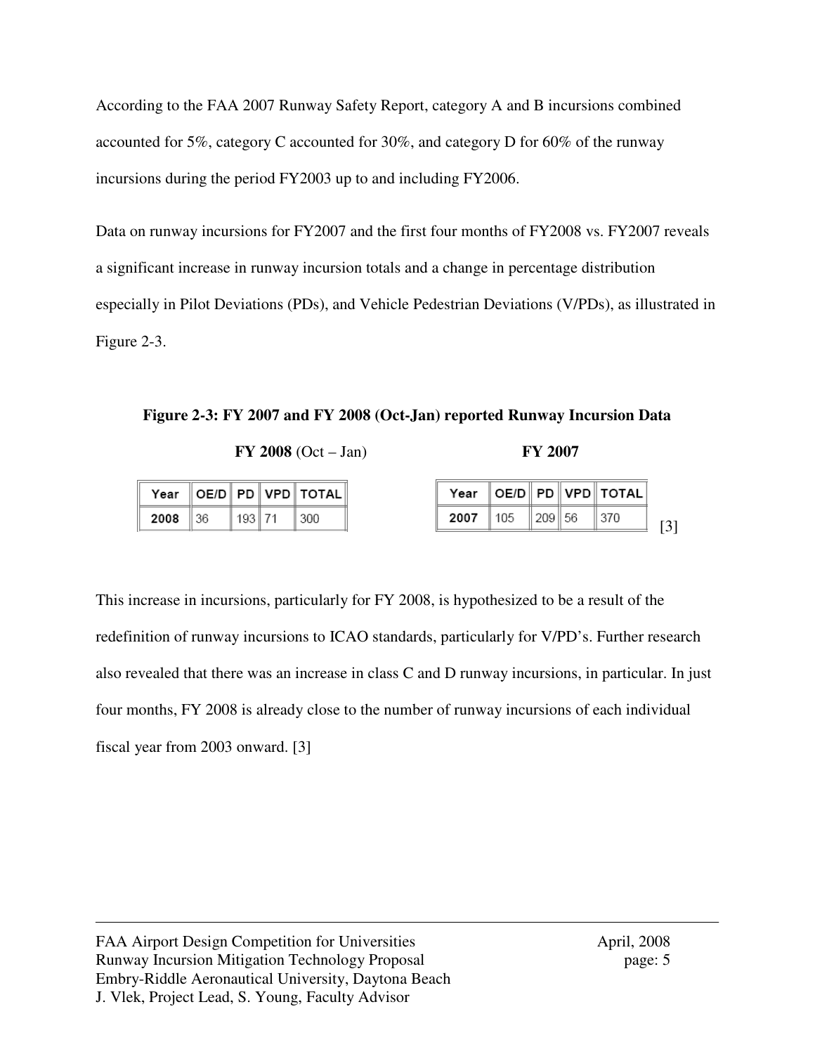According to the FAA 2007 Runway Safety Report, category A and B incursions combined accounted for 5%, category C accounted for 30%, and category D for 60% of the runway incursions during the period FY2003 up to and including FY2006.

Data on runway incursions for FY2007 and the first four months of FY2008 vs. FY2007 reveals a significant increase in runway incursion totals and a change in percentage distribution especially in Pilot Deviations (PDs), and Vehicle Pedestrian Deviations (V/PDs), as illustrated in Figure 2-3.

**Figure 2-3: FY 2007 and FY 2008 (Oct-Jan) reported Runway Incursion Data**

**FY 2008** (Oct – Jan)

| Year | OE/D | PD | VPD | TOTAL |
|---|---|---|---|---|
| **2008** | 36 | 193 | 71 | 300 |

**FY 2007**

| Year | OE/D | PD | VPD | TOTAL |
|---|---|---|---|---|
| **2007** | 105 | 209 | 56 | 370 |

[3]

This increase in incursions, particularly for FY 2008, is hypothesized to be a result of the redefinition of runway incursions to ICAO standards, particularly for V/PD's. Further research also revealed that there was an increase in class C and D runway incursions, in particular. In just four months, FY 2008 is already close to the number of runway incursions of each individual fiscal year from 2003 onward. [3]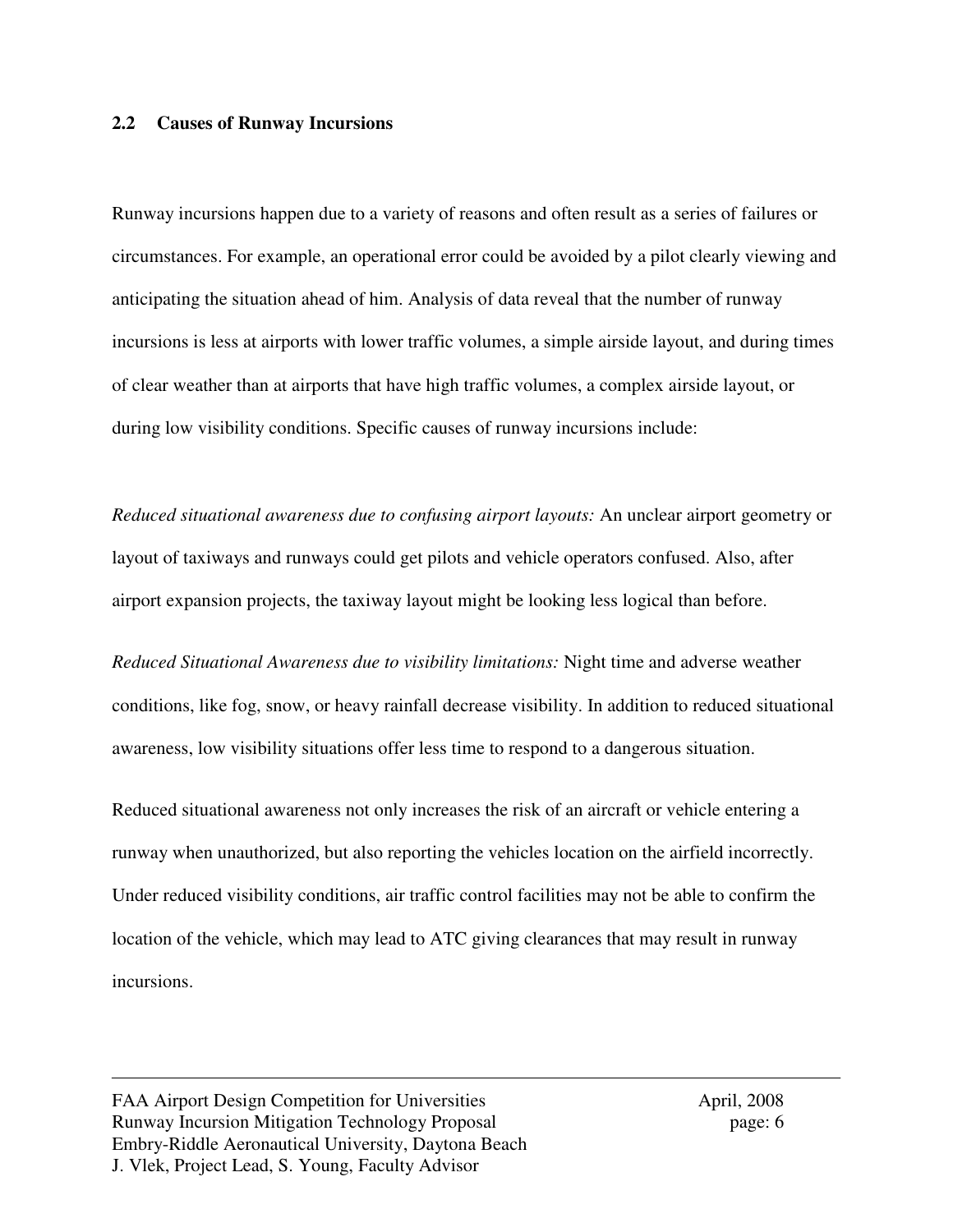## 2.2 Causes of Runway Incursions

Runway incursions happen due to a variety of reasons and often result as a series of failures or circumstances. For example, an operational error could be avoided by a pilot clearly viewing and anticipating the situation ahead of him. Analysis of data reveal that the number of runway incursions is less at airports with lower traffic volumes, a simple airside layout, and during times of clear weather than at airports that have high traffic volumes, a complex airside layout, or during low visibility conditions. Specific causes of runway incursions include:

*Reduced situational awareness due to confusing airport layouts:* An unclear airport geometry or layout of taxiways and runways could get pilots and vehicle operators confused. Also, after airport expansion projects, the taxiway layout might be looking less logical than before.

*Reduced Situational Awareness due to visibility limitations:* Night time and adverse weather conditions, like fog, snow, or heavy rainfall decrease visibility. In addition to reduced situational awareness, low visibility situations offer less time to respond to a dangerous situation.

Reduced situational awareness not only increases the risk of an aircraft or vehicle entering a runway when unauthorized, but also reporting the vehicles location on the airfield incorrectly. Under reduced visibility conditions, air traffic control facilities may not be able to confirm the location of the vehicle, which may lead to ATC giving clearances that may result in runway incursions.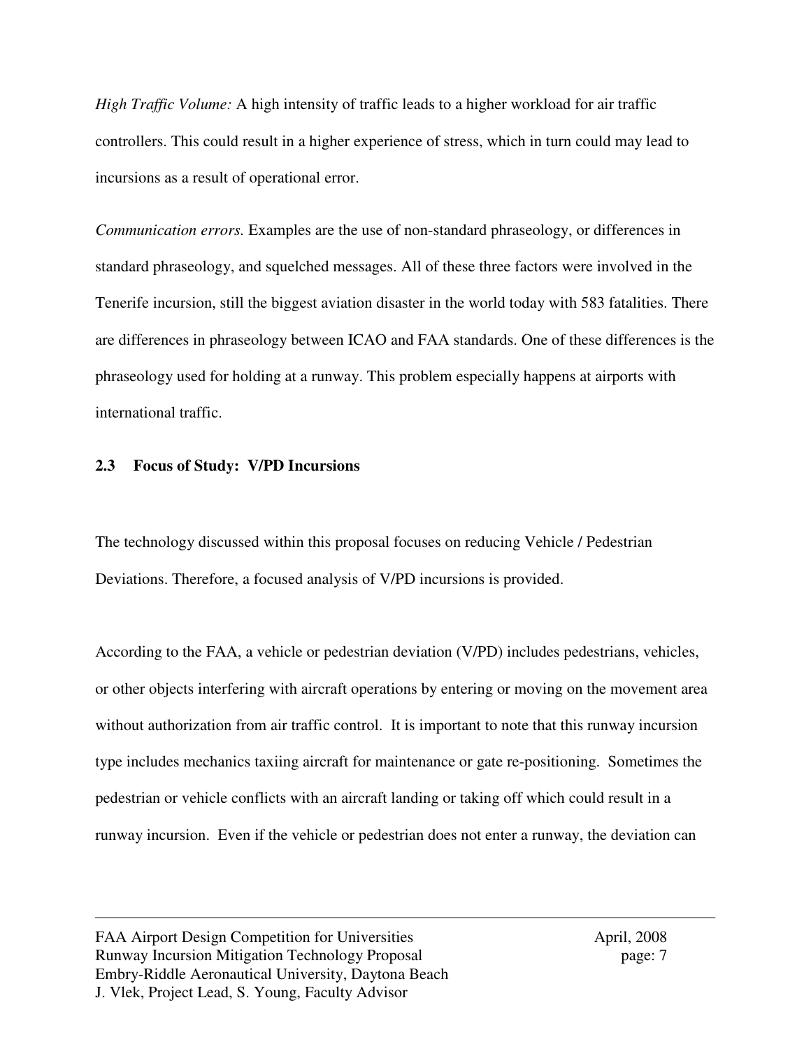*High Traffic Volume:* A high intensity of traffic leads to a higher workload for air traffic controllers. This could result in a higher experience of stress, which in turn could may lead to incursions as a result of operational error.

*Communication errors.* Examples are the use of non-standard phraseology, or differences in standard phraseology, and squelched messages. All of these three factors were involved in the Tenerife incursion, still the biggest aviation disaster in the world today with 583 fatalities. There are differences in phraseology between ICAO and FAA standards. One of these differences is the phraseology used for holding at a runway. This problem especially happens at airports with international traffic.

### 2.3 Focus of Study: V/PD Incursions

The technology discussed within this proposal focuses on reducing Vehicle / Pedestrian Deviations. Therefore, a focused analysis of V/PD incursions is provided.

According to the FAA, a vehicle or pedestrian deviation (V/PD) includes pedestrians, vehicles, or other objects interfering with aircraft operations by entering or moving on the movement area without authorization from air traffic control. It is important to note that this runway incursion type includes mechanics taxiing aircraft for maintenance or gate re-positioning. Sometimes the pedestrian or vehicle conflicts with an aircraft landing or taking off which could result in a runway incursion. Even if the vehicle or pedestrian does not enter a runway, the deviation can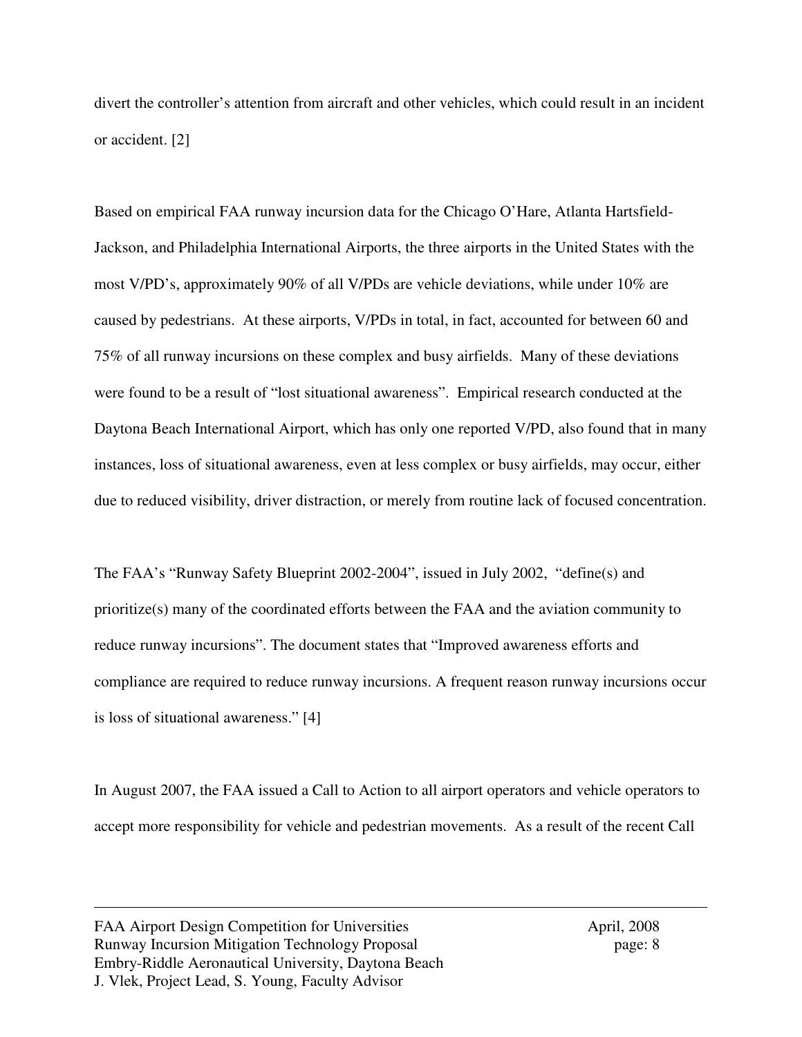divert the controller's attention from aircraft and other vehicles, which could result in an incident or accident. [2]

Based on empirical FAA runway incursion data for the Chicago O'Hare, Atlanta Hartsfield-Jackson, and Philadelphia International Airports, the three airports in the United States with the most V/PD's, approximately 90% of all V/PDs are vehicle deviations, while under 10% are caused by pedestrians. At these airports, V/PDs in total, in fact, accounted for between 60 and 75% of all runway incursions on these complex and busy airfields. Many of these deviations were found to be a result of "lost situational awareness". Empirical research conducted at the Daytona Beach International Airport, which has only one reported V/PD, also found that in many instances, loss of situational awareness, even at less complex or busy airfields, may occur, either due to reduced visibility, driver distraction, or merely from routine lack of focused concentration.

The FAA's "Runway Safety Blueprint 2002-2004", issued in July 2002, "define(s) and prioritize(s) many of the coordinated efforts between the FAA and the aviation community to reduce runway incursions". The document states that "Improved awareness efforts and compliance are required to reduce runway incursions. A frequent reason runway incursions occur is loss of situational awareness." [4]

In August 2007, the FAA issued a Call to Action to all airport operators and vehicle operators to accept more responsibility for vehicle and pedestrian movements. As a result of the recent Call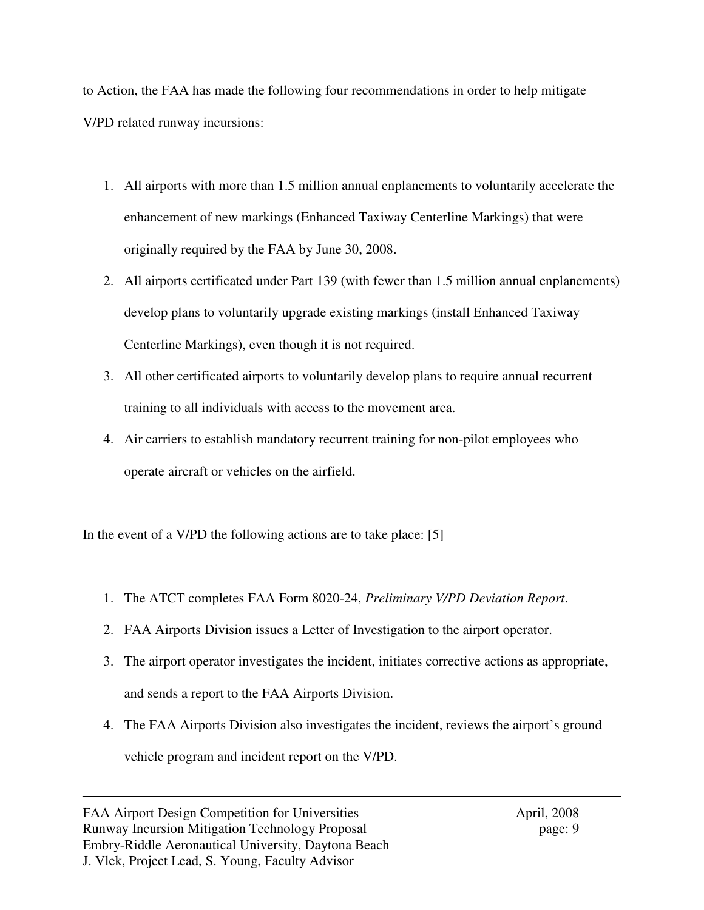to Action, the FAA has made the following four recommendations in order to help mitigate V/PD related runway incursions:

1. All airports with more than 1.5 million annual enplanements to voluntarily accelerate the enhancement of new markings (Enhanced Taxiway Centerline Markings) that were originally required by the FAA by June 30, 2008.
2. All airports certificated under Part 139 (with fewer than 1.5 million annual enplanements) develop plans to voluntarily upgrade existing markings (install Enhanced Taxiway Centerline Markings), even though it is not required.
3. All other certificated airports to voluntarily develop plans to require annual recurrent training to all individuals with access to the movement area.
4. Air carriers to establish mandatory recurrent training for non-pilot employees who operate aircraft or vehicles on the airfield.

In the event of a V/PD the following actions are to take place: [5]

1. The ATCT completes FAA Form 8020-24, *Preliminary V/PD Deviation Report*.
2. FAA Airports Division issues a Letter of Investigation to the airport operator.
3. The airport operator investigates the incident, initiates corrective actions as appropriate, and sends a report to the FAA Airports Division.
4. The FAA Airports Division also investigates the incident, reviews the airport's ground vehicle program and incident report on the V/PD.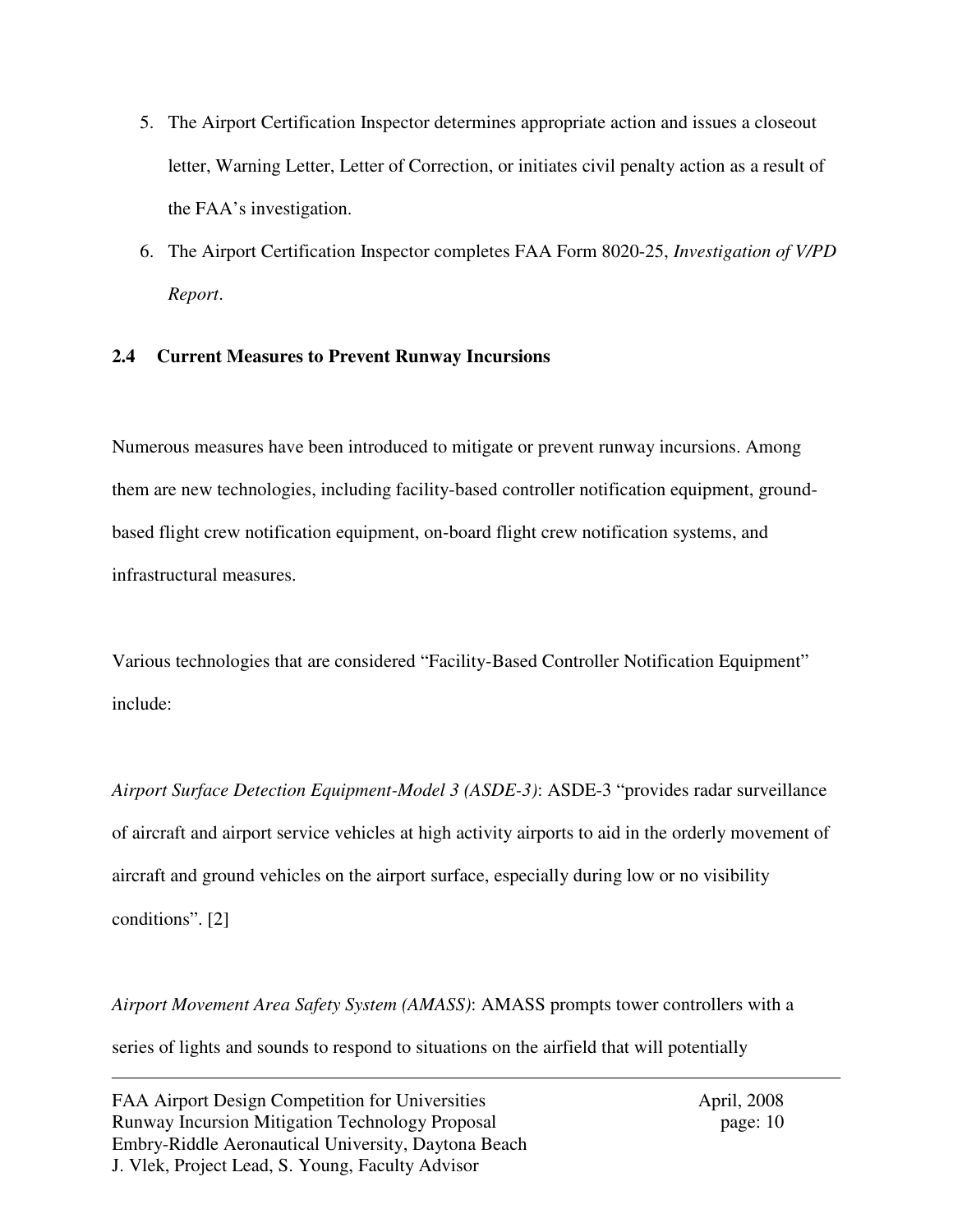5. The Airport Certification Inspector determines appropriate action and issues a closeout letter, Warning Letter, Letter of Correction, or initiates civil penalty action as a result of the FAA's investigation.
6. The Airport Certification Inspector completes FAA Form 8020-25, *Investigation of V/PD Report*.

### 2.4 Current Measures to Prevent Runway Incursions

Numerous measures have been introduced to mitigate or prevent runway incursions. Among them are new technologies, including facility-based controller notification equipment, ground-based flight crew notification equipment, on-board flight crew notification systems, and infrastructural measures.

Various technologies that are considered "Facility-Based Controller Notification Equipment" include:

*Airport Surface Detection Equipment-Model 3 (ASDE-3)*: ASDE-3 "provides radar surveillance of aircraft and airport service vehicles at high activity airports to aid in the orderly movement of aircraft and ground vehicles on the airport surface, especially during low or no visibility conditions". [2]

*Airport Movement Area Safety System (AMASS)*: AMASS prompts tower controllers with a series of lights and sounds to respond to situations on the airfield that will potentially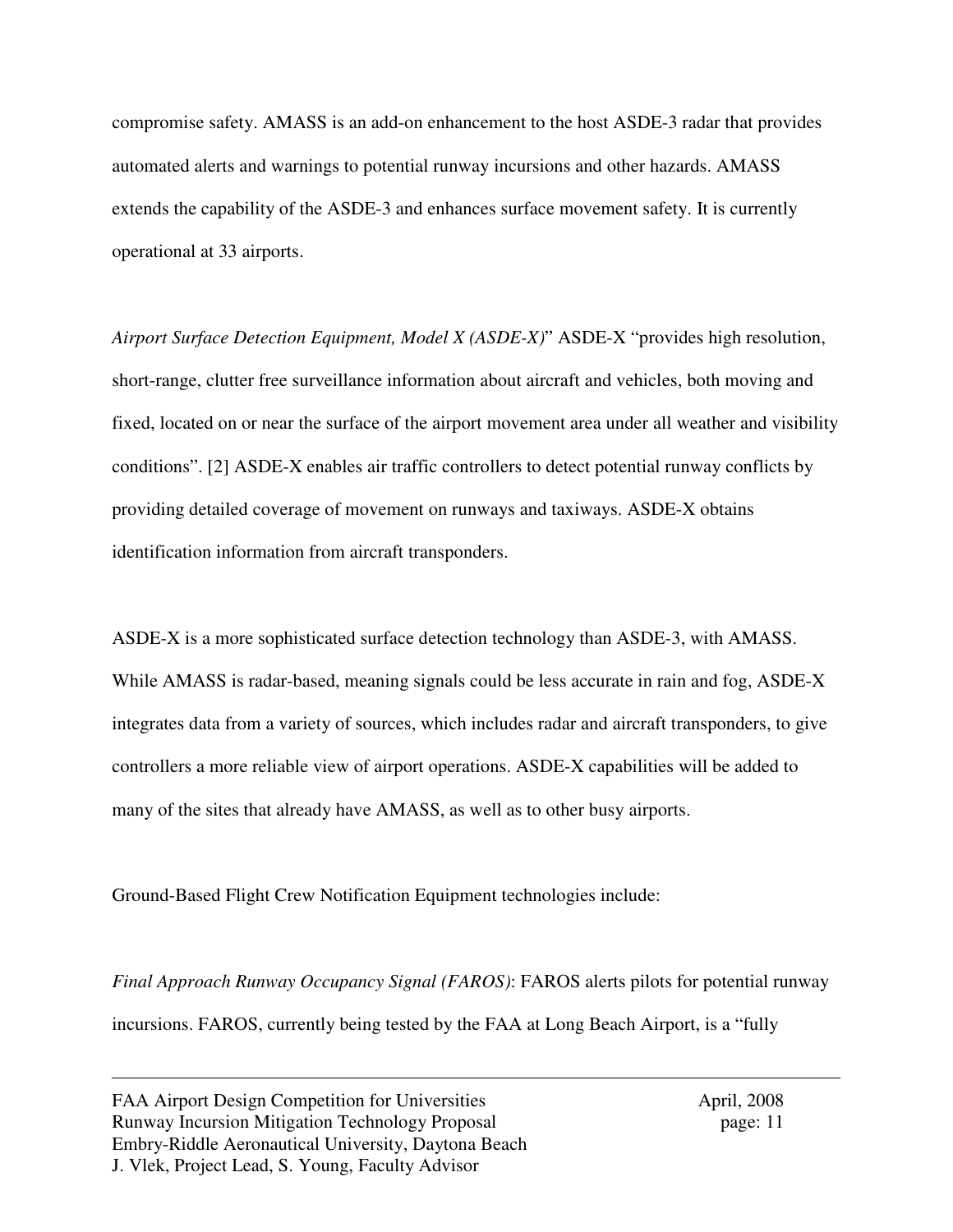compromise safety. AMASS is an add-on enhancement to the host ASDE-3 radar that provides automated alerts and warnings to potential runway incursions and other hazards. AMASS extends the capability of the ASDE-3 and enhances surface movement safety. It is currently operational at 33 airports.

*Airport Surface Detection Equipment, Model X (ASDE-X)*" ASDE-X "provides high resolution, short-range, clutter free surveillance information about aircraft and vehicles, both moving and fixed, located on or near the surface of the airport movement area under all weather and visibility conditions". [2] ASDE-X enables air traffic controllers to detect potential runway conflicts by providing detailed coverage of movement on runways and taxiways. ASDE-X obtains identification information from aircraft transponders.

ASDE-X is a more sophisticated surface detection technology than ASDE-3, with AMASS. While AMASS is radar-based, meaning signals could be less accurate in rain and fog, ASDE-X integrates data from a variety of sources, which includes radar and aircraft transponders, to give controllers a more reliable view of airport operations. ASDE-X capabilities will be added to many of the sites that already have AMASS, as well as to other busy airports.

Ground-Based Flight Crew Notification Equipment technologies include:

*Final Approach Runway Occupancy Signal (FAROS)*: FAROS alerts pilots for potential runway incursions. FAROS, currently being tested by the FAA at Long Beach Airport, is a "fully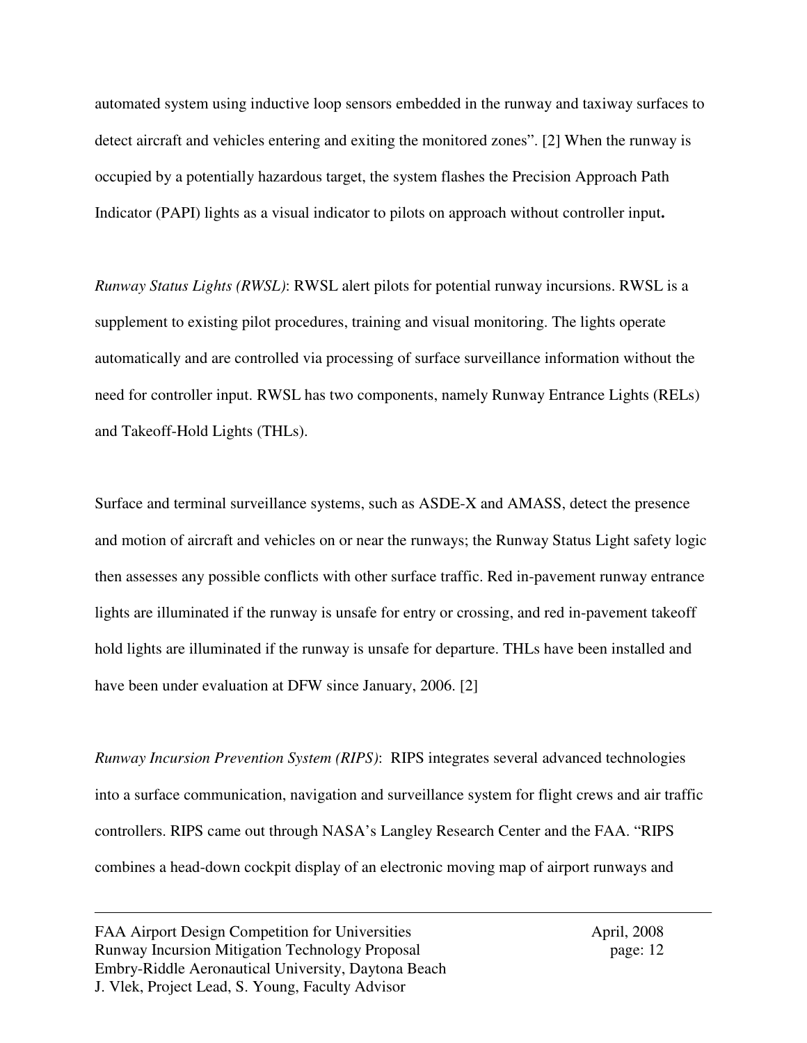automated system using inductive loop sensors embedded in the runway and taxiway surfaces to detect aircraft and vehicles entering and exiting the monitored zones". [2] When the runway is occupied by a potentially hazardous target, the system flashes the Precision Approach Path Indicator (PAPI) lights as a visual indicator to pilots on approach without controller input**.**

*Runway Status Lights (RWSL)*: RWSL alert pilots for potential runway incursions. RWSL is a supplement to existing pilot procedures, training and visual monitoring. The lights operate automatically and are controlled via processing of surface surveillance information without the need for controller input. RWSL has two components, namely Runway Entrance Lights (RELs) and Takeoff-Hold Lights (THLs).

Surface and terminal surveillance systems, such as ASDE-X and AMASS, detect the presence and motion of aircraft and vehicles on or near the runways; the Runway Status Light safety logic then assesses any possible conflicts with other surface traffic. Red in-pavement runway entrance lights are illuminated if the runway is unsafe for entry or crossing, and red in-pavement takeoff hold lights are illuminated if the runway is unsafe for departure. THLs have been installed and have been under evaluation at DFW since January, 2006. [2]

*Runway Incursion Prevention System (RIPS)*: RIPS integrates several advanced technologies into a surface communication, navigation and surveillance system for flight crews and air traffic controllers. RIPS came out through NASA's Langley Research Center and the FAA. "RIPS combines a head-down cockpit display of an electronic moving map of airport runways and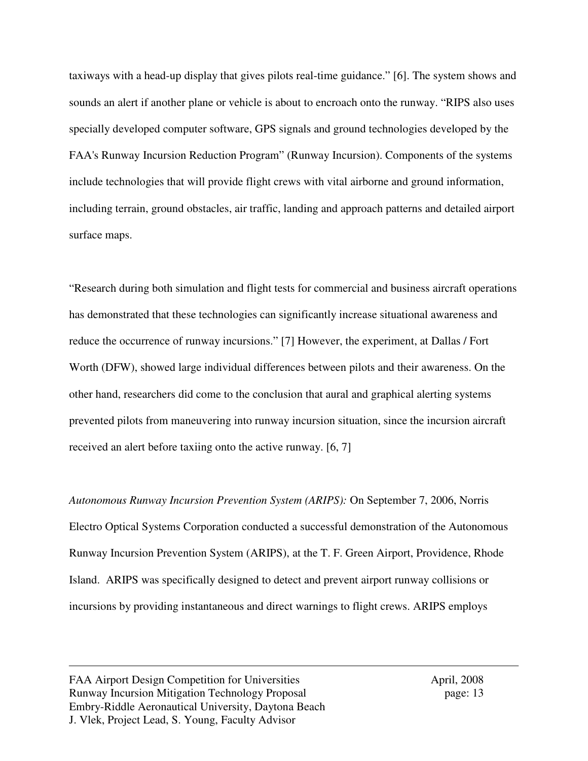taxiways with a head-up display that gives pilots real-time guidance." [6]. The system shows and sounds an alert if another plane or vehicle is about to encroach onto the runway. "RIPS also uses specially developed computer software, GPS signals and ground technologies developed by the FAA's Runway Incursion Reduction Program" (Runway Incursion). Components of the systems include technologies that will provide flight crews with vital airborne and ground information, including terrain, ground obstacles, air traffic, landing and approach patterns and detailed airport surface maps.

"Research during both simulation and flight tests for commercial and business aircraft operations has demonstrated that these technologies can significantly increase situational awareness and reduce the occurrence of runway incursions." [7] However, the experiment, at Dallas / Fort Worth (DFW), showed large individual differences between pilots and their awareness. On the other hand, researchers did come to the conclusion that aural and graphical alerting systems prevented pilots from maneuvering into runway incursion situation, since the incursion aircraft received an alert before taxiing onto the active runway. [6, 7]

*Autonomous Runway Incursion Prevention System (ARIPS):* On September 7, 2006, Norris Electro Optical Systems Corporation conducted a successful demonstration of the Autonomous Runway Incursion Prevention System (ARIPS), at the T. F. Green Airport, Providence, Rhode Island. ARIPS was specifically designed to detect and prevent airport runway collisions or incursions by providing instantaneous and direct warnings to flight crews. ARIPS employs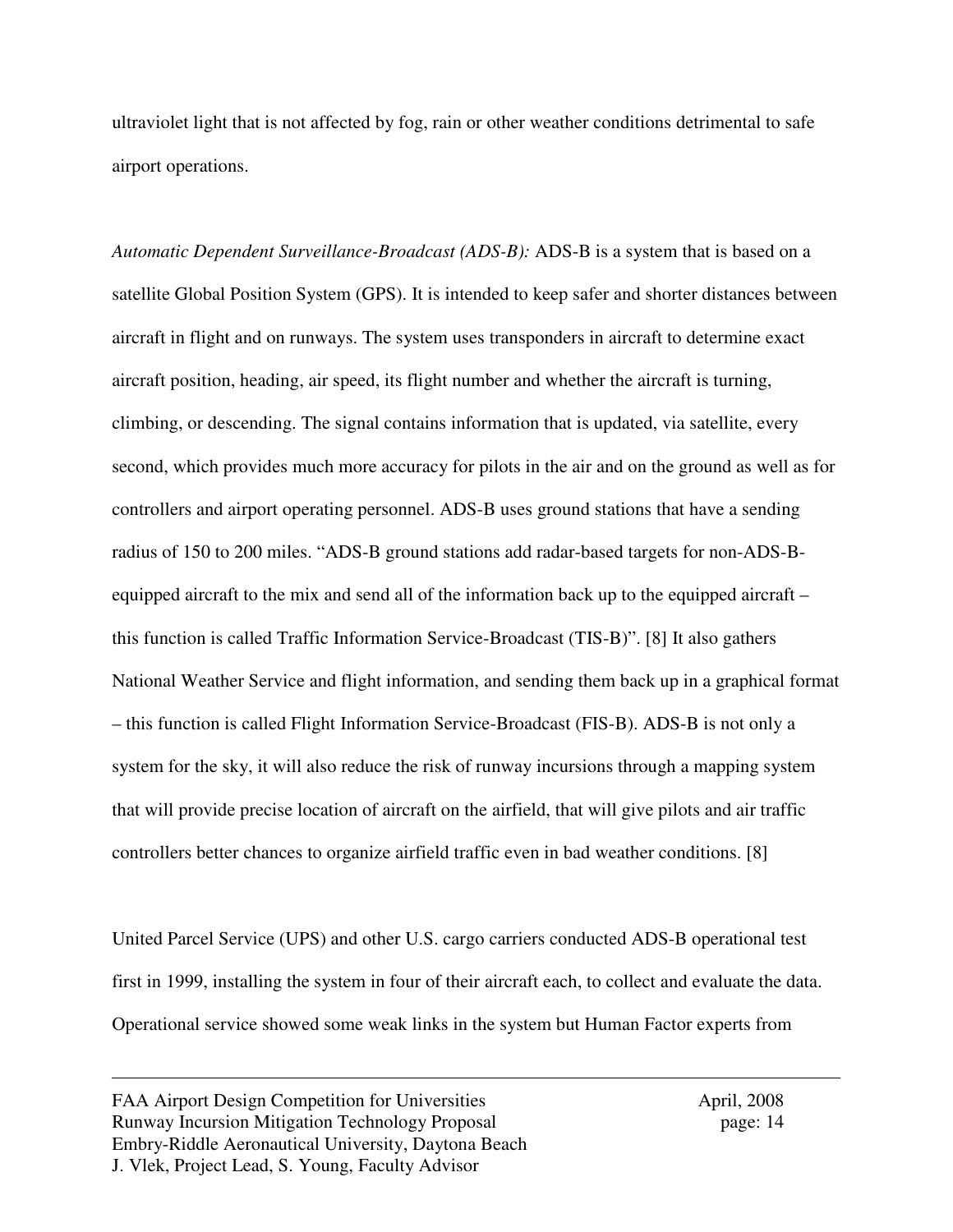ultraviolet light that is not affected by fog, rain or other weather conditions detrimental to safe airport operations.

*Automatic Dependent Surveillance-Broadcast (ADS-B):* ADS-B is a system that is based on a satellite Global Position System (GPS). It is intended to keep safer and shorter distances between aircraft in flight and on runways. The system uses transponders in aircraft to determine exact aircraft position, heading, air speed, its flight number and whether the aircraft is turning, climbing, or descending. The signal contains information that is updated, via satellite, every second, which provides much more accuracy for pilots in the air and on the ground as well as for controllers and airport operating personnel. ADS-B uses ground stations that have a sending radius of 150 to 200 miles. "ADS-B ground stations add radar-based targets for non-ADS-B-equipped aircraft to the mix and send all of the information back up to the equipped aircraft – this function is called Traffic Information Service-Broadcast (TIS-B)". [8] It also gathers National Weather Service and flight information, and sending them back up in a graphical format – this function is called Flight Information Service-Broadcast (FIS-B). ADS-B is not only a system for the sky, it will also reduce the risk of runway incursions through a mapping system that will provide precise location of aircraft on the airfield, that will give pilots and air traffic controllers better chances to organize airfield traffic even in bad weather conditions. [8]

United Parcel Service (UPS) and other U.S. cargo carriers conducted ADS-B operational test first in 1999, installing the system in four of their aircraft each, to collect and evaluate the data. Operational service showed some weak links in the system but Human Factor experts from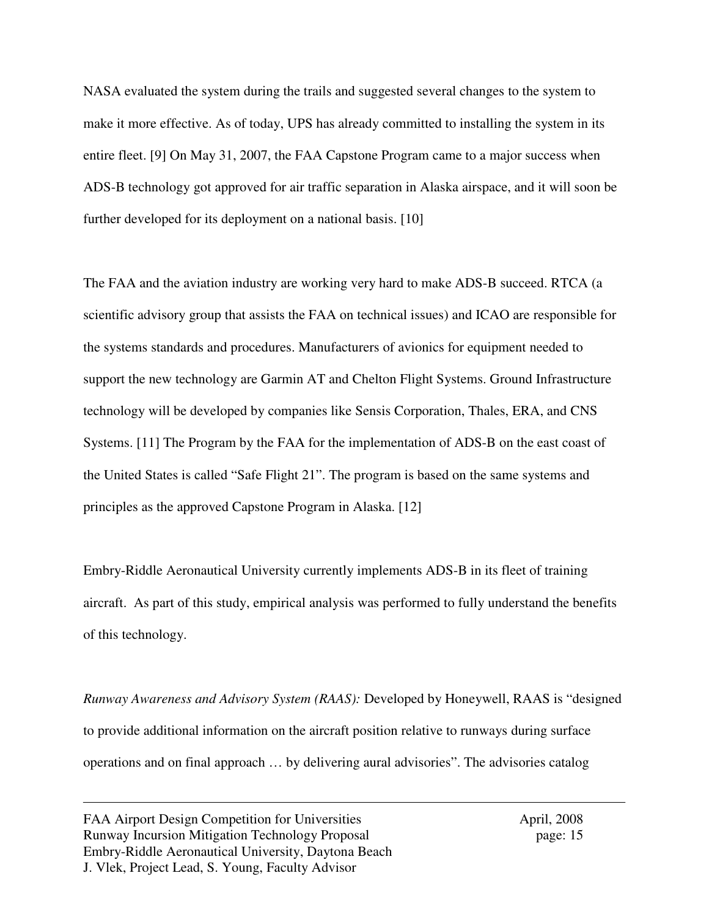NASA evaluated the system during the trails and suggested several changes to the system to make it more effective. As of today, UPS has already committed to installing the system in its entire fleet. [9] On May 31, 2007, the FAA Capstone Program came to a major success when ADS-B technology got approved for air traffic separation in Alaska airspace, and it will soon be further developed for its deployment on a national basis. [10]

The FAA and the aviation industry are working very hard to make ADS-B succeed. RTCA (a scientific advisory group that assists the FAA on technical issues) and ICAO are responsible for the systems standards and procedures. Manufacturers of avionics for equipment needed to support the new technology are Garmin AT and Chelton Flight Systems. Ground Infrastructure technology will be developed by companies like Sensis Corporation, Thales, ERA, and CNS Systems. [11] The Program by the FAA for the implementation of ADS-B on the east coast of the United States is called "Safe Flight 21". The program is based on the same systems and principles as the approved Capstone Program in Alaska. [12]

Embry-Riddle Aeronautical University currently implements ADS-B in its fleet of training aircraft. As part of this study, empirical analysis was performed to fully understand the benefits of this technology.

*Runway Awareness and Advisory System (RAAS):* Developed by Honeywell, RAAS is "designed to provide additional information on the aircraft position relative to runways during surface operations and on final approach … by delivering aural advisories". The advisories catalog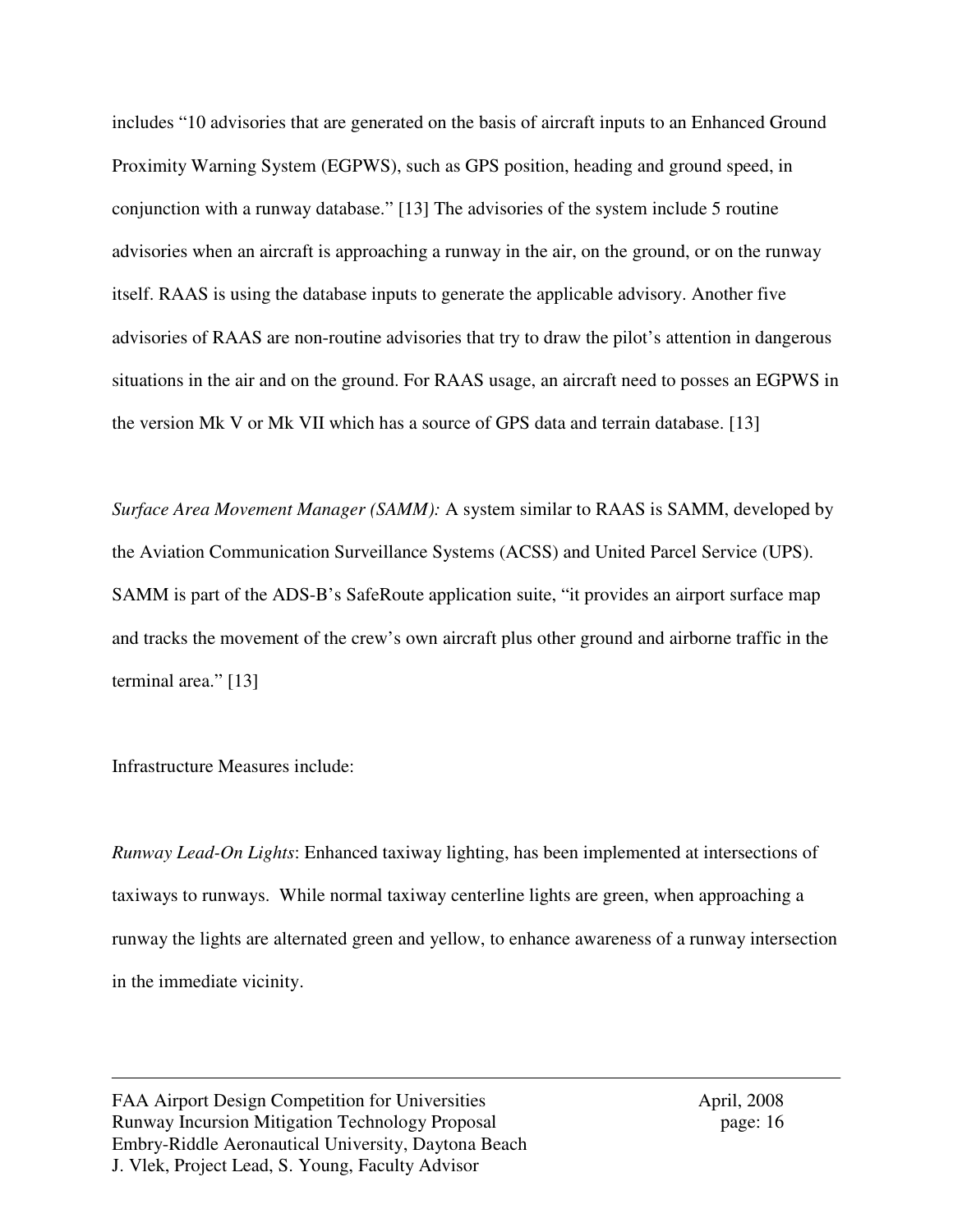includes “10 advisories that are generated on the basis of aircraft inputs to an Enhanced Ground Proximity Warning System (EGPWS), such as GPS position, heading and ground speed, in conjunction with a runway database.” [13] The advisories of the system include 5 routine advisories when an aircraft is approaching a runway in the air, on the ground, or on the runway itself. RAAS is using the database inputs to generate the applicable advisory. Another five advisories of RAAS are non-routine advisories that try to draw the pilot’s attention in dangerous situations in the air and on the ground. For RAAS usage, an aircraft need to posses an EGPWS in the version Mk V or Mk VII which has a source of GPS data and terrain database. [13]

*Surface Area Movement Manager (SAMM):* A system similar to RAAS is SAMM, developed by the Aviation Communication Surveillance Systems (ACSS) and United Parcel Service (UPS). SAMM is part of the ADS-B’s SafeRoute application suite, “it provides an airport surface map and tracks the movement of the crew’s own aircraft plus other ground and airborne traffic in the terminal area.” [13]

Infrastructure Measures include:

*Runway Lead-On Lights*: Enhanced taxiway lighting, has been implemented at intersections of taxiways to runways. While normal taxiway centerline lights are green, when approaching a runway the lights are alternated green and yellow, to enhance awareness of a runway intersection in the immediate vicinity.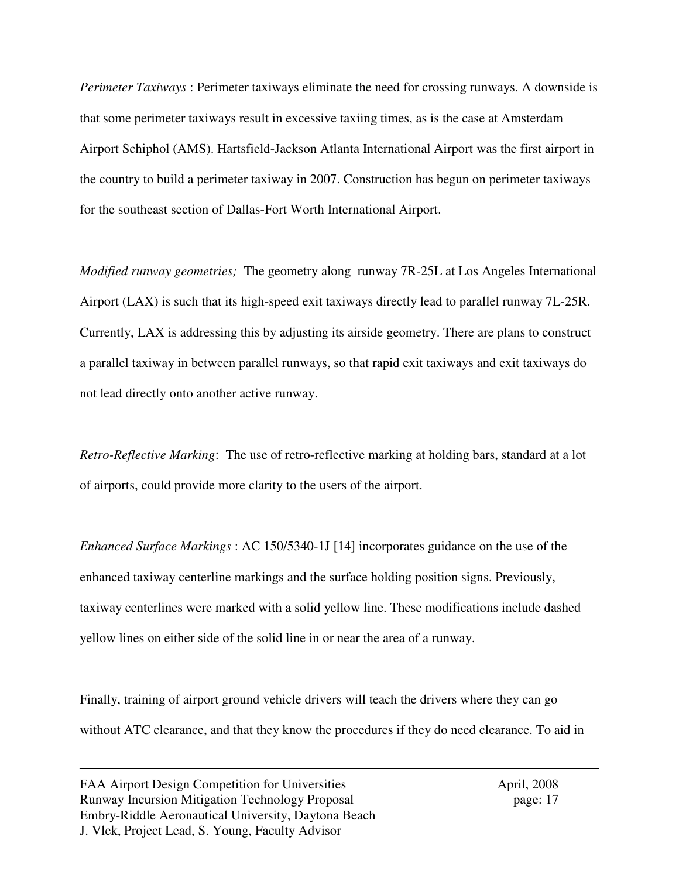*Perimeter Taxiways* : Perimeter taxiways eliminate the need for crossing runways. A downside is that some perimeter taxiways result in excessive taxiing times, as is the case at Amsterdam Airport Schiphol (AMS). Hartsfield-Jackson Atlanta International Airport was the first airport in the country to build a perimeter taxiway in 2007. Construction has begun on perimeter taxiways for the southeast section of Dallas-Fort Worth International Airport.

*Modified runway geometries;* The geometry along runway 7R-25L at Los Angeles International Airport (LAX) is such that its high-speed exit taxiways directly lead to parallel runway 7L-25R. Currently, LAX is addressing this by adjusting its airside geometry. There are plans to construct a parallel taxiway in between parallel runways, so that rapid exit taxiways and exit taxiways do not lead directly onto another active runway.

*Retro-Reflective Marking*: The use of retro-reflective marking at holding bars, standard at a lot of airports, could provide more clarity to the users of the airport.

*Enhanced Surface Markings* : AC 150/5340-1J [14] incorporates guidance on the use of the enhanced taxiway centerline markings and the surface holding position signs. Previously, taxiway centerlines were marked with a solid yellow line. These modifications include dashed yellow lines on either side of the solid line in or near the area of a runway.

Finally, training of airport ground vehicle drivers will teach the drivers where they can go without ATC clearance, and that they know the procedures if they do need clearance. To aid in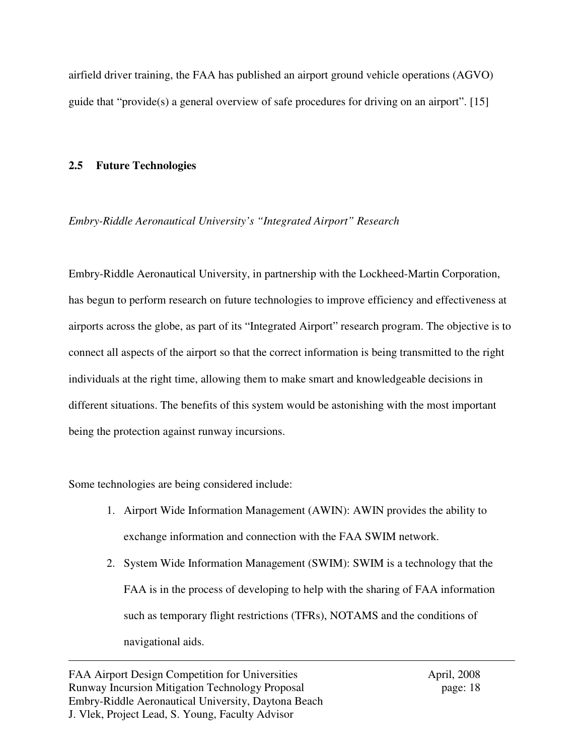airfield driver training, the FAA has published an airport ground vehicle operations (AGVO) guide that "provide(s) a general overview of safe procedures for driving on an airport". [15]

## 2.5 Future Technologies

*Embry-Riddle Aeronautical University's "Integrated Airport" Research*

Embry-Riddle Aeronautical University, in partnership with the Lockheed-Martin Corporation, has begun to perform research on future technologies to improve efficiency and effectiveness at airports across the globe, as part of its "Integrated Airport" research program. The objective is to connect all aspects of the airport so that the correct information is being transmitted to the right individuals at the right time, allowing them to make smart and knowledgeable decisions in different situations. The benefits of this system would be astonishing with the most important being the protection against runway incursions.

Some technologies are being considered include:

1. Airport Wide Information Management (AWIN): AWIN provides the ability to exchange information and connection with the FAA SWIM network.
2. System Wide Information Management (SWIM): SWIM is a technology that the FAA is in the process of developing to help with the sharing of FAA information such as temporary flight restrictions (TFRs), NOTAMS and the conditions of navigational aids.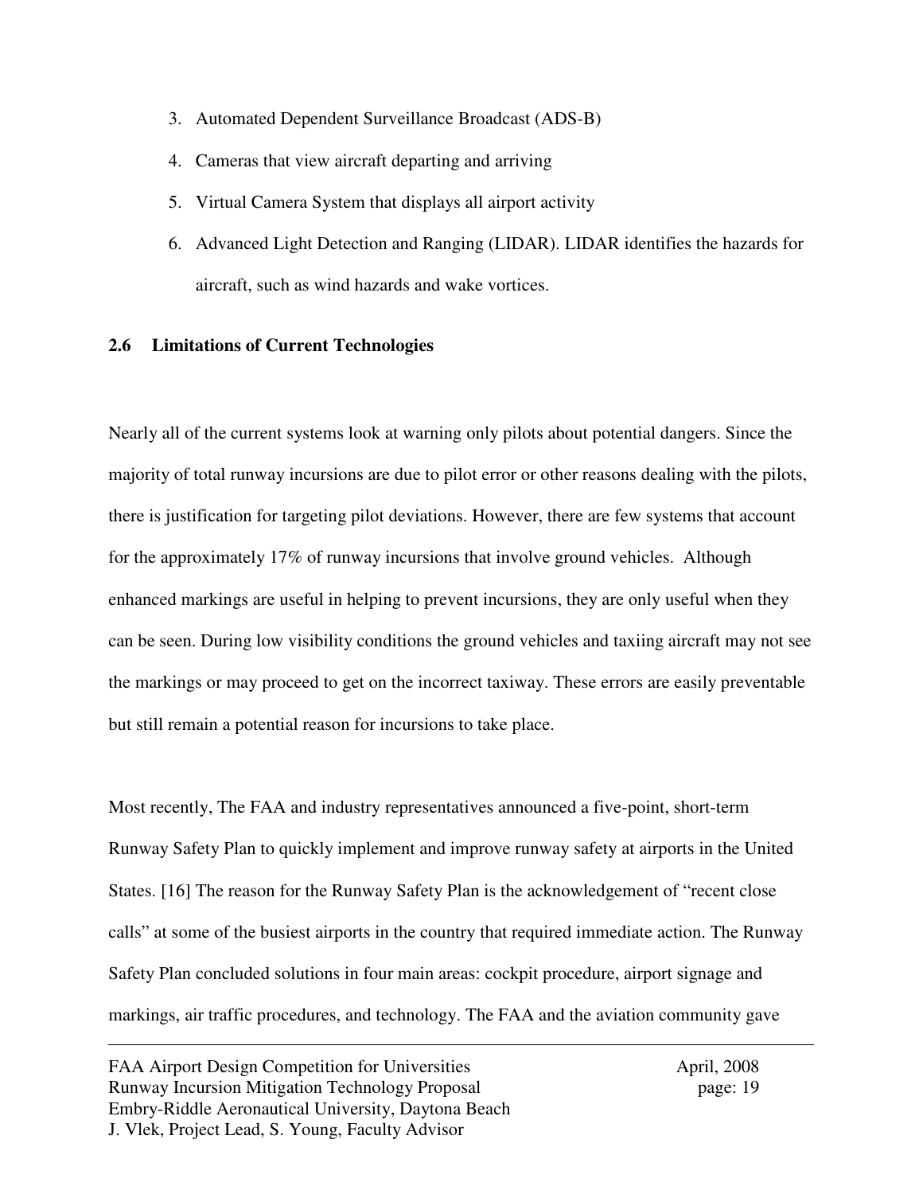3. Automated Dependent Surveillance Broadcast (ADS-B)
4. Cameras that view aircraft departing and arriving
5. Virtual Camera System that displays all airport activity
6. Advanced Light Detection and Ranging (LIDAR). LIDAR identifies the hazards for aircraft, such as wind hazards and wake vortices.

## 2.6 Limitations of Current Technologies

Nearly all of the current systems look at warning only pilots about potential dangers. Since the majority of total runway incursions are due to pilot error or other reasons dealing with the pilots, there is justification for targeting pilot deviations. However, there are few systems that account for the approximately 17% of runway incursions that involve ground vehicles. Although enhanced markings are useful in helping to prevent incursions, they are only useful when they can be seen. During low visibility conditions the ground vehicles and taxiing aircraft may not see the markings or may proceed to get on the incorrect taxiway. These errors are easily preventable but still remain a potential reason for incursions to take place.

Most recently, The FAA and industry representatives announced a five-point, short-term Runway Safety Plan to quickly implement and improve runway safety at airports in the United States. [16] The reason for the Runway Safety Plan is the acknowledgement of "recent close calls" at some of the busiest airports in the country that required immediate action. The Runway Safety Plan concluded solutions in four main areas: cockpit procedure, airport signage and markings, air traffic procedures, and technology. The FAA and the aviation community gave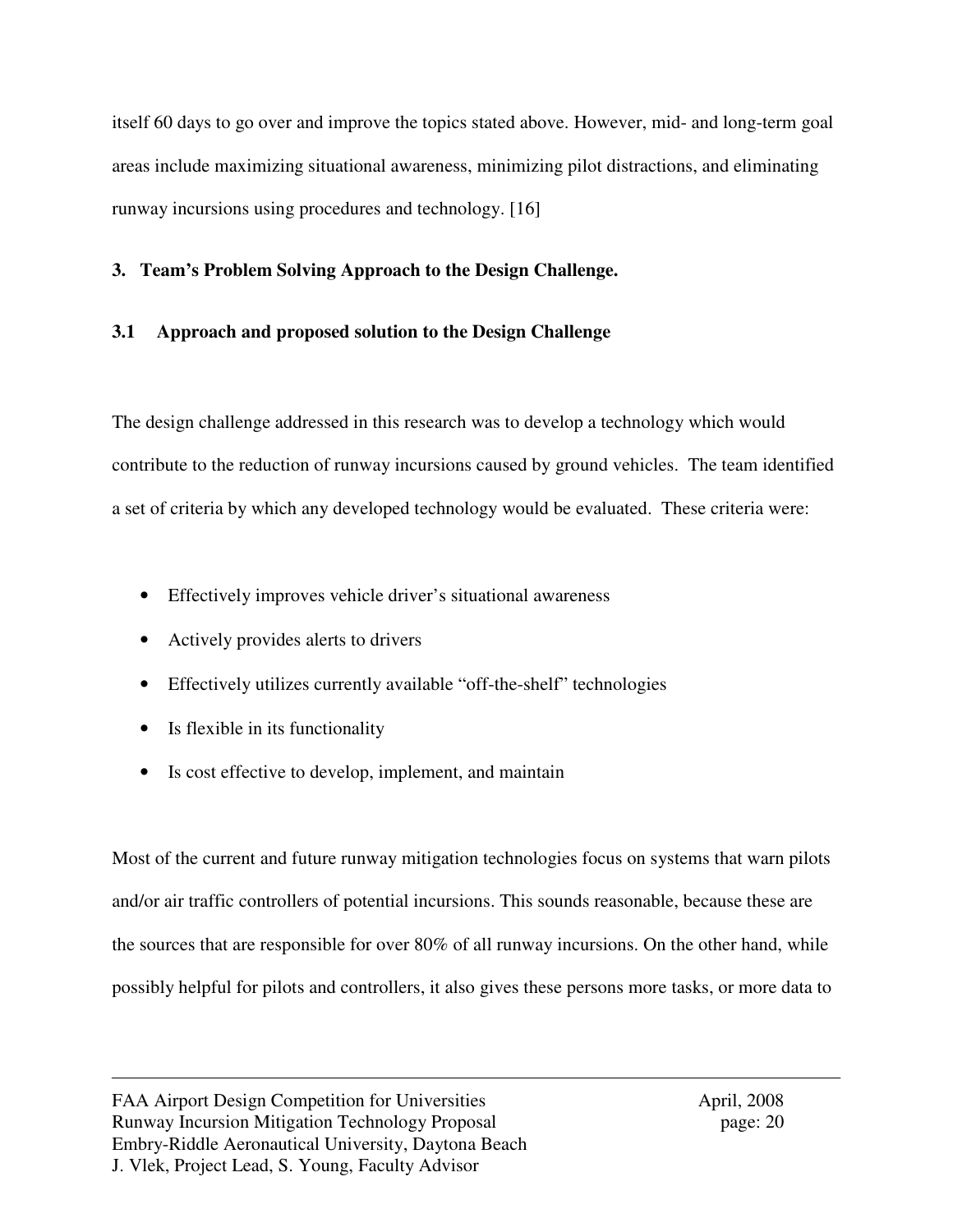itself 60 days to go over and improve the topics stated above. However, mid- and long-term goal areas include maximizing situational awareness, minimizing pilot distractions, and eliminating runway incursions using procedures and technology. [16]

## 3. Team's Problem Solving Approach to the Design Challenge.

### 3.1 Approach and proposed solution to the Design Challenge

The design challenge addressed in this research was to develop a technology which would contribute to the reduction of runway incursions caused by ground vehicles. The team identified a set of criteria by which any developed technology would be evaluated. These criteria were:

- Effectively improves vehicle driver's situational awareness
- Actively provides alerts to drivers
- Effectively utilizes currently available "off-the-shelf" technologies
- Is flexible in its functionality
- Is cost effective to develop, implement, and maintain

Most of the current and future runway mitigation technologies focus on systems that warn pilots and/or air traffic controllers of potential incursions. This sounds reasonable, because these are the sources that are responsible for over 80% of all runway incursions. On the other hand, while possibly helpful for pilots and controllers, it also gives these persons more tasks, or more data to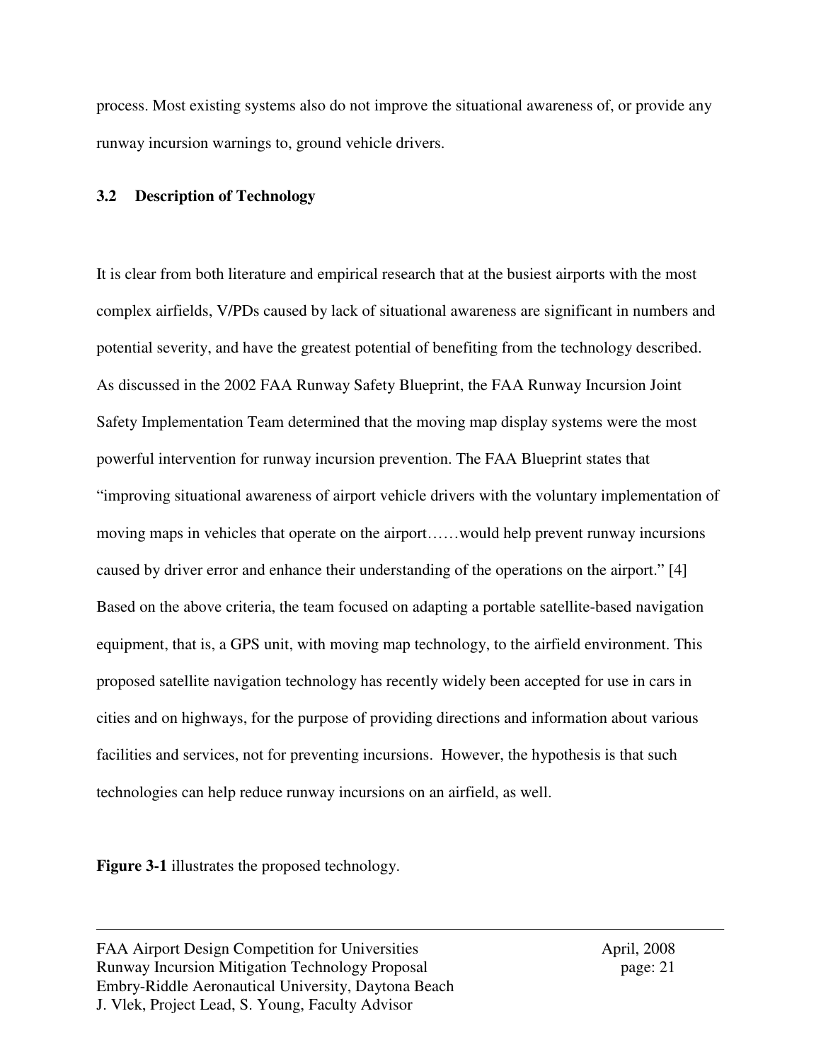process. Most existing systems also do not improve the situational awareness of, or provide any runway incursion warnings to, ground vehicle drivers.

### 3.2 Description of Technology

It is clear from both literature and empirical research that at the busiest airports with the most complex airfields, V/PDs caused by lack of situational awareness are significant in numbers and potential severity, and have the greatest potential of benefiting from the technology described. As discussed in the 2002 FAA Runway Safety Blueprint, the FAA Runway Incursion Joint Safety Implementation Team determined that the moving map display systems were the most powerful intervention for runway incursion prevention. The FAA Blueprint states that "improving situational awareness of airport vehicle drivers with the voluntary implementation of moving maps in vehicles that operate on the airport……would help prevent runway incursions caused by driver error and enhance their understanding of the operations on the airport." [4] Based on the above criteria, the team focused on adapting a portable satellite-based navigation equipment, that is, a GPS unit, with moving map technology, to the airfield environment. This proposed satellite navigation technology has recently widely been accepted for use in cars in cities and on highways, for the purpose of providing directions and information about various facilities and services, not for preventing incursions. However, the hypothesis is that such technologies can help reduce runway incursions on an airfield, as well.

**Figure 3-1** illustrates the proposed technology.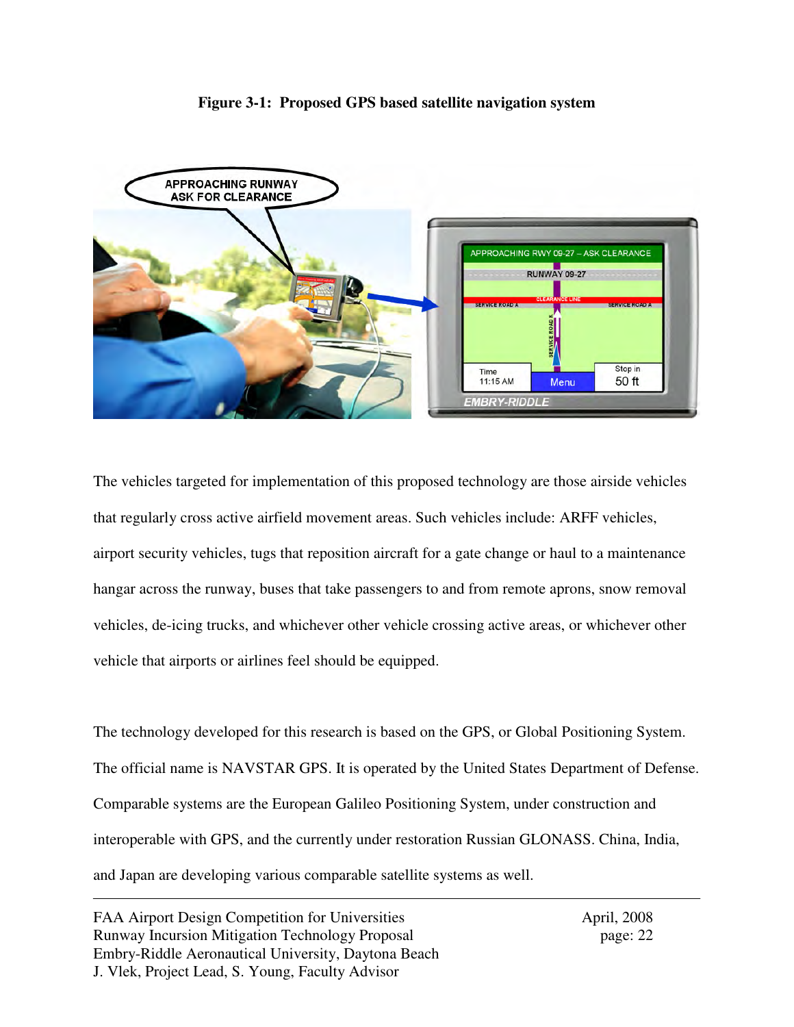**Figure 3-1: Proposed GPS based satellite navigation system**

The vehicles targeted for implementation of this proposed technology are those airside vehicles that regularly cross active airfield movement areas. Such vehicles include: ARFF vehicles, airport security vehicles, tugs that reposition aircraft for a gate change or haul to a maintenance hangar across the runway, buses that take passengers to and from remote aprons, snow removal vehicles, de-icing trucks, and whichever other vehicle crossing active areas, or whichever other vehicle that airports or airlines feel should be equipped.

The technology developed for this research is based on the GPS, or Global Positioning System. The official name is NAVSTAR GPS. It is operated by the United States Department of Defense. Comparable systems are the European Galileo Positioning System, under construction and interoperable with GPS, and the currently under restoration Russian GLONASS. China, India, and Japan are developing various comparable satellite systems as well.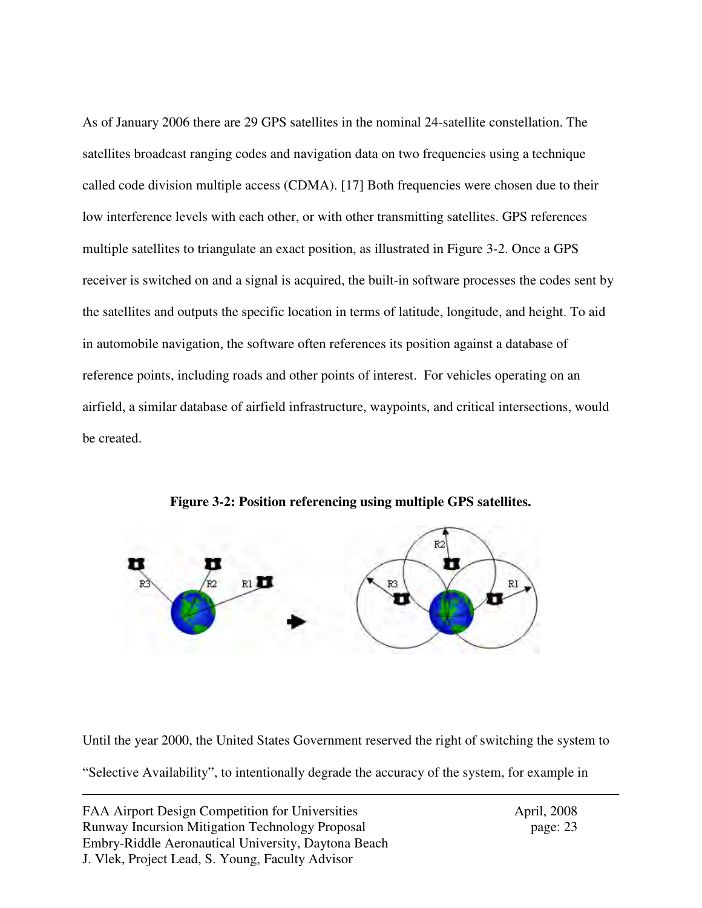As of January 2006 there are 29 GPS satellites in the nominal 24-satellite constellation. The satellites broadcast ranging codes and navigation data on two frequencies using a technique called code division multiple access (CDMA). [17] Both frequencies were chosen due to their low interference levels with each other, or with other transmitting satellites. GPS references multiple satellites to triangulate an exact position, as illustrated in Figure 3-2. Once a GPS receiver is switched on and a signal is acquired, the built-in software processes the codes sent by the satellites and outputs the specific location in terms of latitude, longitude, and height. To aid in automobile navigation, the software often references its position against a database of reference points, including roads and other points of interest. For vehicles operating on an airfield, a similar database of airfield infrastructure, waypoints, and critical intersections, would be created.

**Figure 3-2: Position referencing using multiple GPS satellites.**

Until the year 2000, the United States Government reserved the right of switching the system to "Selective Availability", to intentionally degrade the accuracy of the system, for example in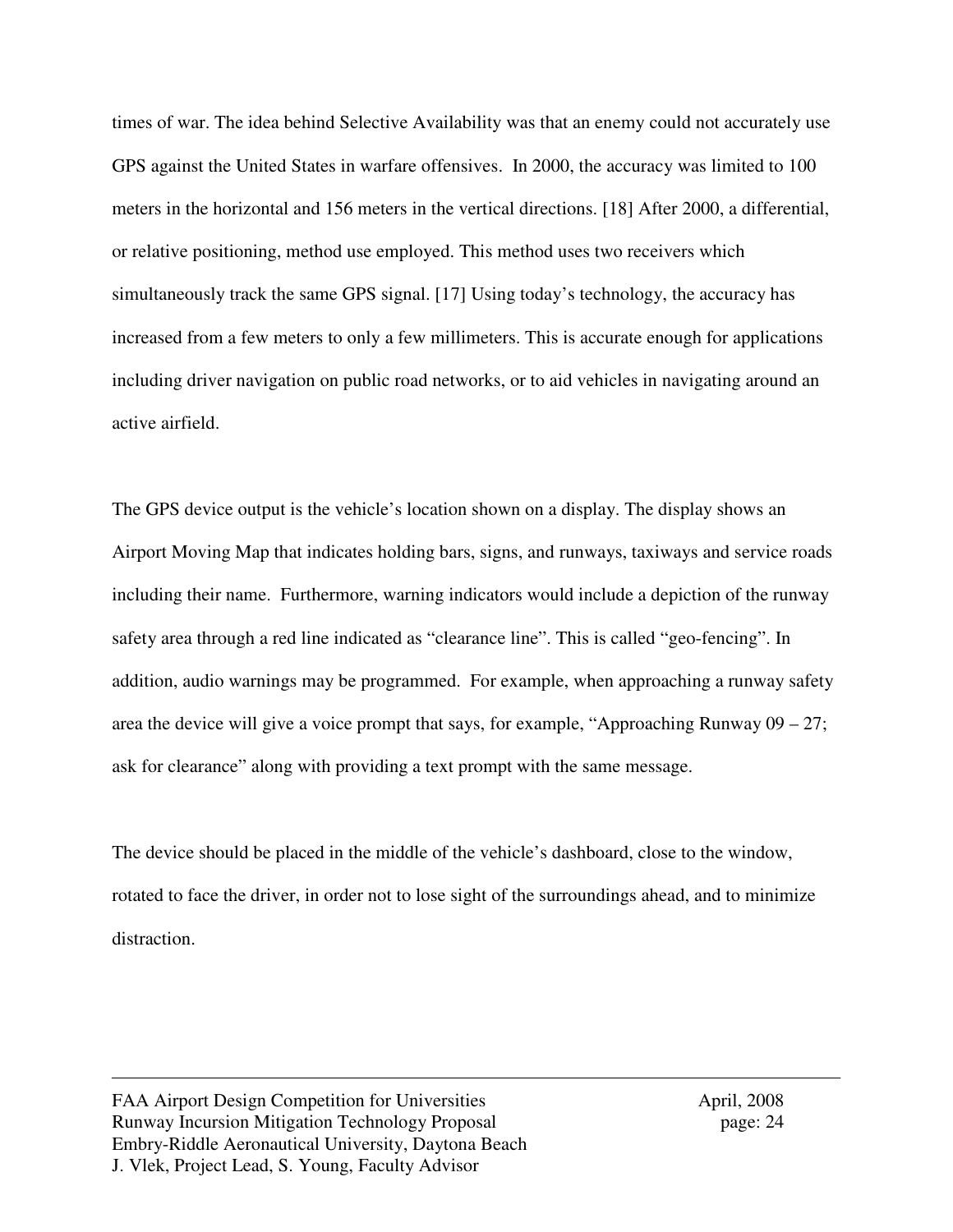times of war. The idea behind Selective Availability was that an enemy could not accurately use GPS against the United States in warfare offensives. In 2000, the accuracy was limited to 100 meters in the horizontal and 156 meters in the vertical directions. [18] After 2000, a differential, or relative positioning, method use employed. This method uses two receivers which simultaneously track the same GPS signal. [17] Using today's technology, the accuracy has increased from a few meters to only a few millimeters. This is accurate enough for applications including driver navigation on public road networks, or to aid vehicles in navigating around an active airfield.

The GPS device output is the vehicle's location shown on a display. The display shows an Airport Moving Map that indicates holding bars, signs, and runways, taxiways and service roads including their name. Furthermore, warning indicators would include a depiction of the runway safety area through a red line indicated as "clearance line". This is called "geo-fencing". In addition, audio warnings may be programmed. For example, when approaching a runway safety area the device will give a voice prompt that says, for example, "Approaching Runway 09 – 27; ask for clearance" along with providing a text prompt with the same message.

The device should be placed in the middle of the vehicle's dashboard, close to the window, rotated to face the driver, in order not to lose sight of the surroundings ahead, and to minimize distraction.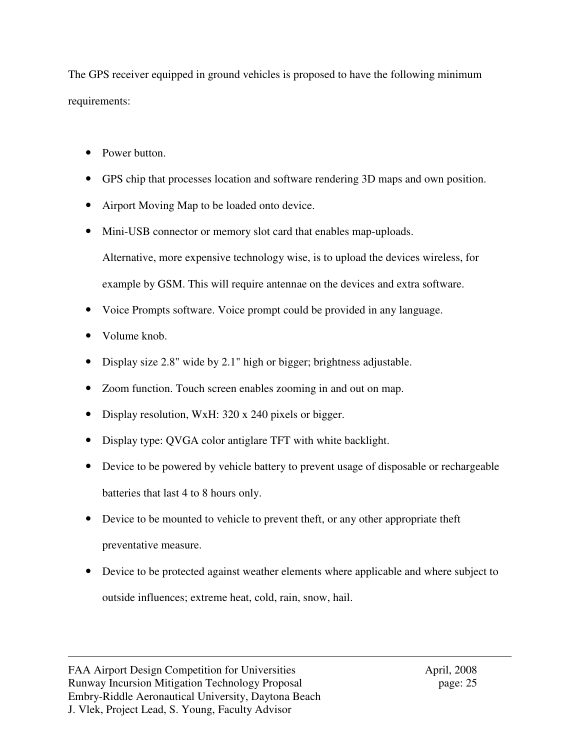The GPS receiver equipped in ground vehicles is proposed to have the following minimum requirements:

- Power button.
- GPS chip that processes location and software rendering 3D maps and own position.
- Airport Moving Map to be loaded onto device.
- Mini-USB connector or memory slot card that enables map-uploads.
  Alternative, more expensive technology wise, is to upload the devices wireless, for example by GSM. This will require antennae on the devices and extra software.
- Voice Prompts software. Voice prompt could be provided in any language.
- Volume knob.
- Display size 2.8" wide by 2.1" high or bigger; brightness adjustable.
- Zoom function. Touch screen enables zooming in and out on map.
- Display resolution, WxH: 320 x 240 pixels or bigger.
- Display type: QVGA color antiglare TFT with white backlight.
- Device to be powered by vehicle battery to prevent usage of disposable or rechargeable batteries that last 4 to 8 hours only.
- Device to be mounted to vehicle to prevent theft, or any other appropriate theft preventative measure.
- Device to be protected against weather elements where applicable and where subject to outside influences; extreme heat, cold, rain, snow, hail.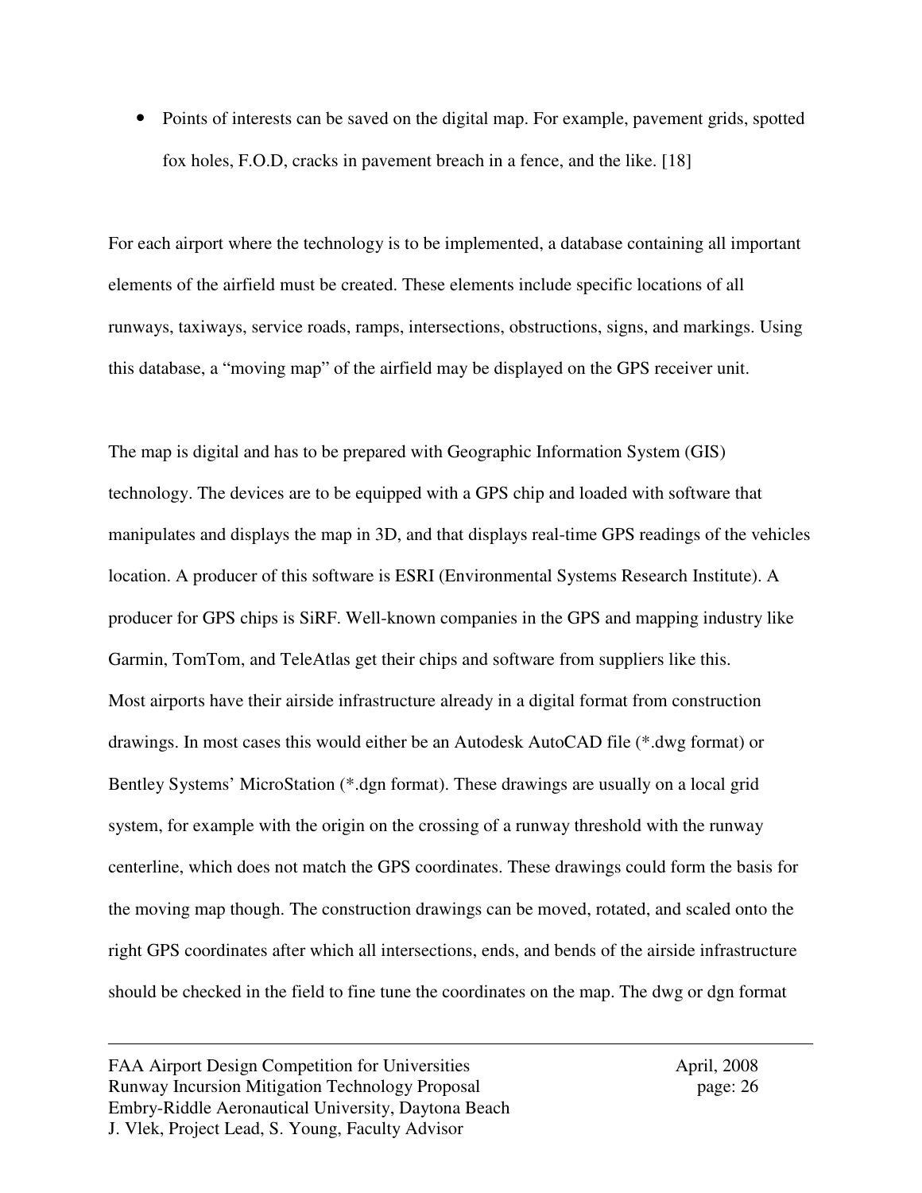- Points of interests can be saved on the digital map. For example, pavement grids, spotted fox holes, F.O.D, cracks in pavement breach in a fence, and the like. [18]

For each airport where the technology is to be implemented, a database containing all important elements of the airfield must be created. These elements include specific locations of all runways, taxiways, service roads, ramps, intersections, obstructions, signs, and markings. Using this database, a "moving map" of the airfield may be displayed on the GPS receiver unit.

The map is digital and has to be prepared with Geographic Information System (GIS) technology. The devices are to be equipped with a GPS chip and loaded with software that manipulates and displays the map in 3D, and that displays real-time GPS readings of the vehicles location. A producer of this software is ESRI (Environmental Systems Research Institute). A producer for GPS chips is SiRF. Well-known companies in the GPS and mapping industry like Garmin, TomTom, and TeleAtlas get their chips and software from suppliers like this.
Most airports have their airside infrastructure already in a digital format from construction drawings. In most cases this would either be an Autodesk AutoCAD file (*.dwg format) or Bentley Systems' MicroStation (*.dgn format). These drawings are usually on a local grid system, for example with the origin on the crossing of a runway threshold with the runway centerline, which does not match the GPS coordinates. These drawings could form the basis for the moving map though. The construction drawings can be moved, rotated, and scaled onto the right GPS coordinates after which all intersections, ends, and bends of the airside infrastructure should be checked in the field to fine tune the coordinates on the map. The dwg or dgn format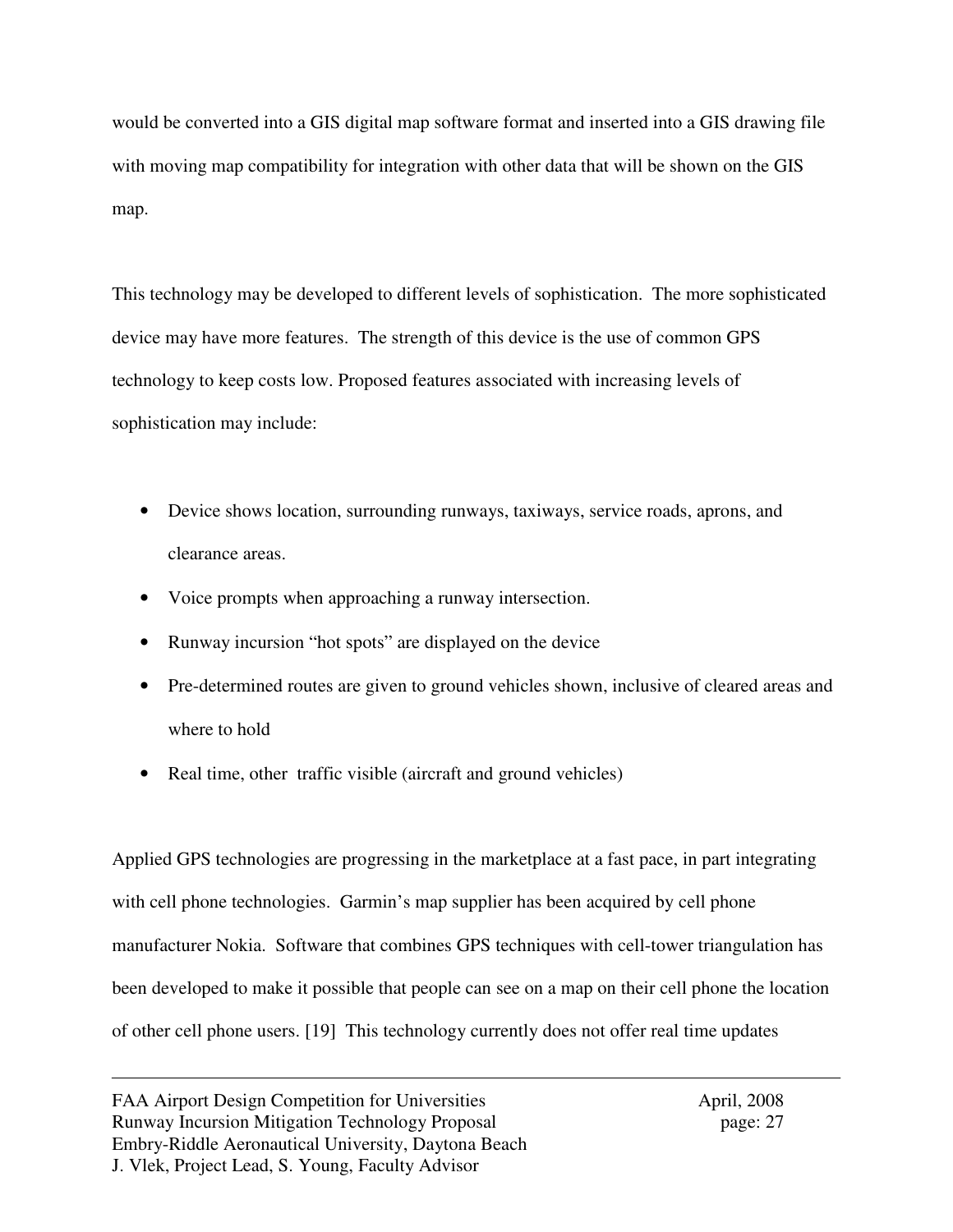would be converted into a GIS digital map software format and inserted into a GIS drawing file with moving map compatibility for integration with other data that will be shown on the GIS map.

This technology may be developed to different levels of sophistication. The more sophisticated device may have more features. The strength of this device is the use of common GPS technology to keep costs low. Proposed features associated with increasing levels of sophistication may include:

- Device shows location, surrounding runways, taxiways, service roads, aprons, and clearance areas.
- Voice prompts when approaching a runway intersection.
- Runway incursion "hot spots" are displayed on the device
- Pre-determined routes are given to ground vehicles shown, inclusive of cleared areas and where to hold
- Real time, other traffic visible (aircraft and ground vehicles)

Applied GPS technologies are progressing in the marketplace at a fast pace, in part integrating with cell phone technologies. Garmin's map supplier has been acquired by cell phone manufacturer Nokia. Software that combines GPS techniques with cell-tower triangulation has been developed to make it possible that people can see on a map on their cell phone the location of other cell phone users. [19] This technology currently does not offer real time updates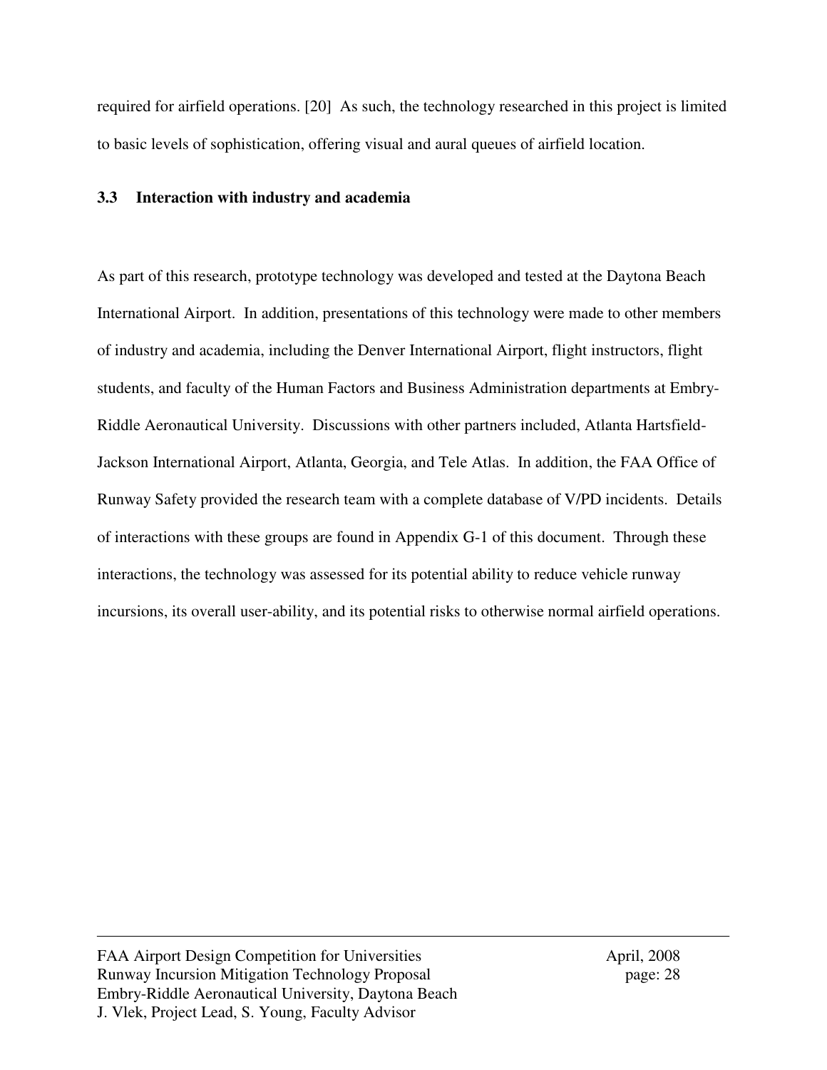required for airfield operations. [20]  As such, the technology researched in this project is limited to basic levels of sophistication, offering visual and aural queues of airfield location.

### 3.3 Interaction with industry and academia

As part of this research, prototype technology was developed and tested at the Daytona Beach International Airport.  In addition, presentations of this technology were made to other members of industry and academia, including the Denver International Airport, flight instructors, flight students, and faculty of the Human Factors and Business Administration departments at Embry-Riddle Aeronautical University.  Discussions with other partners included, Atlanta Hartsfield-Jackson International Airport, Atlanta, Georgia, and Tele Atlas.  In addition, the FAA Office of Runway Safety provided the research team with a complete database of V/PD incidents.  Details of interactions with these groups are found in Appendix G-1 of this document.  Through these interactions, the technology was assessed for its potential ability to reduce vehicle runway incursions, its overall user-ability, and its potential risks to otherwise normal airfield operations.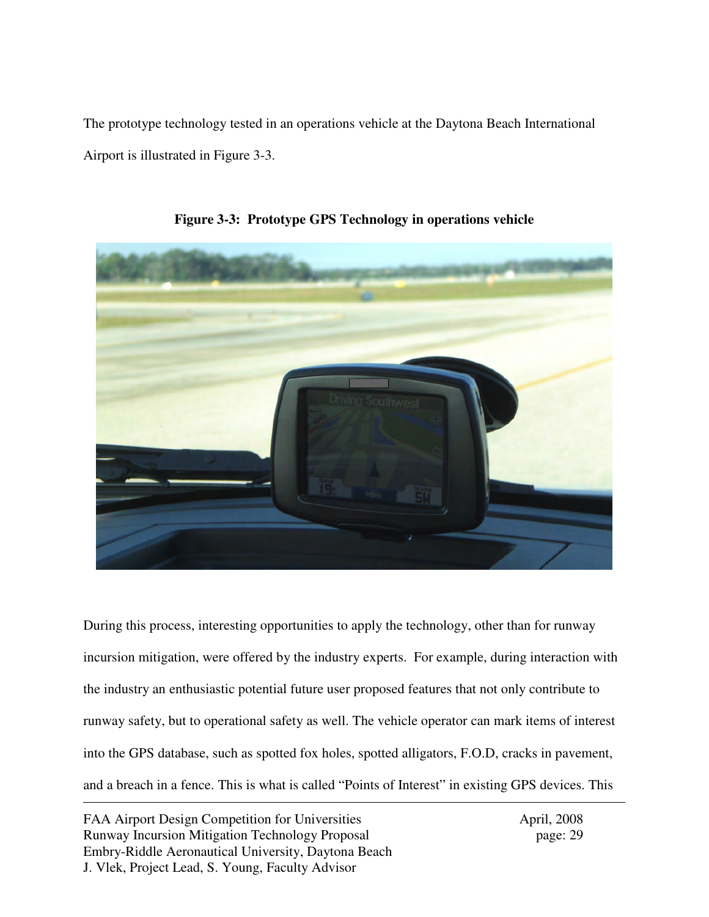The prototype technology tested in an operations vehicle at the Daytona Beach International Airport is illustrated in Figure 3-3.

**Figure 3-3: Prototype GPS Technology in operations vehicle**

During this process, interesting opportunities to apply the technology, other than for runway incursion mitigation, were offered by the industry experts. For example, during interaction with the industry an enthusiastic potential future user proposed features that not only contribute to runway safety, but to operational safety as well. The vehicle operator can mark items of interest into the GPS database, such as spotted fox holes, spotted alligators, F.O.D, cracks in pavement, and a breach in a fence. This is what is called "Points of Interest" in existing GPS devices. This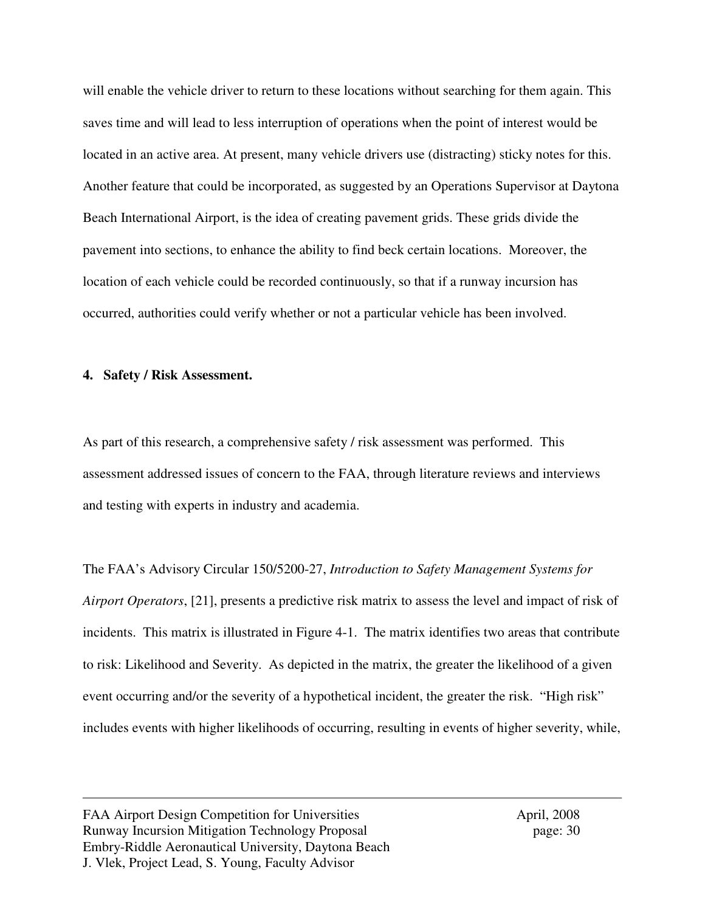will enable the vehicle driver to return to these locations without searching for them again. This saves time and will lead to less interruption of operations when the point of interest would be located in an active area. At present, many vehicle drivers use (distracting) sticky notes for this. Another feature that could be incorporated, as suggested by an Operations Supervisor at Daytona Beach International Airport, is the idea of creating pavement grids. These grids divide the pavement into sections, to enhance the ability to find beck certain locations. Moreover, the location of each vehicle could be recorded continuously, so that if a runway incursion has occurred, authorities could verify whether or not a particular vehicle has been involved.

## 4. Safety / Risk Assessment.

As part of this research, a comprehensive safety / risk assessment was performed. This assessment addressed issues of concern to the FAA, through literature reviews and interviews and testing with experts in industry and academia.

The FAA's Advisory Circular 150/5200-27, *Introduction to Safety Management Systems for Airport Operators*, [21], presents a predictive risk matrix to assess the level and impact of risk of incidents. This matrix is illustrated in Figure 4-1. The matrix identifies two areas that contribute to risk: Likelihood and Severity. As depicted in the matrix, the greater the likelihood of a given event occurring and/or the severity of a hypothetical incident, the greater the risk. "High risk" includes events with higher likelihoods of occurring, resulting in events of higher severity, while,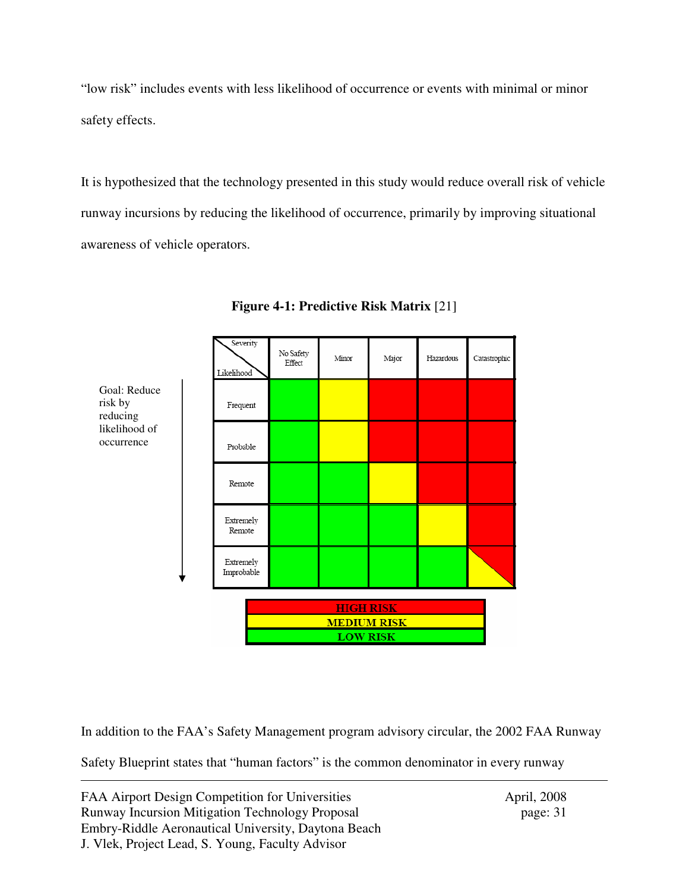"low risk" includes events with less likelihood of occurrence or events with minimal or minor safety effects.

It is hypothesized that the technology presented in this study would reduce overall risk of vehicle runway incursions by reducing the likelihood of occurrence, primarily by improving situational awareness of vehicle operators.

**Figure 4-1: Predictive Risk Matrix** [21]

Goal: Reduce risk by reducing likelihood of occurrence

| Likelihood \ Severity | No Safety Effect | Minor | Major | Hazardous | Catastrophic |
|---|---|---|---|---|---|
| Frequent | LOW RISK | MEDIUM RISK | HIGH RISK | HIGH RISK | HIGH RISK |
| Probable | LOW RISK | MEDIUM RISK | HIGH RISK | HIGH RISK | HIGH RISK |
| Remote | LOW RISK | LOW RISK | MEDIUM RISK | HIGH RISK | HIGH RISK |
| Extremely Remote | LOW RISK | LOW RISK | LOW RISK | MEDIUM RISK | HIGH RISK |
| Extremely Improbable | LOW RISK | LOW RISK | LOW RISK | LOW RISK | HIGH RISK / MEDIUM RISK |

HIGH RISK
MEDIUM RISK
LOW RISK

In addition to the FAA's Safety Management program advisory circular, the 2002 FAA Runway Safety Blueprint states that "human factors" is the common denominator in every runway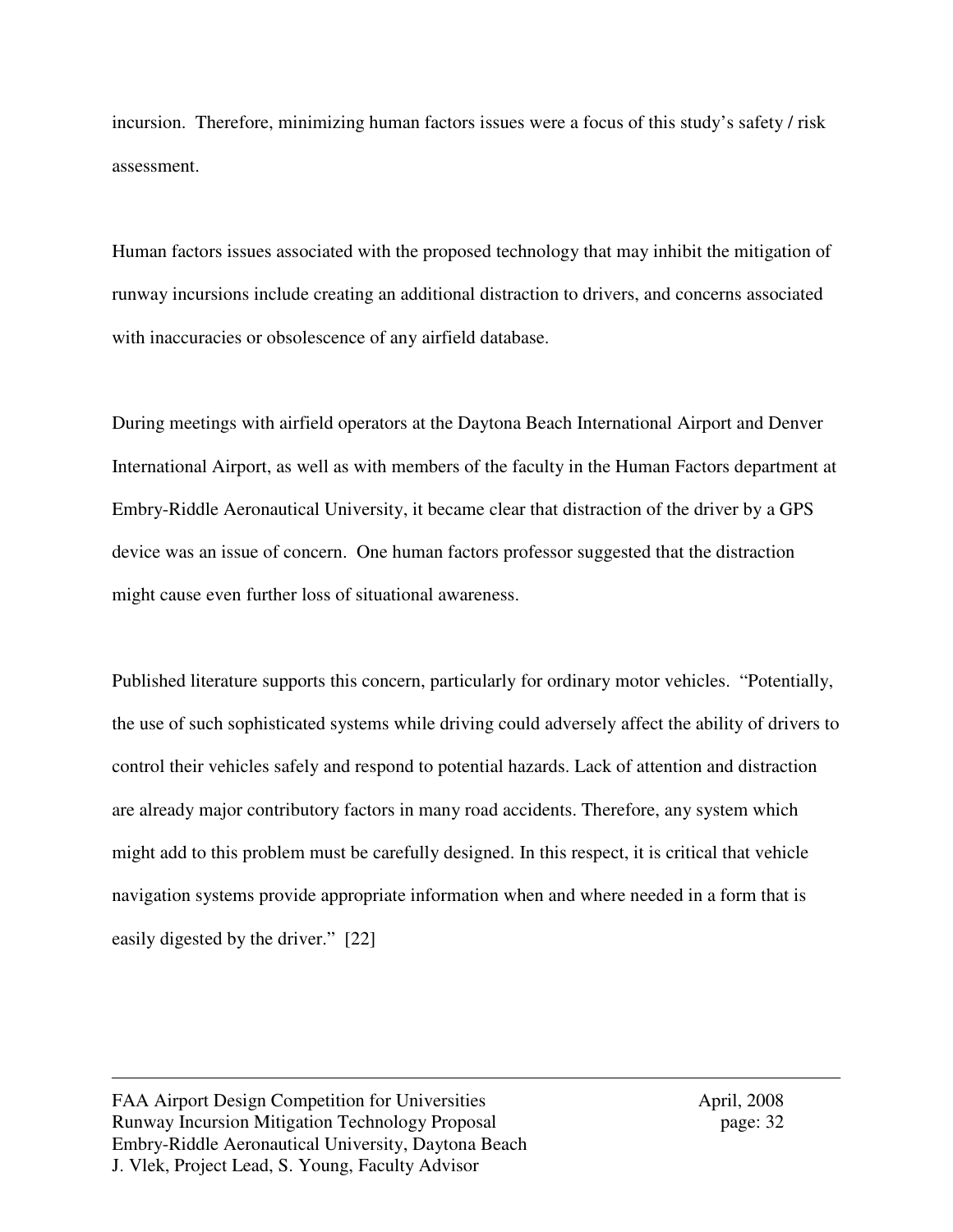incursion. Therefore, minimizing human factors issues were a focus of this study's safety / risk assessment.

Human factors issues associated with the proposed technology that may inhibit the mitigation of runway incursions include creating an additional distraction to drivers, and concerns associated with inaccuracies or obsolescence of any airfield database.

During meetings with airfield operators at the Daytona Beach International Airport and Denver International Airport, as well as with members of the faculty in the Human Factors department at Embry-Riddle Aeronautical University, it became clear that distraction of the driver by a GPS device was an issue of concern. One human factors professor suggested that the distraction might cause even further loss of situational awareness.

Published literature supports this concern, particularly for ordinary motor vehicles. "Potentially, the use of such sophisticated systems while driving could adversely affect the ability of drivers to control their vehicles safely and respond to potential hazards. Lack of attention and distraction are already major contributory factors in many road accidents. Therefore, any system which might add to this problem must be carefully designed. In this respect, it is critical that vehicle navigation systems provide appropriate information when and where needed in a form that is easily digested by the driver." [22]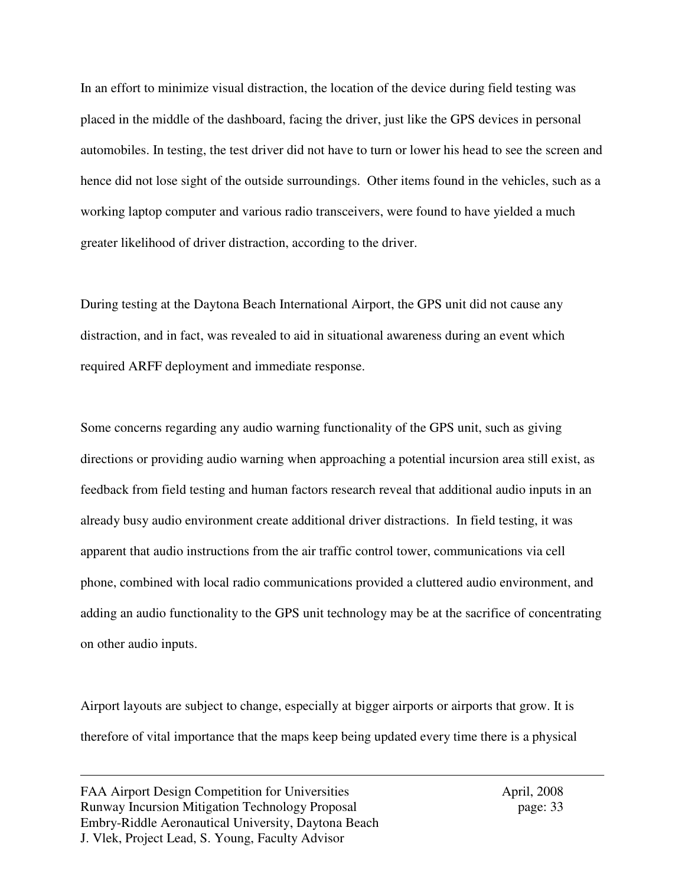In an effort to minimize visual distraction, the location of the device during field testing was placed in the middle of the dashboard, facing the driver, just like the GPS devices in personal automobiles. In testing, the test driver did not have to turn or lower his head to see the screen and hence did not lose sight of the outside surroundings. Other items found in the vehicles, such as a working laptop computer and various radio transceivers, were found to have yielded a much greater likelihood of driver distraction, according to the driver.

During testing at the Daytona Beach International Airport, the GPS unit did not cause any distraction, and in fact, was revealed to aid in situational awareness during an event which required ARFF deployment and immediate response.

Some concerns regarding any audio warning functionality of the GPS unit, such as giving directions or providing audio warning when approaching a potential incursion area still exist, as feedback from field testing and human factors research reveal that additional audio inputs in an already busy audio environment create additional driver distractions. In field testing, it was apparent that audio instructions from the air traffic control tower, communications via cell phone, combined with local radio communications provided a cluttered audio environment, and adding an audio functionality to the GPS unit technology may be at the sacrifice of concentrating on other audio inputs.

Airport layouts are subject to change, especially at bigger airports or airports that grow. It is therefore of vital importance that the maps keep being updated every time there is a physical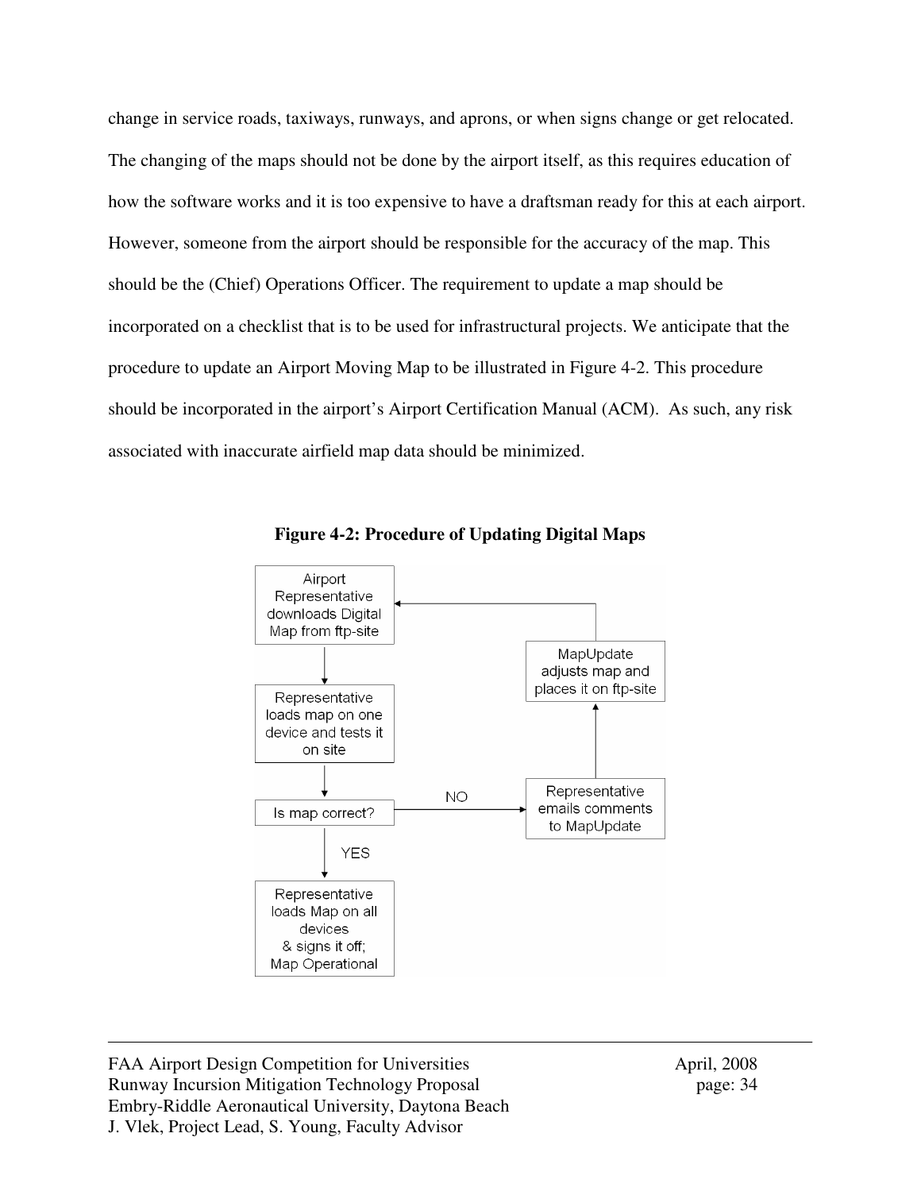change in service roads, taxiways, runways, and aprons, or when signs change or get relocated. The changing of the maps should not be done by the airport itself, as this requires education of how the software works and it is too expensive to have a draftsman ready for this at each airport. However, someone from the airport should be responsible for the accuracy of the map. This should be the (Chief) Operations Officer. The requirement to update a map should be incorporated on a checklist that is to be used for infrastructural projects. We anticipate that the procedure to update an Airport Moving Map to be illustrated in Figure 4-2. This procedure should be incorporated in the airport's Airport Certification Manual (ACM). As such, any risk associated with inaccurate airfield map data should be minimized.

**Figure 4-2: Procedure of Updating Digital Maps**

Airport Representative downloads Digital Map from ftp-site

Representative loads map on one device and tests it on site

Is map correct?

NO

Representative emails comments to MapUpdate

MapUpdate adjusts map and places it on ftp-site

YES

Representative loads Map on all devices & signs it off; Map Operational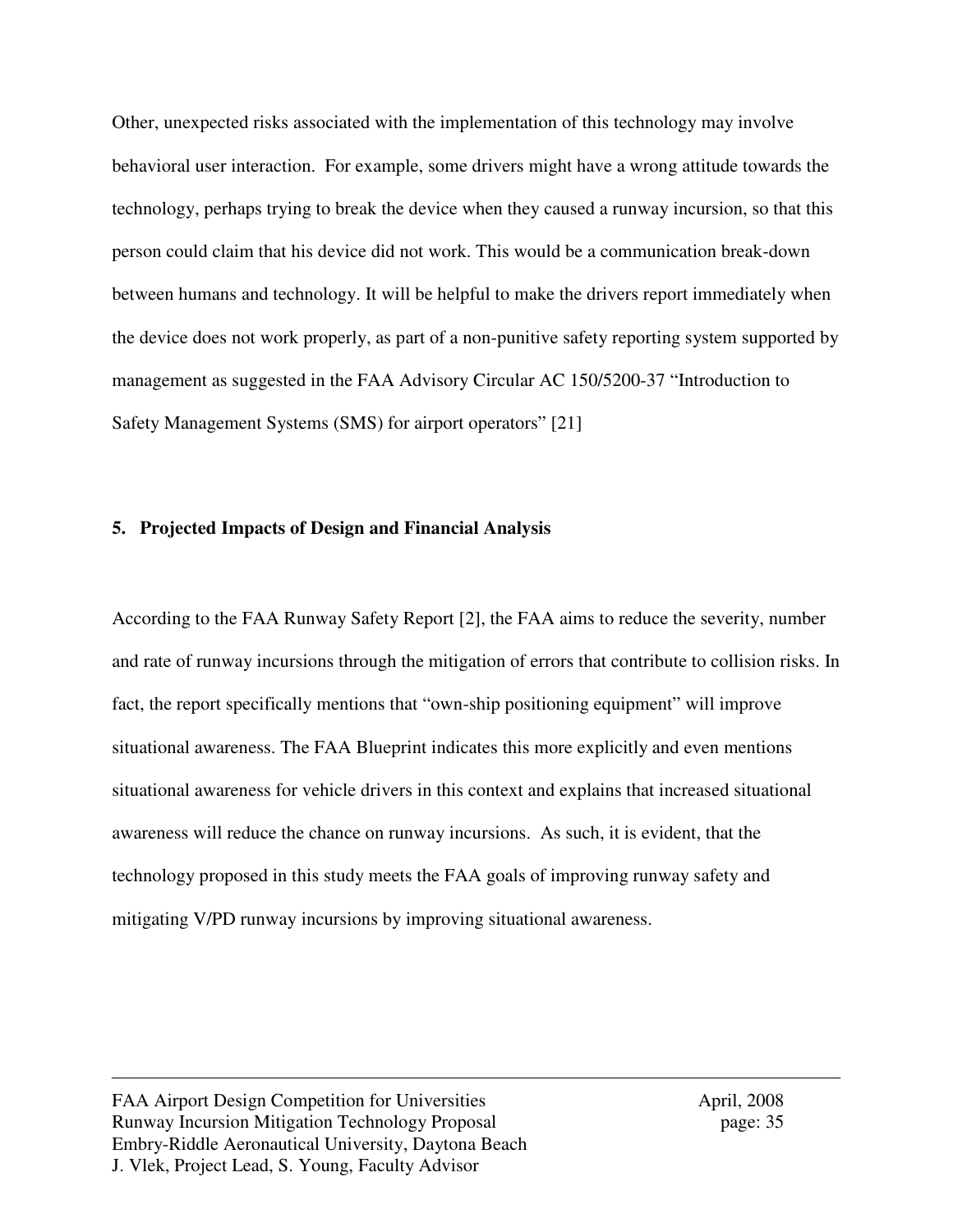Other, unexpected risks associated with the implementation of this technology may involve behavioral user interaction. For example, some drivers might have a wrong attitude towards the technology, perhaps trying to break the device when they caused a runway incursion, so that this person could claim that his device did not work. This would be a communication break-down between humans and technology. It will be helpful to make the drivers report immediately when the device does not work properly, as part of a non-punitive safety reporting system supported by management as suggested in the FAA Advisory Circular AC 150/5200-37 "Introduction to Safety Management Systems (SMS) for airport operators" [21]

## 5. Projected Impacts of Design and Financial Analysis

According to the FAA Runway Safety Report [2], the FAA aims to reduce the severity, number and rate of runway incursions through the mitigation of errors that contribute to collision risks. In fact, the report specifically mentions that "own-ship positioning equipment" will improve situational awareness. The FAA Blueprint indicates this more explicitly and even mentions situational awareness for vehicle drivers in this context and explains that increased situational awareness will reduce the chance on runway incursions. As such, it is evident, that the technology proposed in this study meets the FAA goals of improving runway safety and mitigating V/PD runway incursions by improving situational awareness.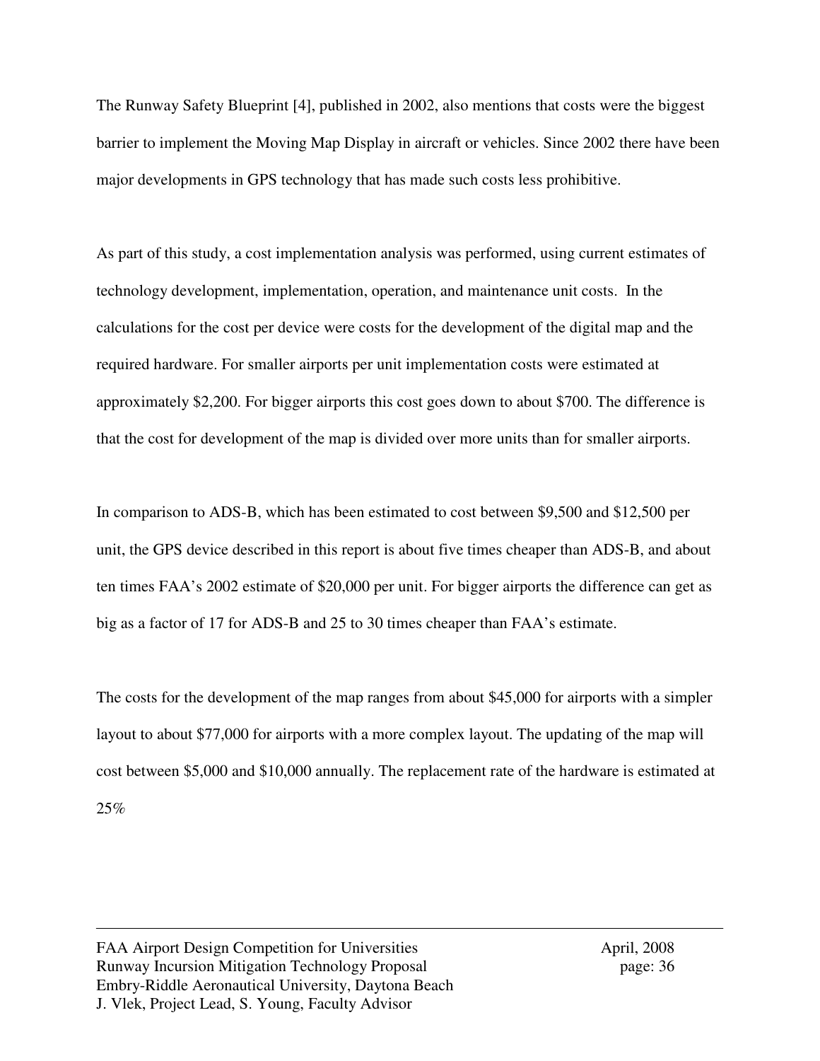The Runway Safety Blueprint [4], published in 2002, also mentions that costs were the biggest barrier to implement the Moving Map Display in aircraft or vehicles. Since 2002 there have been major developments in GPS technology that has made such costs less prohibitive.

As part of this study, a cost implementation analysis was performed, using current estimates of technology development, implementation, operation, and maintenance unit costs. In the calculations for the cost per device were costs for the development of the digital map and the required hardware. For smaller airports per unit implementation costs were estimated at approximately $2,200. For bigger airports this cost goes down to about $700. The difference is that the cost for development of the map is divided over more units than for smaller airports.

In comparison to ADS-B, which has been estimated to cost between $9,500 and $12,500 per unit, the GPS device described in this report is about five times cheaper than ADS-B, and about ten times FAA's 2002 estimate of $20,000 per unit. For bigger airports the difference can get as big as a factor of 17 for ADS-B and 25 to 30 times cheaper than FAA's estimate.

The costs for the development of the map ranges from about $45,000 for airports with a simpler layout to about $77,000 for airports with a more complex layout. The updating of the map will cost between $5,000 and $10,000 annually. The replacement rate of the hardware is estimated at 25%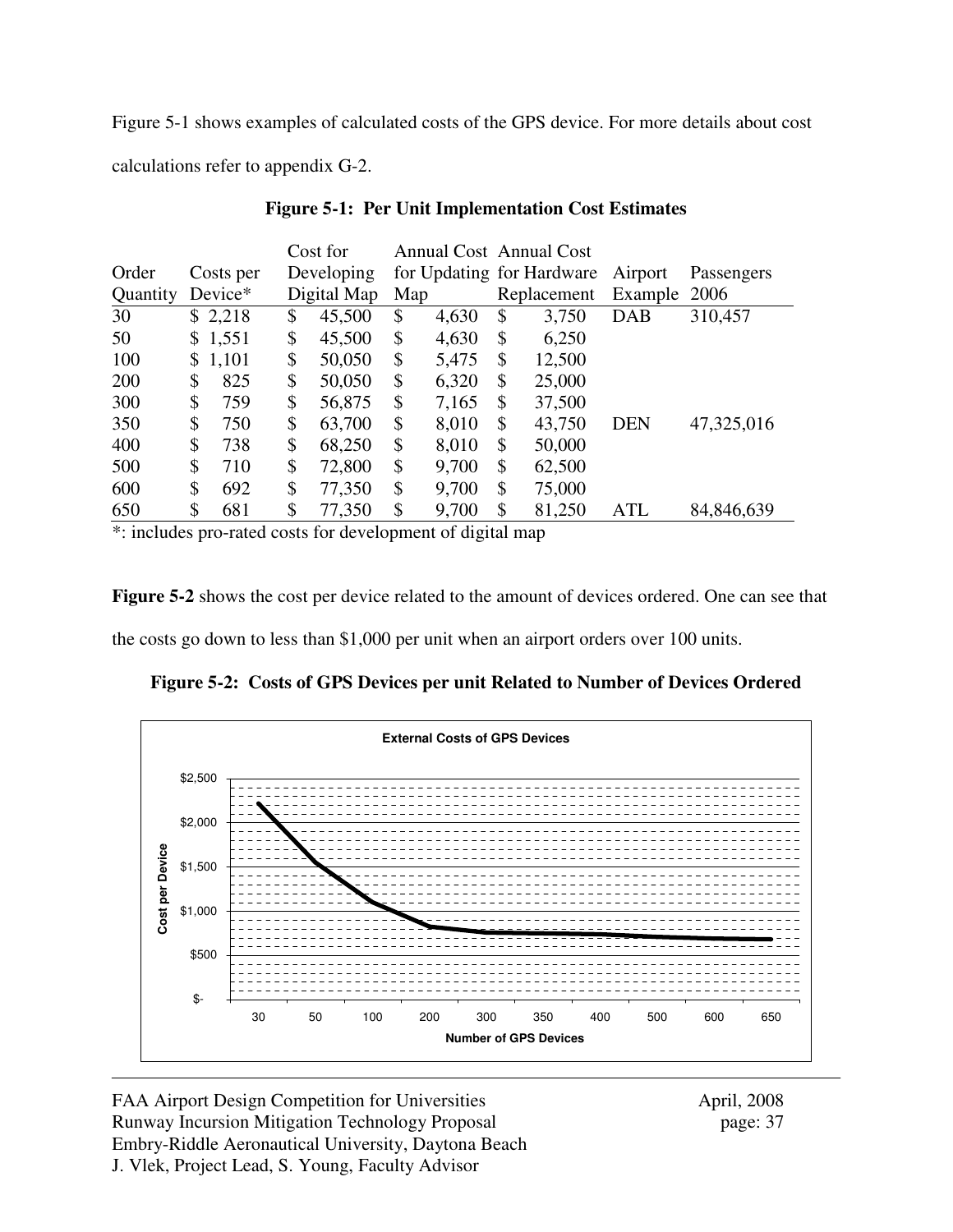Figure 5-1 shows examples of calculated costs of the GPS device. For more details about cost calculations refer to appendix G-2.

**Figure 5-1: Per Unit Implementation Cost Estimates**

| Order Quantity | Costs per Device* | Cost for Developing Digital Map | Annual Cost for Updating Map | Annual Cost for Hardware Replacement | Airport Example | Passengers 2006 |
|---|---|---|---|---|---|---|
| 30 | $ 2,218 | $ 45,500 | $ 4,630 | $ 3,750 | DAB | 310,457 |
| 50 | $ 1,551 | $ 45,500 | $ 4,630 | $ 6,250 | | |
| 100 | $ 1,101 | $ 50,050 | $ 5,475 | $ 12,500 | | |
| 200 | $ 825 | $ 50,050 | $ 6,320 | $ 25,000 | | |
| 300 | $ 759 | $ 56,875 | $ 7,165 | $ 37,500 | | |
| 350 | $ 750 | $ 63,700 | $ 8,010 | $ 43,750 | DEN | 47,325,016 |
| 400 | $ 738 | $ 68,250 | $ 8,010 | $ 50,000 | | |
| 500 | $ 710 | $ 72,800 | $ 9,700 | $ 62,500 | | |
| 600 | $ 692 | $ 77,350 | $ 9,700 | $ 75,000 | | |
| 650 | $ 681 | $ 77,350 | $ 9,700 | $ 81,250 | ATL | 84,846,639 |

*: includes pro-rated costs for development of digital map

**Figure 5-2** shows the cost per device related to the amount of devices ordered. One can see that the costs go down to less than $1,000 per unit when an airport orders over 100 units.

**Figure 5-2: Costs of GPS Devices per unit Related to Number of Devices Ordered**

External Costs of GPS Devices

| Number of GPS Devices | Cost per Device |
|---|---|
| 30 | $2,218 |
| 50 | $1,551 |
| 100 | $1,101 |
| 200 | $825 |
| 300 | $759 |
| 350 | $750 |
| 400 | $738 |
| 500 | $710 |
| 600 | $692 |
| 650 | $681 |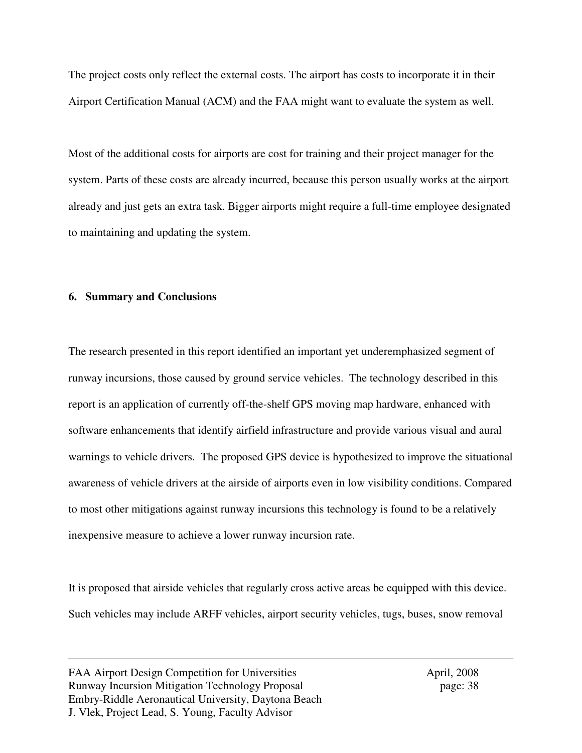The project costs only reflect the external costs. The airport has costs to incorporate it in their Airport Certification Manual (ACM) and the FAA might want to evaluate the system as well.

Most of the additional costs for airports are cost for training and their project manager for the system. Parts of these costs are already incurred, because this person usually works at the airport already and just gets an extra task. Bigger airports might require a full-time employee designated to maintaining and updating the system.

## 6. Summary and Conclusions

The research presented in this report identified an important yet underemphasized segment of runway incursions, those caused by ground service vehicles. The technology described in this report is an application of currently off-the-shelf GPS moving map hardware, enhanced with software enhancements that identify airfield infrastructure and provide various visual and aural warnings to vehicle drivers. The proposed GPS device is hypothesized to improve the situational awareness of vehicle drivers at the airside of airports even in low visibility conditions. Compared to most other mitigations against runway incursions this technology is found to be a relatively inexpensive measure to achieve a lower runway incursion rate.

It is proposed that airside vehicles that regularly cross active areas be equipped with this device. Such vehicles may include ARFF vehicles, airport security vehicles, tugs, buses, snow removal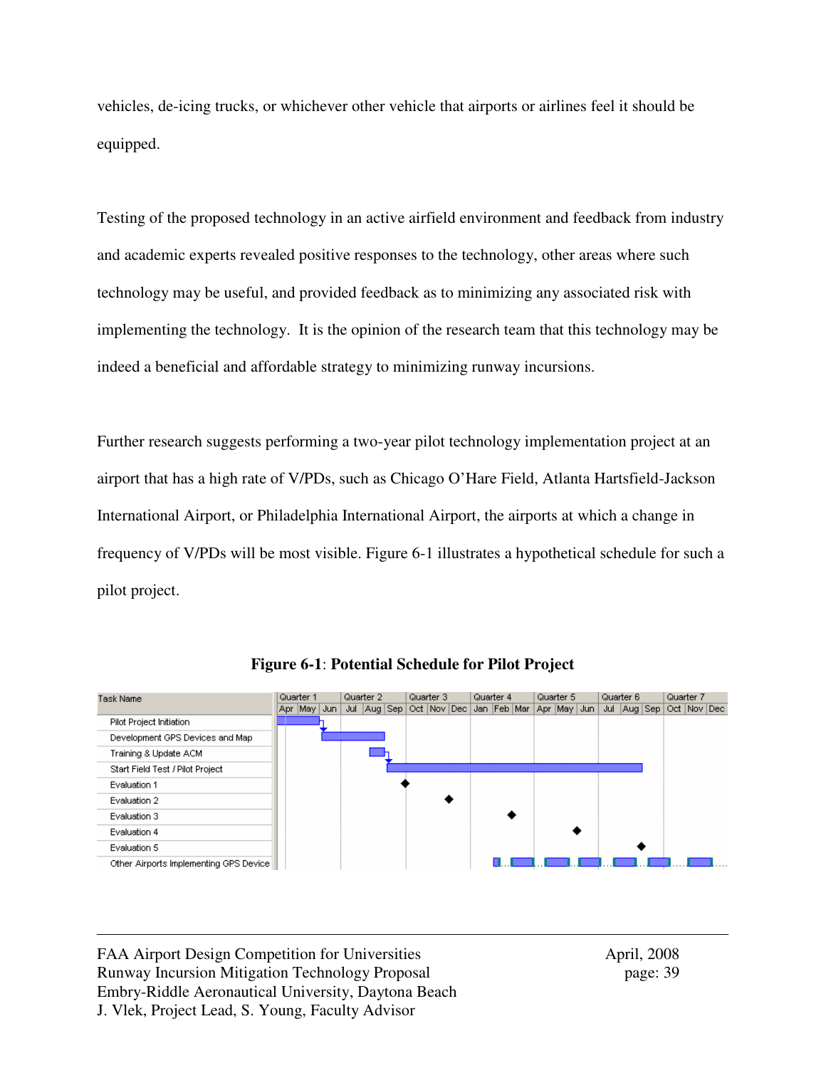vehicles, de-icing trucks, or whichever other vehicle that airports or airlines feel it should be equipped.

Testing of the proposed technology in an active airfield environment and feedback from industry and academic experts revealed positive responses to the technology, other areas where such technology may be useful, and provided feedback as to minimizing any associated risk with implementing the technology. It is the opinion of the research team that this technology may be indeed a beneficial and affordable strategy to minimizing runway incursions.

Further research suggests performing a two-year pilot technology implementation project at an airport that has a high rate of V/PDs, such as Chicago O'Hare Field, Atlanta Hartsfield-Jackson International Airport, or Philadelphia International Airport, the airports at which a change in frequency of V/PDs will be most visible. Figure 6-1 illustrates a hypothetical schedule for such a pilot project.

**Figure 6-1**: **Potential Schedule for Pilot Project**

| Task Name |
|---|
| Pilot Project Initiation |
| Development GPS Devices and Map |
| Training & Update ACM |
| Start Field Test / Pilot Project |
| Evaluation 1 |
| Evaluation 2 |
| Evaluation 3 |
| Evaluation 4 |
| Evaluation 5 |
| Other Airports Implementing GPS Device |

Timeline: Quarter 1 (Apr, May, Jun), Quarter 2 (Jul, Aug, Sep), Quarter 3 (Oct, Nov, Dec), Quarter 4 (Jan, Feb, Mar), Quarter 5 (Apr, May, Jun), Quarter 6 (Jul, Aug, Sep), Quarter 7 (Oct, Nov, Dec)

FAA Airport Design Competition for Universities
Runway Incursion Mitigation Technology Proposal
Embry-Riddle Aeronautical University, Daytona Beach
J. Vlek, Project Lead, S. Young, Faculty Advisor

April, 2008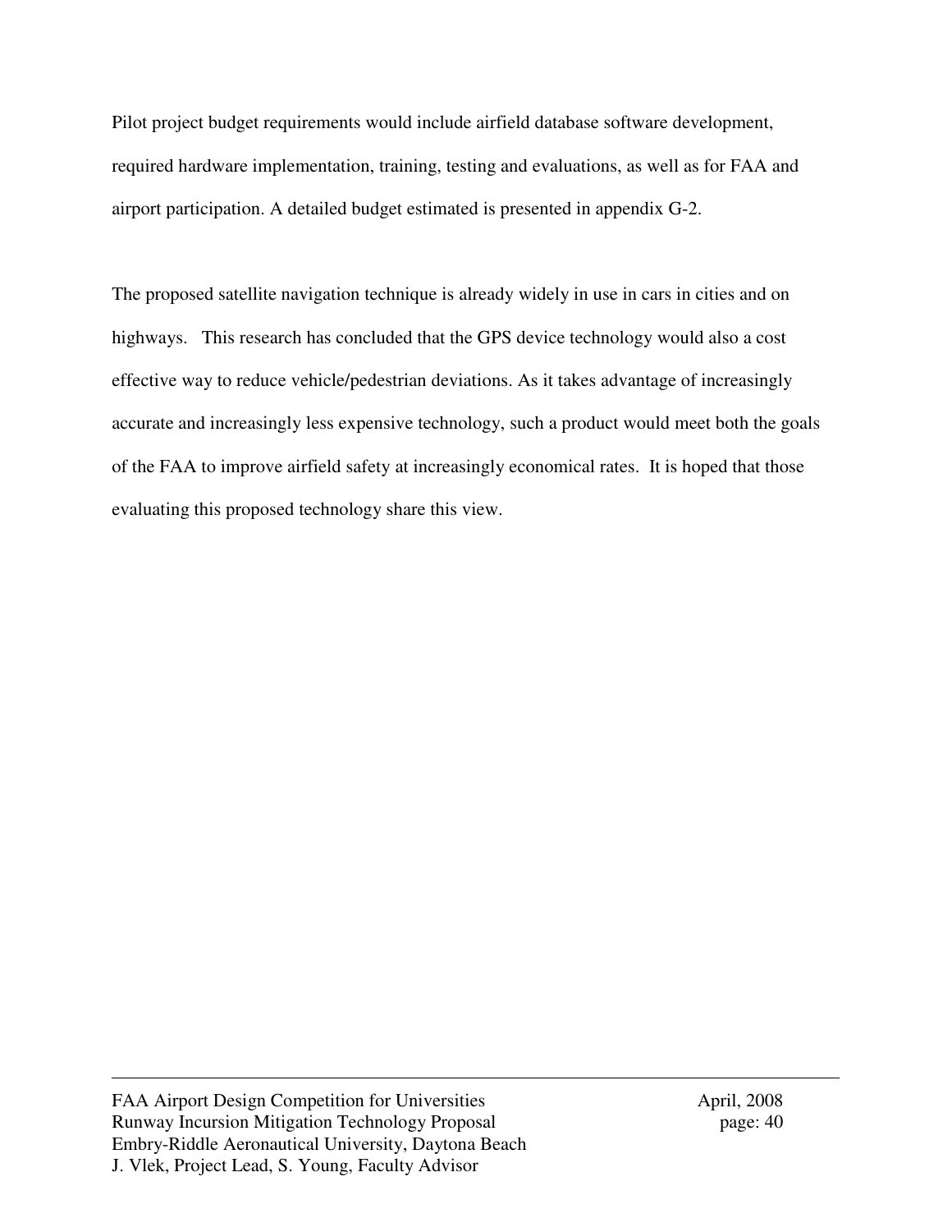Pilot project budget requirements would include airfield database software development, required hardware implementation, training, testing and evaluations, as well as for FAA and airport participation. A detailed budget estimated is presented in appendix G-2.

The proposed satellite navigation technique is already widely in use in cars in cities and on highways.   This research has concluded that the GPS device technology would also a cost effective way to reduce vehicle/pedestrian deviations. As it takes advantage of increasingly accurate and increasingly less expensive technology, such a product would meet both the goals of the FAA to improve airfield safety at increasingly economical rates.  It is hoped that those evaluating this proposed technology share this view.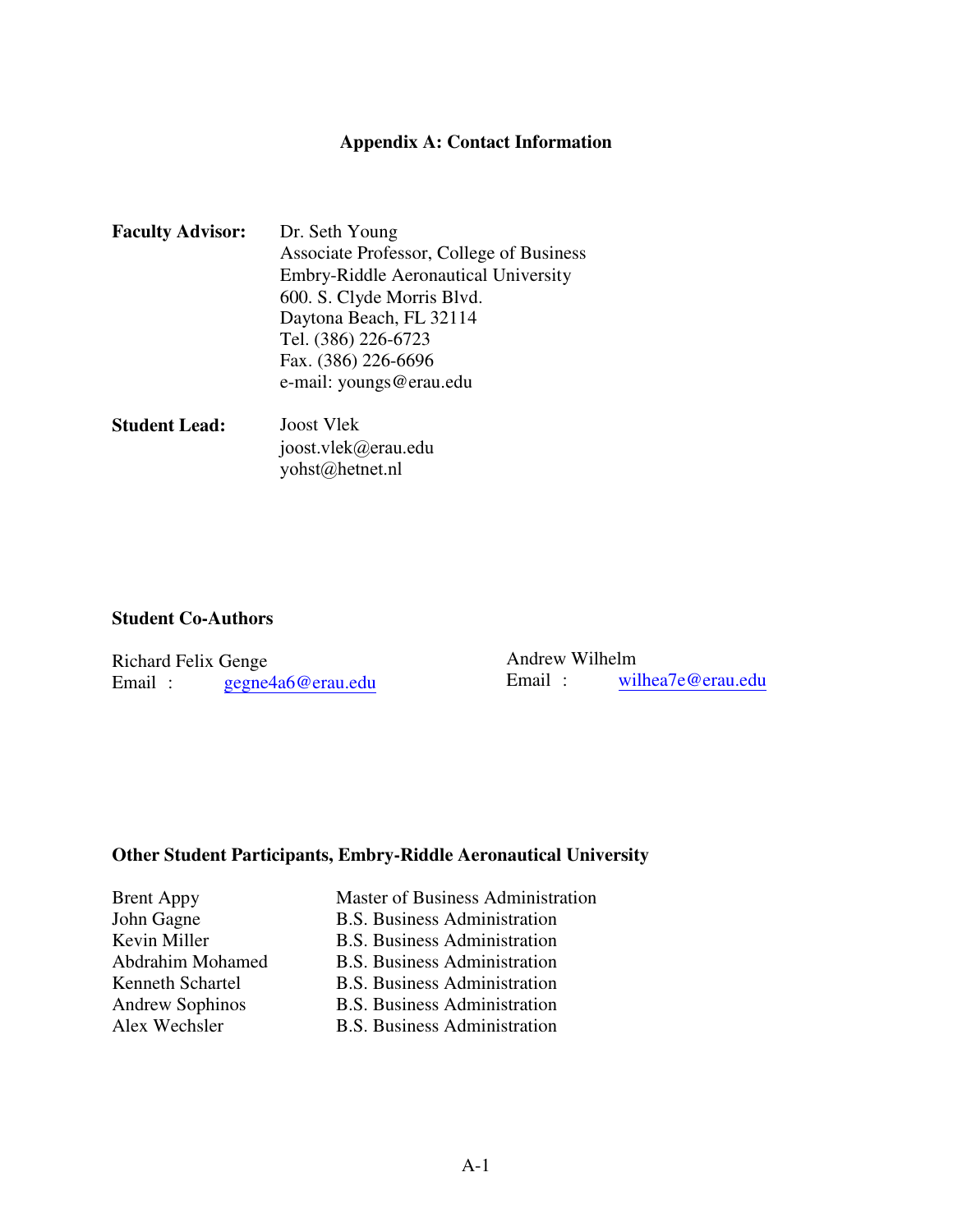## Appendix A: Contact Information

**Faculty Advisor:** Dr. Seth Young
Associate Professor, College of Business
Embry-Riddle Aeronautical University
600. S. Clyde Morris Blvd.
Daytona Beach, FL 32114
Tel. (386) 226-6723
Fax. (386) 226-6696
e-mail: youngs@erau.edu

**Student Lead:** Joost Vlek
joost.vlek@erau.edu
yohst@hetnet.nl

### Student Co-Authors

Richard Felix Genge
Email : gegne4a6@erau.edu

Andrew Wilhelm
Email : wilhea7e@erau.edu

### Other Student Participants, Embry-Riddle Aeronautical University

| | |
|---|---|
| Brent Appy | Master of Business Administration |
| John Gagne | B.S. Business Administration |
| Kevin Miller | B.S. Business Administration |
| Abdrahim Mohamed | B.S. Business Administration |
| Kenneth Schartel | B.S. Business Administration |
| Andrew Sophinos | B.S. Business Administration |
| Alex Wechsler | B.S. Business Administration |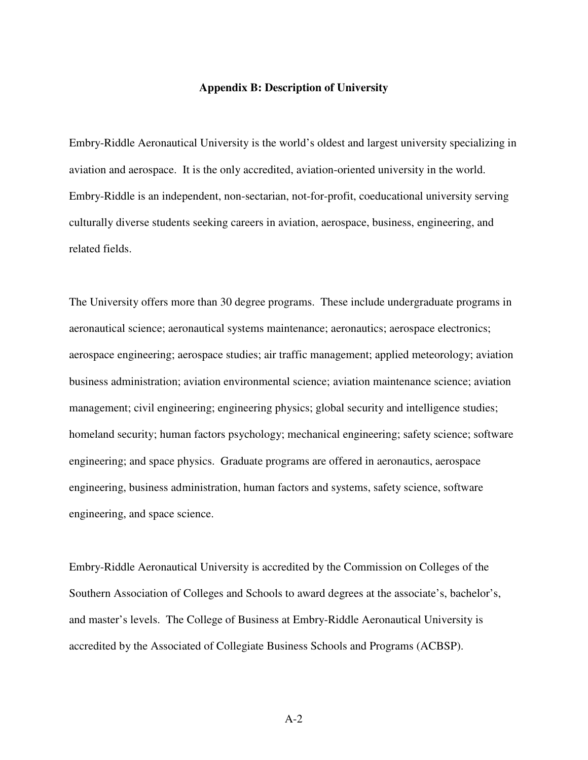## Appendix B: Description of University

Embry-Riddle Aeronautical University is the world's oldest and largest university specializing in aviation and aerospace. It is the only accredited, aviation-oriented university in the world. Embry-Riddle is an independent, non-sectarian, not-for-profit, coeducational university serving culturally diverse students seeking careers in aviation, aerospace, business, engineering, and related fields.

The University offers more than 30 degree programs. These include undergraduate programs in aeronautical science; aeronautical systems maintenance; aeronautics; aerospace electronics; aerospace engineering; aerospace studies; air traffic management; applied meteorology; aviation business administration; aviation environmental science; aviation maintenance science; aviation management; civil engineering; engineering physics; global security and intelligence studies; homeland security; human factors psychology; mechanical engineering; safety science; software engineering; and space physics. Graduate programs are offered in aeronautics, aerospace engineering, business administration, human factors and systems, safety science, software engineering, and space science.

Embry-Riddle Aeronautical University is accredited by the Commission on Colleges of the Southern Association of Colleges and Schools to award degrees at the associate's, bachelor's, and master's levels. The College of Business at Embry-Riddle Aeronautical University is accredited by the Associated of Collegiate Business Schools and Programs (ACBSP).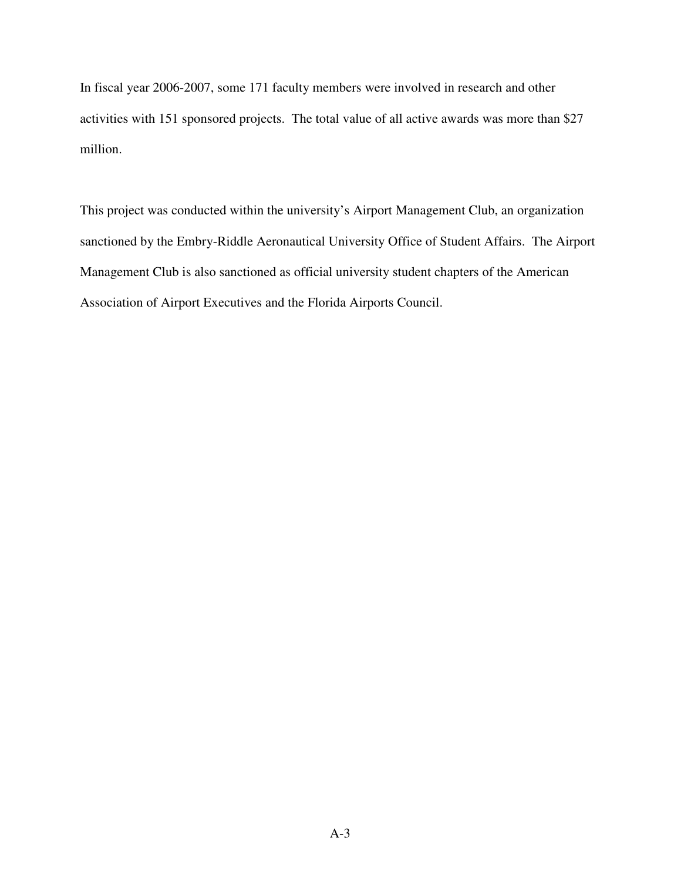In fiscal year 2006-2007, some 171 faculty members were involved in research and other activities with 151 sponsored projects. The total value of all active awards was more than $27 million.

This project was conducted within the university's Airport Management Club, an organization sanctioned by the Embry-Riddle Aeronautical University Office of Student Affairs. The Airport Management Club is also sanctioned as official university student chapters of the American Association of Airport Executives and the Florida Airports Council.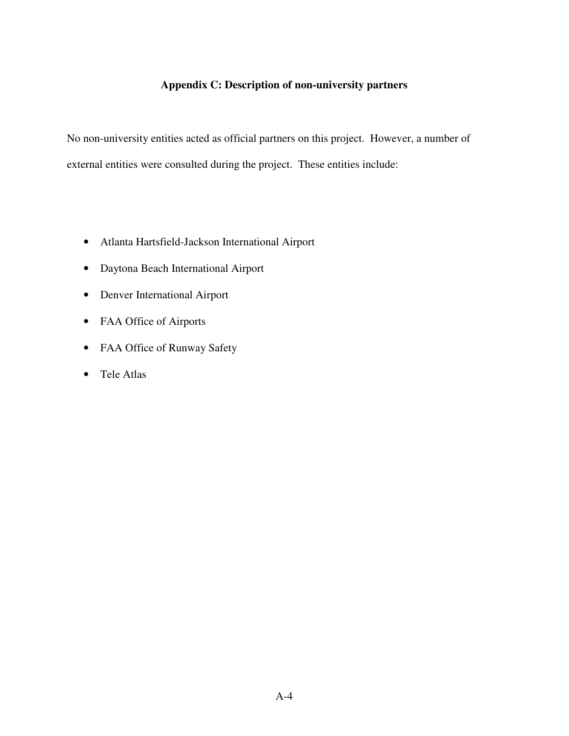# Appendix C: Description of non-university partners

No non-university entities acted as official partners on this project. However, a number of external entities were consulted during the project. These entities include:

- Atlanta Hartsfield-Jackson International Airport
- Daytona Beach International Airport
- Denver International Airport
- FAA Office of Airports
- FAA Office of Runway Safety
- Tele Atlas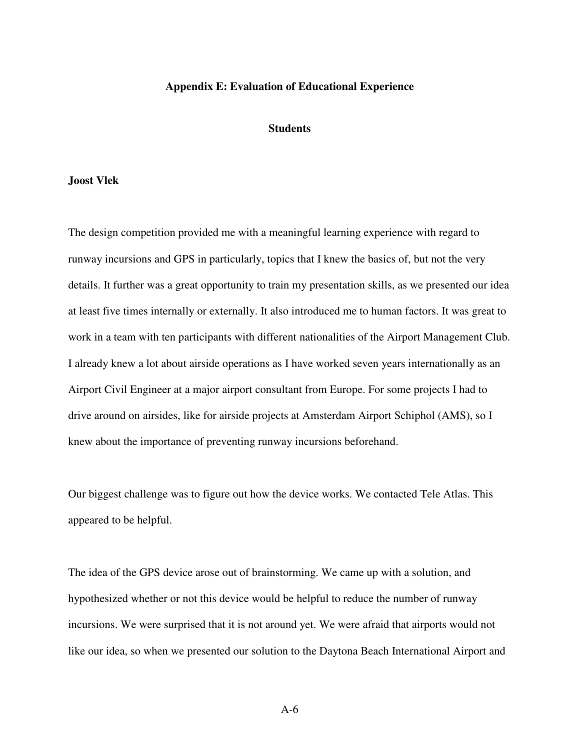# Appendix E: Evaluation of Educational Experience

## Students

**Joost Vlek**

The design competition provided me with a meaningful learning experience with regard to runway incursions and GPS in particularly, topics that I knew the basics of, but not the very details. It further was a great opportunity to train my presentation skills, as we presented our idea at least five times internally or externally. It also introduced me to human factors. It was great to work in a team with ten participants with different nationalities of the Airport Management Club. I already knew a lot about airside operations as I have worked seven years internationally as an Airport Civil Engineer at a major airport consultant from Europe. For some projects I had to drive around on airsides, like for airside projects at Amsterdam Airport Schiphol (AMS), so I knew about the importance of preventing runway incursions beforehand.

Our biggest challenge was to figure out how the device works. We contacted Tele Atlas. This appeared to be helpful.

The idea of the GPS device arose out of brainstorming. We came up with a solution, and hypothesized whether or not this device would be helpful to reduce the number of runway incursions. We were surprised that it is not around yet. We were afraid that airports would not like our idea, so when we presented our solution to the Daytona Beach International Airport and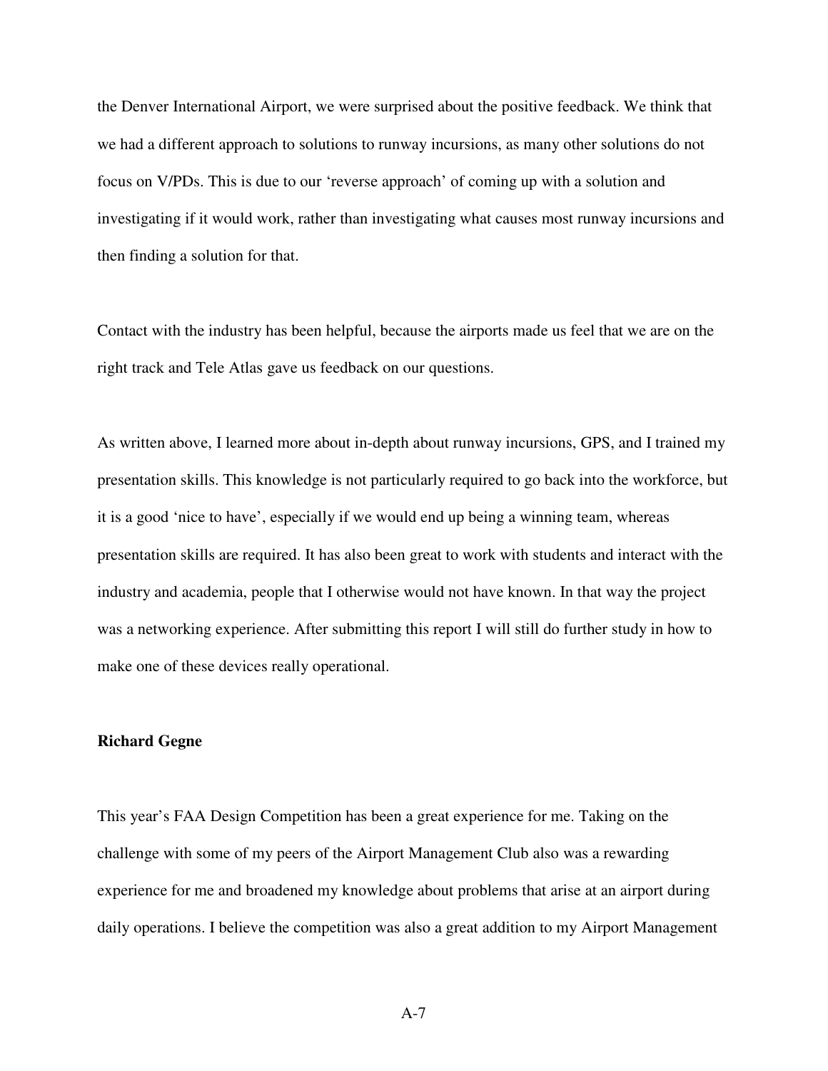the Denver International Airport, we were surprised about the positive feedback. We think that we had a different approach to solutions to runway incursions, as many other solutions do not focus on V/PDs. This is due to our 'reverse approach' of coming up with a solution and investigating if it would work, rather than investigating what causes most runway incursions and then finding a solution for that.

Contact with the industry has been helpful, because the airports made us feel that we are on the right track and Tele Atlas gave us feedback on our questions.

As written above, I learned more about in-depth about runway incursions, GPS, and I trained my presentation skills. This knowledge is not particularly required to go back into the workforce, but it is a good 'nice to have', especially if we would end up being a winning team, whereas presentation skills are required. It has also been great to work with students and interact with the industry and academia, people that I otherwise would not have known. In that way the project was a networking experience. After submitting this report I will still do further study in how to make one of these devices really operational.

**Richard Gegne**

This year's FAA Design Competition has been a great experience for me. Taking on the challenge with some of my peers of the Airport Management Club also was a rewarding experience for me and broadened my knowledge about problems that arise at an airport during daily operations. I believe the competition was also a great addition to my Airport Management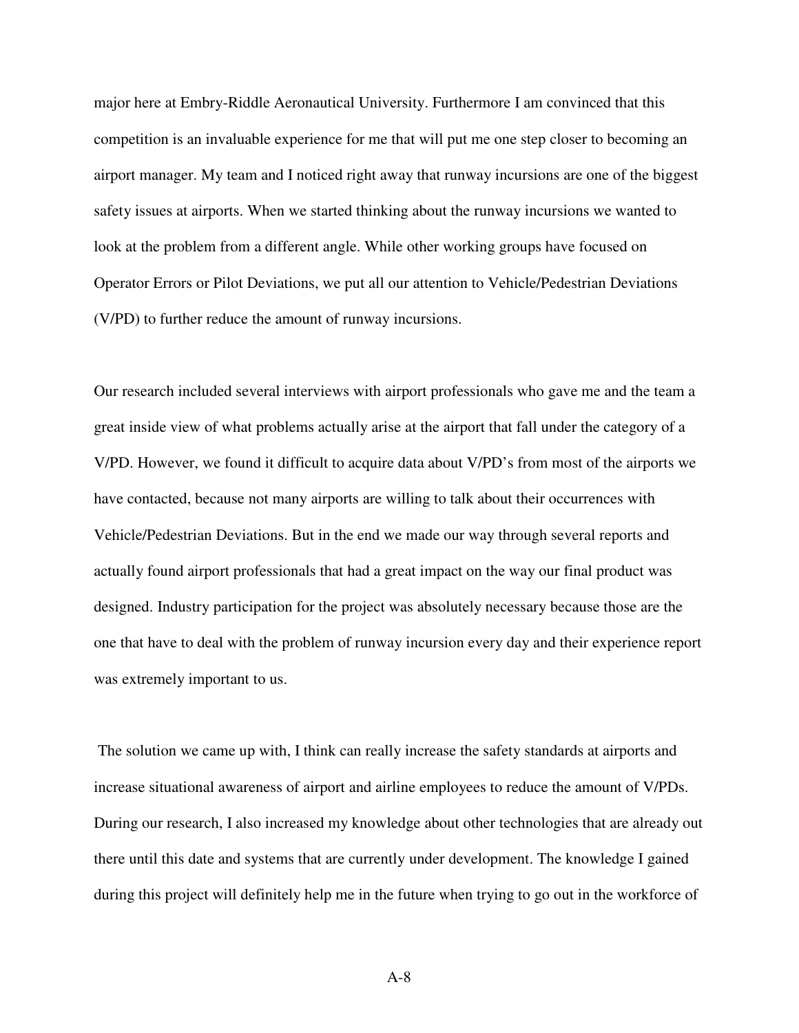major here at Embry-Riddle Aeronautical University. Furthermore I am convinced that this competition is an invaluable experience for me that will put me one step closer to becoming an airport manager. My team and I noticed right away that runway incursions are one of the biggest safety issues at airports. When we started thinking about the runway incursions we wanted to look at the problem from a different angle. While other working groups have focused on Operator Errors or Pilot Deviations, we put all our attention to Vehicle/Pedestrian Deviations (V/PD) to further reduce the amount of runway incursions.

Our research included several interviews with airport professionals who gave me and the team a great inside view of what problems actually arise at the airport that fall under the category of a V/PD. However, we found it difficult to acquire data about V/PD's from most of the airports we have contacted, because not many airports are willing to talk about their occurrences with Vehicle/Pedestrian Deviations. But in the end we made our way through several reports and actually found airport professionals that had a great impact on the way our final product was designed. Industry participation for the project was absolutely necessary because those are the one that have to deal with the problem of runway incursion every day and their experience report was extremely important to us.

The solution we came up with, I think can really increase the safety standards at airports and increase situational awareness of airport and airline employees to reduce the amount of V/PDs. During our research, I also increased my knowledge about other technologies that are already out there until this date and systems that are currently under development. The knowledge I gained during this project will definitely help me in the future when trying to go out in the workforce of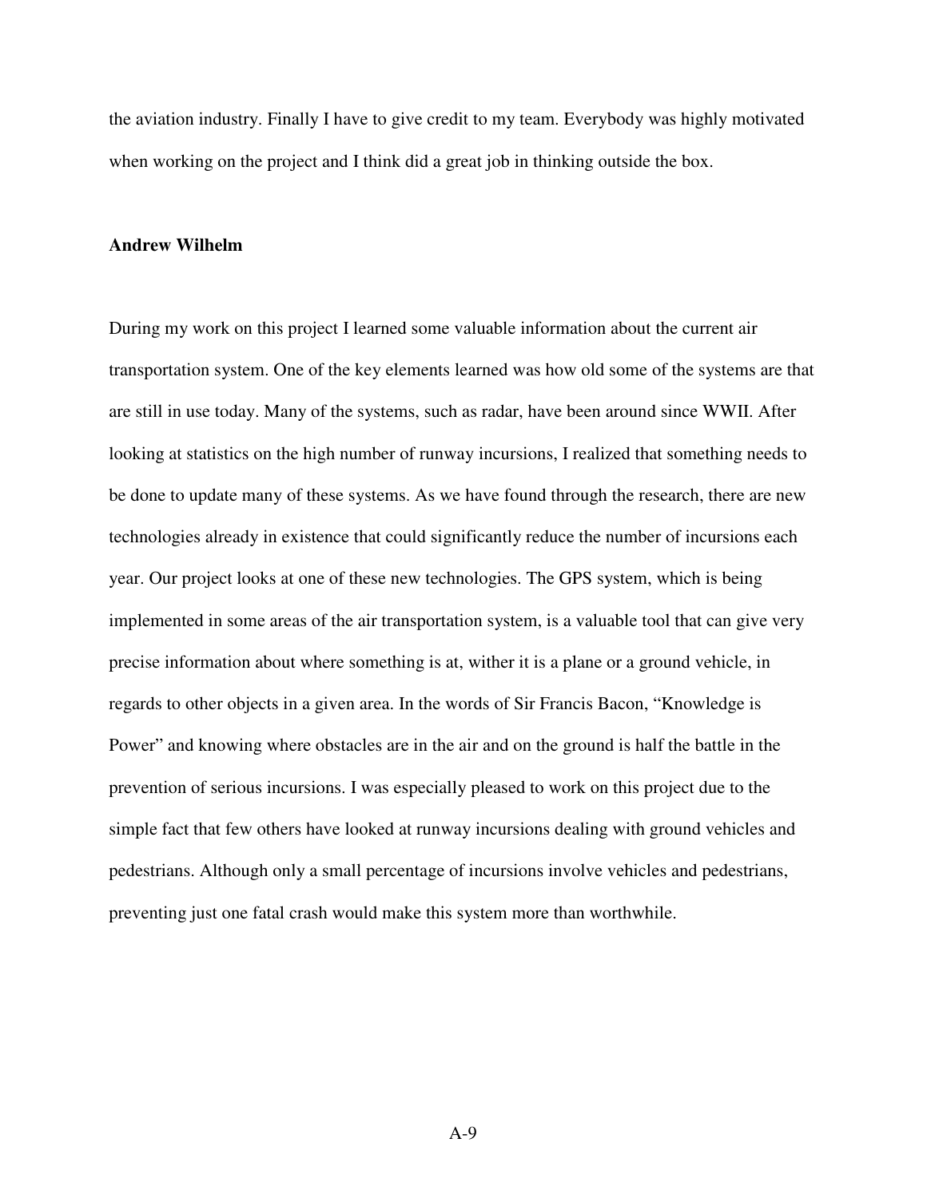the aviation industry. Finally I have to give credit to my team. Everybody was highly motivated when working on the project and I think did a great job in thinking outside the box.

**Andrew Wilhelm**

During my work on this project I learned some valuable information about the current air transportation system. One of the key elements learned was how old some of the systems are that are still in use today. Many of the systems, such as radar, have been around since WWII. After looking at statistics on the high number of runway incursions, I realized that something needs to be done to update many of these systems. As we have found through the research, there are new technologies already in existence that could significantly reduce the number of incursions each year. Our project looks at one of these new technologies. The GPS system, which is being implemented in some areas of the air transportation system, is a valuable tool that can give very precise information about where something is at, wither it is a plane or a ground vehicle, in regards to other objects in a given area. In the words of Sir Francis Bacon, "Knowledge is Power" and knowing where obstacles are in the air and on the ground is half the battle in the prevention of serious incursions. I was especially pleased to work on this project due to the simple fact that few others have looked at runway incursions dealing with ground vehicles and pedestrians. Although only a small percentage of incursions involve vehicles and pedestrians, preventing just one fatal crash would make this system more than worthwhile.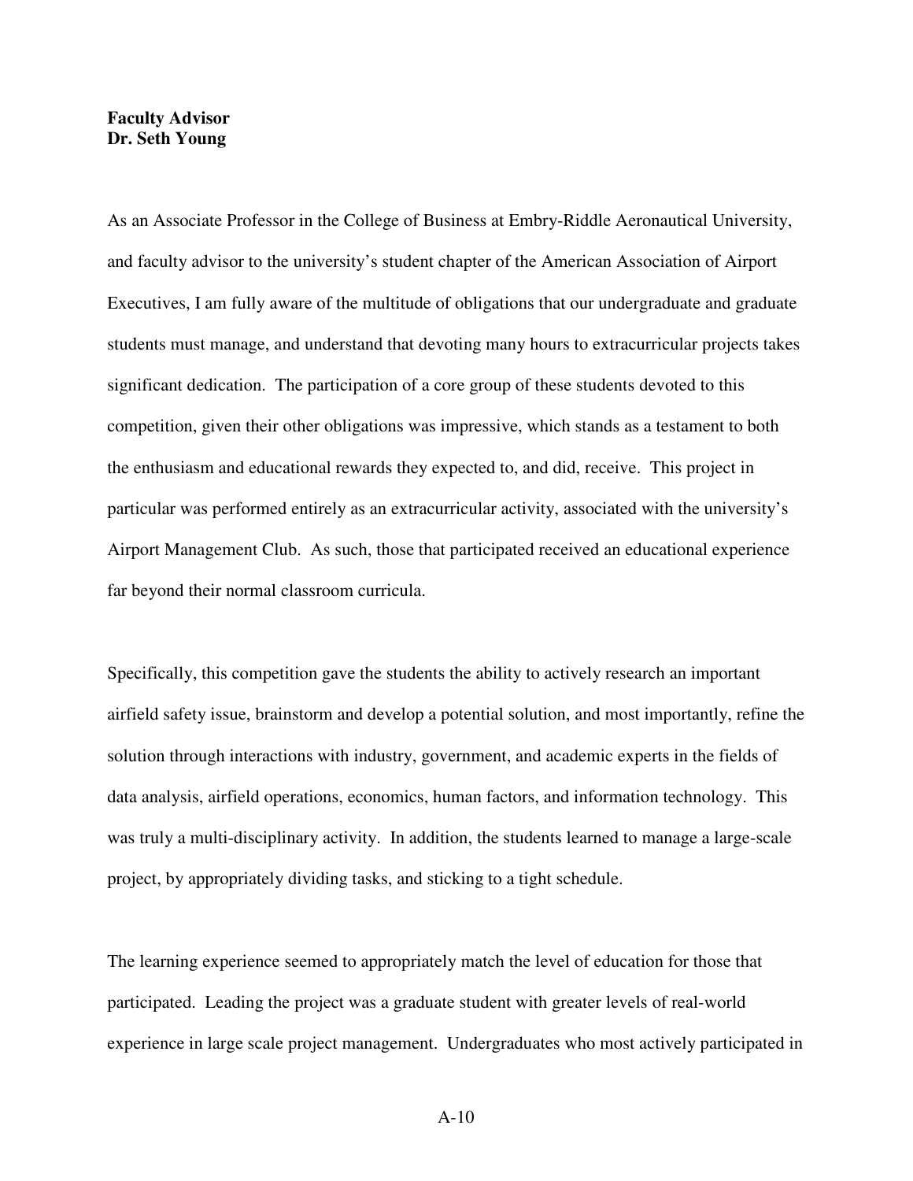**Faculty Advisor**
**Dr. Seth Young**

As an Associate Professor in the College of Business at Embry-Riddle Aeronautical University, and faculty advisor to the university's student chapter of the American Association of Airport Executives, I am fully aware of the multitude of obligations that our undergraduate and graduate students must manage, and understand that devoting many hours to extracurricular projects takes significant dedication. The participation of a core group of these students devoted to this competition, given their other obligations was impressive, which stands as a testament to both the enthusiasm and educational rewards they expected to, and did, receive. This project in particular was performed entirely as an extracurricular activity, associated with the university's Airport Management Club. As such, those that participated received an educational experience far beyond their normal classroom curricula.

Specifically, this competition gave the students the ability to actively research an important airfield safety issue, brainstorm and develop a potential solution, and most importantly, refine the solution through interactions with industry, government, and academic experts in the fields of data analysis, airfield operations, economics, human factors, and information technology. This was truly a multi-disciplinary activity. In addition, the students learned to manage a large-scale project, by appropriately dividing tasks, and sticking to a tight schedule.

The learning experience seemed to appropriately match the level of education for those that participated. Leading the project was a graduate student with greater levels of real-world experience in large scale project management. Undergraduates who most actively participated in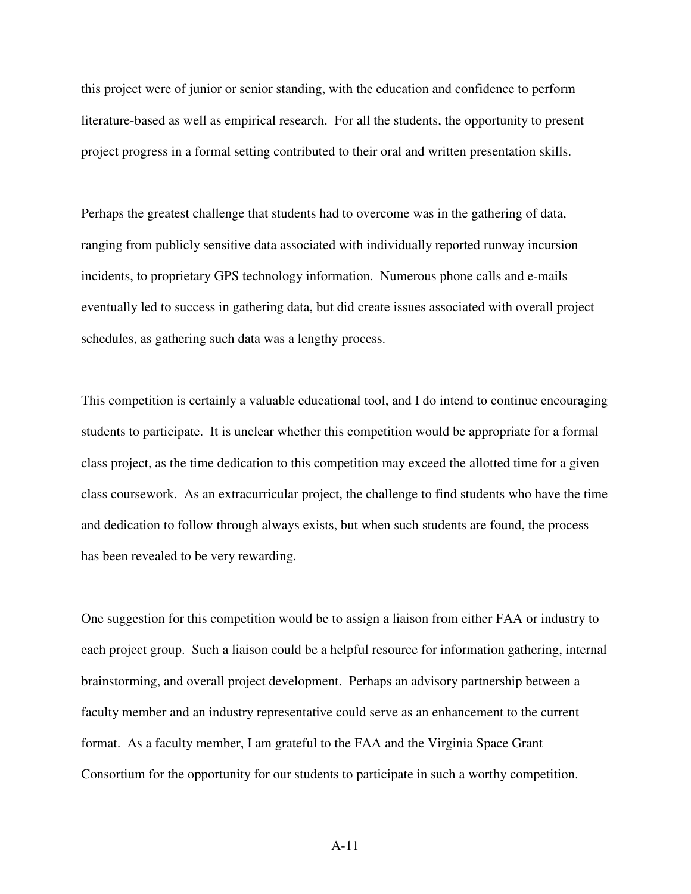this project were of junior or senior standing, with the education and confidence to perform literature-based as well as empirical research. For all the students, the opportunity to present project progress in a formal setting contributed to their oral and written presentation skills.

Perhaps the greatest challenge that students had to overcome was in the gathering of data, ranging from publicly sensitive data associated with individually reported runway incursion incidents, to proprietary GPS technology information. Numerous phone calls and e-mails eventually led to success in gathering data, but did create issues associated with overall project schedules, as gathering such data was a lengthy process.

This competition is certainly a valuable educational tool, and I do intend to continue encouraging students to participate. It is unclear whether this competition would be appropriate for a formal class project, as the time dedication to this competition may exceed the allotted time for a given class coursework. As an extracurricular project, the challenge to find students who have the time and dedication to follow through always exists, but when such students are found, the process has been revealed to be very rewarding.

One suggestion for this competition would be to assign a liaison from either FAA or industry to each project group. Such a liaison could be a helpful resource for information gathering, internal brainstorming, and overall project development. Perhaps an advisory partnership between a faculty member and an industry representative could serve as an enhancement to the current format. As a faculty member, I am grateful to the FAA and the Virginia Space Grant Consortium for the opportunity for our students to participate in such a worthy competition.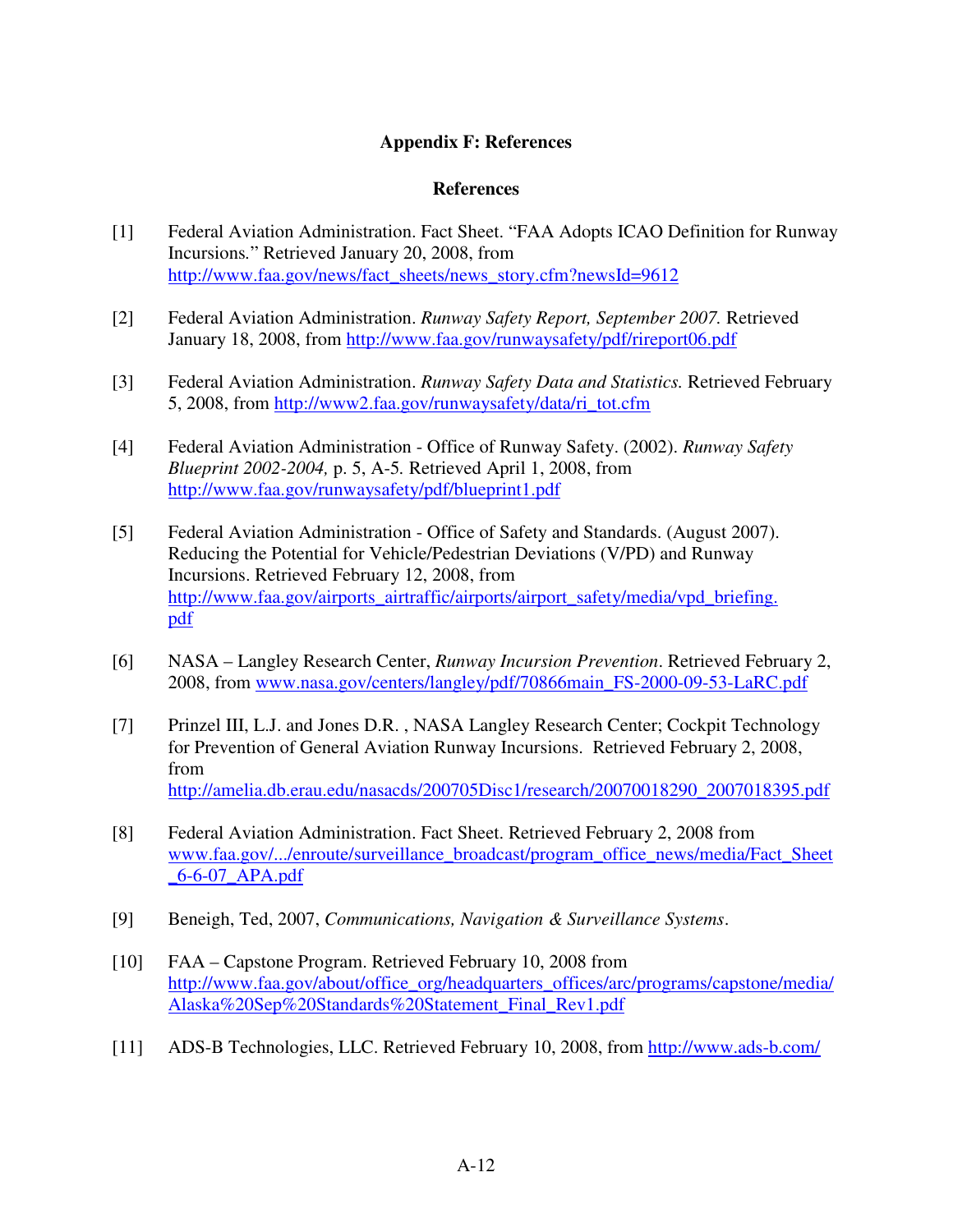## Appendix F: References

### References

[1] Federal Aviation Administration. Fact Sheet. "FAA Adopts ICAO Definition for Runway Incursions." Retrieved January 20, 2008, from http://www.faa.gov/news/fact_sheets/news_story.cfm?newsId=9612

[2] Federal Aviation Administration. *Runway Safety Report, September 2007.* Retrieved January 18, 2008, from http://www.faa.gov/runwaysafety/pdf/rireport06.pdf

[3] Federal Aviation Administration. *Runway Safety Data and Statistics.* Retrieved February 5, 2008, from http://www2.faa.gov/runwaysafety/data/ri_tot.cfm

[4] Federal Aviation Administration - Office of Runway Safety. (2002). *Runway Safety Blueprint 2002-2004,* p. 5, A-5. Retrieved April 1, 2008, from http://www.faa.gov/runwaysafety/pdf/blueprint1.pdf

[5] Federal Aviation Administration - Office of Safety and Standards. (August 2007). Reducing the Potential for Vehicle/Pedestrian Deviations (V/PD) and Runway Incursions. Retrieved February 12, 2008, from http://www.faa.gov/airports_airtraffic/airports/airport_safety/media/vpd_briefing.pdf

[6] NASA – Langley Research Center, *Runway Incursion Prevention*. Retrieved February 2, 2008, from www.nasa.gov/centers/langley/pdf/70866main_FS-2000-09-53-LaRC.pdf

[7] Prinzel III, L.J. and Jones D.R. , NASA Langley Research Center; Cockpit Technology for Prevention of General Aviation Runway Incursions. Retrieved February 2, 2008, from http://amelia.db.erau.edu/nasacds/200705Disc1/research/20070018290_2007018395.pdf

[8] Federal Aviation Administration. Fact Sheet. Retrieved February 2, 2008 from www.faa.gov/.../enroute/surveillance_broadcast/program_office_news/media/Fact_Sheet_6-6-07_APA.pdf

[9] Beneigh, Ted, 2007, *Communications, Navigation & Surveillance Systems*.

[10] FAA – Capstone Program. Retrieved February 10, 2008 from http://www.faa.gov/about/office_org/headquarters_offices/arc/programs/capstone/media/Alaska%20Sep%20Standards%20Statement_Final_Rev1.pdf

[11] ADS-B Technologies, LLC. Retrieved February 10, 2008, from http://www.ads-b.com/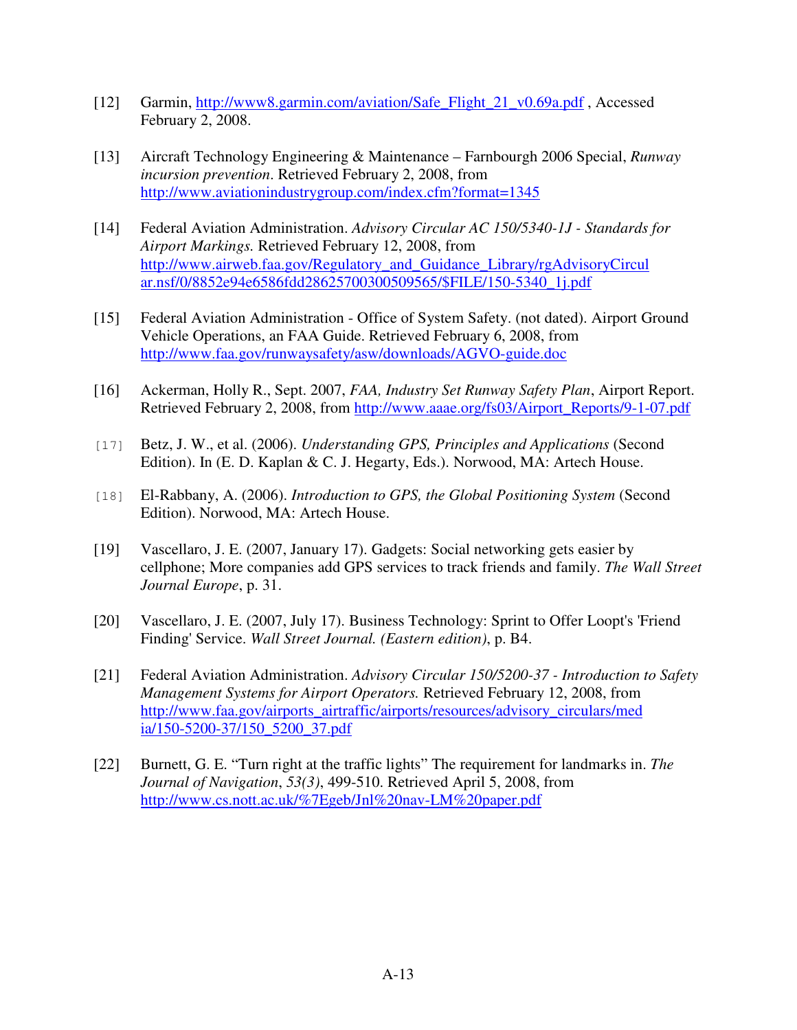[12] Garmin, http://www8.garmin.com/aviation/Safe_Flight_21_v0.69a.pdf , Accessed February 2, 2008.

[13] Aircraft Technology Engineering & Maintenance – Farnbourgh 2006 Special, *Runway incursion prevention*. Retrieved February 2, 2008, from http://www.aviationindustrygroup.com/index.cfm?format=1345

[14] Federal Aviation Administration. *Advisory Circular AC 150/5340-1J - Standards for Airport Markings.* Retrieved February 12, 2008, from http://www.airweb.faa.gov/Regulatory_and_Guidance_Library/rgAdvisoryCircular.nsf/0/8852e94e6586fdd28625700300509565/$FILE/150-5340_1j.pdf

[15] Federal Aviation Administration - Office of System Safety. (not dated). Airport Ground Vehicle Operations, an FAA Guide. Retrieved February 6, 2008, from http://www.faa.gov/runwaysafety/asw/downloads/AGVO-guide.doc

[16] Ackerman, Holly R., Sept. 2007, *FAA, Industry Set Runway Safety Plan*, Airport Report. Retrieved February 2, 2008, from http://www.aaae.org/fs03/Airport_Reports/9-1-07.pdf

[17] Betz, J. W., et al. (2006). *Understanding GPS, Principles and Applications* (Second Edition). In (E. D. Kaplan & C. J. Hegarty, Eds.). Norwood, MA: Artech House.

[18] El-Rabbany, A. (2006). *Introduction to GPS, the Global Positioning System* (Second Edition). Norwood, MA: Artech House.

[19] Vascellaro, J. E. (2007, January 17). Gadgets: Social networking gets easier by cellphone; More companies add GPS services to track friends and family. *The Wall Street Journal Europe*, p. 31.

[20] Vascellaro, J. E. (2007, July 17). Business Technology: Sprint to Offer Loopt's 'Friend Finding' Service. *Wall Street Journal. (Eastern edition)*, p. B4.

[21] Federal Aviation Administration. *Advisory Circular 150/5200-37 - Introduction to Safety Management Systems for Airport Operators.* Retrieved February 12, 2008, from http://www.faa.gov/airports_airtraffic/airports/resources/advisory_circulars/media/150-5200-37/150_5200_37.pdf

[22] Burnett, G. E. "Turn right at the traffic lights" The requirement for landmarks in. *The Journal of Navigation*, *53(3)*, 499-510. Retrieved April 5, 2008, from http://www.cs.nott.ac.uk/%7Egeb/Jnl%20nav-LM%20paper.pdf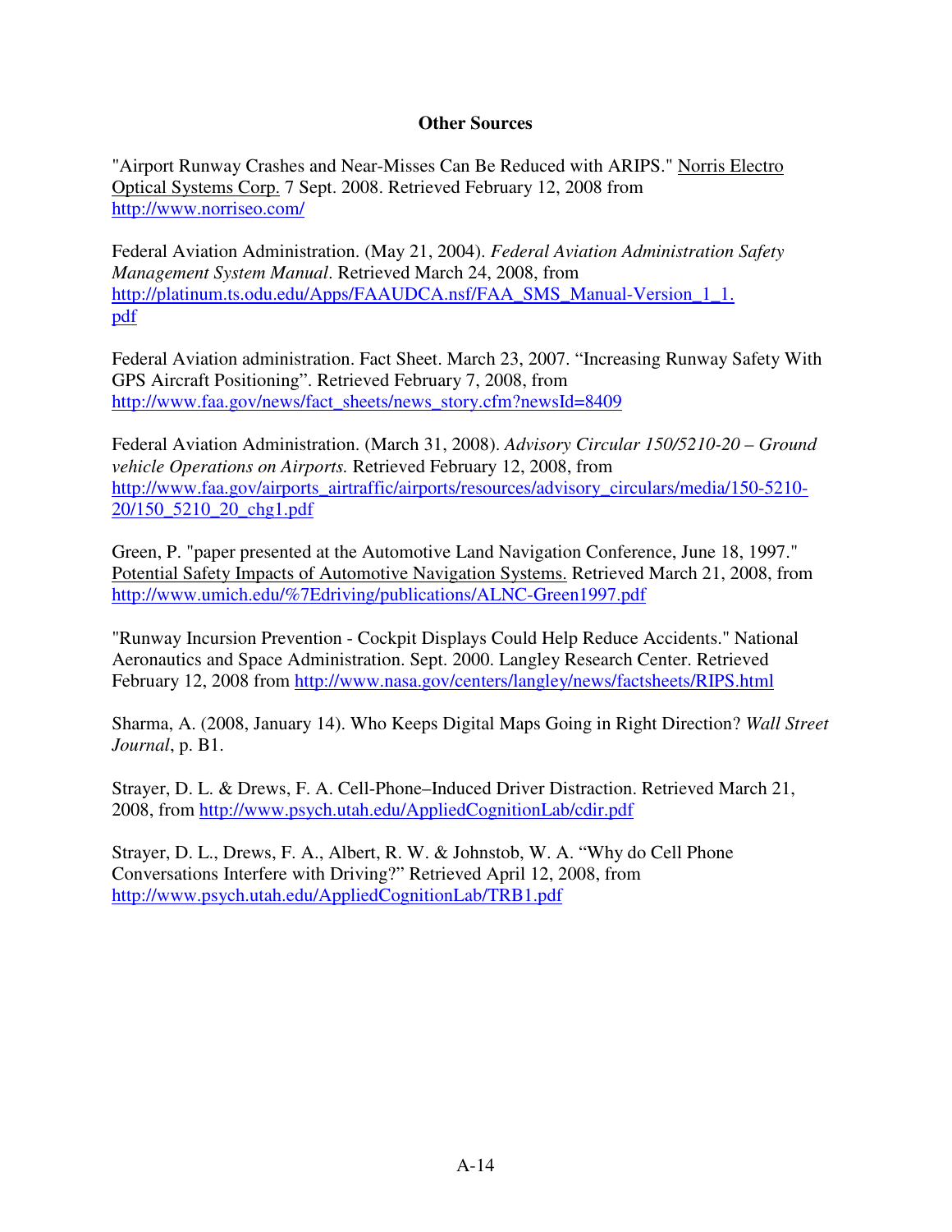## Other Sources

"Airport Runway Crashes and Near-Misses Can Be Reduced with ARIPS." Norris Electro Optical Systems Corp. 7 Sept. 2008. Retrieved February 12, 2008 from http://www.norriseo.com/

Federal Aviation Administration. (May 21, 2004). *Federal Aviation Administration Safety Management System Manual*. Retrieved March 24, 2008, from http://platinum.ts.odu.edu/Apps/FAAUDCA.nsf/FAA_SMS_Manual-Version_1_1.pdf

Federal Aviation administration. Fact Sheet. March 23, 2007. "Increasing Runway Safety With GPS Aircraft Positioning". Retrieved February 7, 2008, from http://www.faa.gov/news/fact_sheets/news_story.cfm?newsId=8409

Federal Aviation Administration. (March 31, 2008). *Advisory Circular 150/5210-20 – Ground vehicle Operations on Airports.* Retrieved February 12, 2008, from http://www.faa.gov/airports_airtraffic/airports/resources/advisory_circulars/media/150-5210-20/150_5210_20_chg1.pdf

Green, P. "paper presented at the Automotive Land Navigation Conference, June 18, 1997." Potential Safety Impacts of Automotive Navigation Systems. Retrieved March 21, 2008, from http://www.umich.edu/%7Edriving/publications/ALNC-Green1997.pdf

"Runway Incursion Prevention - Cockpit Displays Could Help Reduce Accidents." National Aeronautics and Space Administration. Sept. 2000. Langley Research Center. Retrieved February 12, 2008 from http://www.nasa.gov/centers/langley/news/factsheets/RIPS.html

Sharma, A. (2008, January 14). Who Keeps Digital Maps Going in Right Direction? *Wall Street Journal*, p. B1.

Strayer, D. L. & Drews, F. A. Cell-Phone–Induced Driver Distraction. Retrieved March 21, 2008, from http://www.psych.utah.edu/AppliedCognitionLab/cdir.pdf

Strayer, D. L., Drews, F. A., Albert, R. W. & Johnstob, W. A. "Why do Cell Phone Conversations Interfere with Driving?" Retrieved April 12, 2008, from http://www.psych.utah.edu/AppliedCognitionLab/TRB1.pdf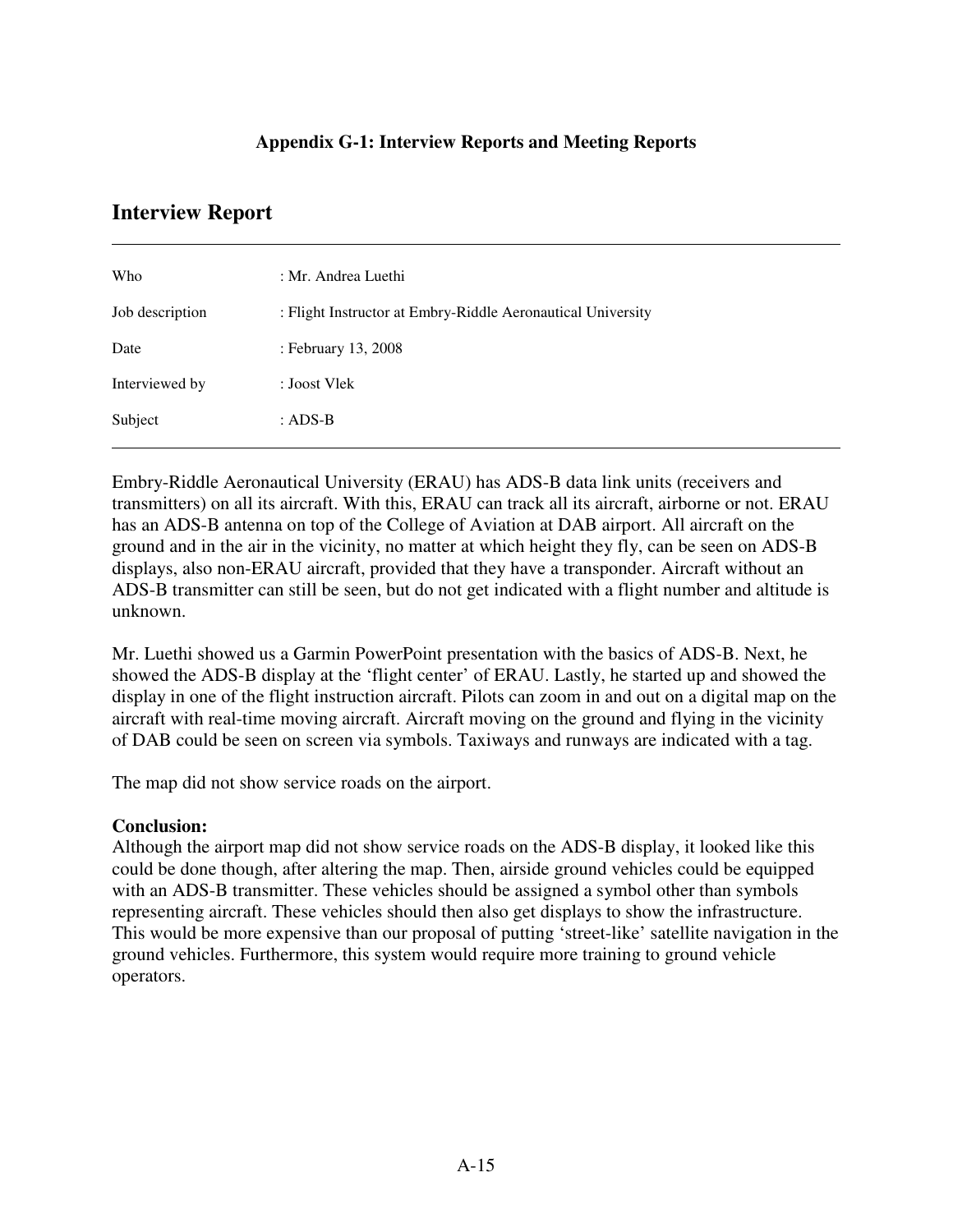**Appendix G-1: Interview Reports and Meeting Reports**

## Interview Report

| | |
|---|---|
| Who | : Mr. Andrea Luethi |
| Job description | : Flight Instructor at Embry-Riddle Aeronautical University |
| Date | : February 13, 2008 |
| Interviewed by | : Joost Vlek |
| Subject | : ADS-B |

Embry-Riddle Aeronautical University (ERAU) has ADS-B data link units (receivers and transmitters) on all its aircraft. With this, ERAU can track all its aircraft, airborne or not. ERAU has an ADS-B antenna on top of the College of Aviation at DAB airport. All aircraft on the ground and in the air in the vicinity, no matter at which height they fly, can be seen on ADS-B displays, also non-ERAU aircraft, provided that they have a transponder. Aircraft without an ADS-B transmitter can still be seen, but do not get indicated with a flight number and altitude is unknown.

Mr. Luethi showed us a Garmin PowerPoint presentation with the basics of ADS-B. Next, he showed the ADS-B display at the 'flight center' of ERAU. Lastly, he started up and showed the display in one of the flight instruction aircraft. Pilots can zoom in and out on a digital map on the aircraft with real-time moving aircraft. Aircraft moving on the ground and flying in the vicinity of DAB could be seen on screen via symbols. Taxiways and runways are indicated with a tag.

The map did not show service roads on the airport.

**Conclusion:**
Although the airport map did not show service roads on the ADS-B display, it looked like this could be done though, after altering the map. Then, airside ground vehicles could be equipped with an ADS-B transmitter. These vehicles should be assigned a symbol other than symbols representing aircraft. These vehicles should then also get displays to show the infrastructure. This would be more expensive than our proposal of putting 'street-like' satellite navigation in the ground vehicles. Furthermore, this system would require more training to ground vehicle operators.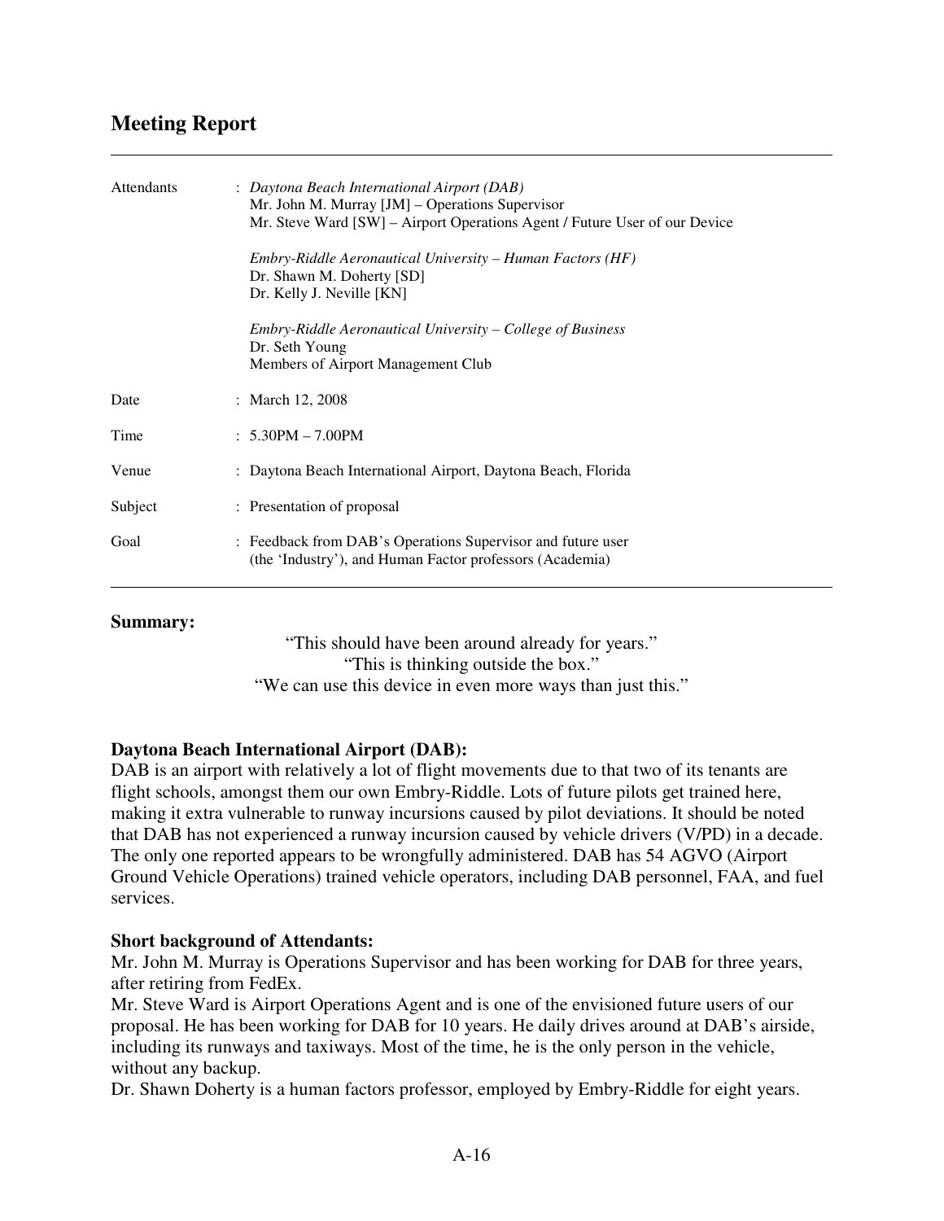## Meeting Report

---

| | |
|---|---|
| Attendants | : *Daytona Beach International Airport (DAB)*<br>Mr. John M. Murray [JM] – Operations Supervisor<br>Mr. Steve Ward [SW] – Airport Operations Agent / Future User of our Device<br><br>*Embry-Riddle Aeronautical University – Human Factors (HF)*<br>Dr. Shawn M. Doherty [SD]<br>Dr. Kelly J. Neville [KN]<br><br>*Embry-Riddle Aeronautical University – College of Business*<br>Dr. Seth Young<br>Members of Airport Management Club |
| Date | : March 12, 2008 |
| Time | : 5.30PM – 7.00PM |
| Venue | : Daytona Beach International Airport, Daytona Beach, Florida |
| Subject | : Presentation of proposal |
| Goal | : Feedback from DAB's Operations Supervisor and future user (the 'Industry'), and Human Factor professors (Academia) |

---

**Summary:**

"This should have been around already for years."
"This is thinking outside the box."
"We can use this device in even more ways than just this."

**Daytona Beach International Airport (DAB):**
DAB is an airport with relatively a lot of flight movements due to that two of its tenants are flight schools, amongst them our own Embry-Riddle. Lots of future pilots get trained here, making it extra vulnerable to runway incursions caused by pilot deviations. It should be noted that DAB has not experienced a runway incursion caused by vehicle drivers (V/PD) in a decade. The only one reported appears to be wrongfully administered. DAB has 54 AGVO (Airport Ground Vehicle Operations) trained vehicle operators, including DAB personnel, FAA, and fuel services.

**Short background of Attendants:**
Mr. John M. Murray is Operations Supervisor and has been working for DAB for three years, after retiring from FedEx.
Mr. Steve Ward is Airport Operations Agent and is one of the envisioned future users of our proposal. He has been working for DAB for 10 years. He daily drives around at DAB's airside, including its runways and taxiways. Most of the time, he is the only person in the vehicle, without any backup.
Dr. Shawn Doherty is a human factors professor, employed by Embry-Riddle for eight years.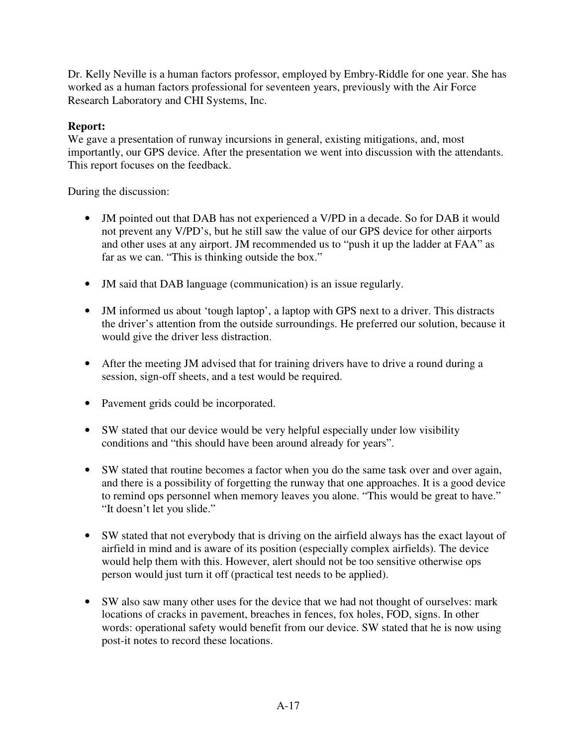Dr. Kelly Neville is a human factors professor, employed by Embry-Riddle for one year. She has worked as a human factors professional for seventeen years, previously with the Air Force Research Laboratory and CHI Systems, Inc.

**Report:**
We gave a presentation of runway incursions in general, existing mitigations, and, most importantly, our GPS device. After the presentation we went into discussion with the attendants. This report focuses on the feedback.

During the discussion:

- JM pointed out that DAB has not experienced a V/PD in a decade. So for DAB it would not prevent any V/PD's, but he still saw the value of our GPS device for other airports and other uses at any airport. JM recommended us to "push it up the ladder at FAA" as far as we can. "This is thinking outside the box."

- JM said that DAB language (communication) is an issue regularly.

- JM informed us about 'tough laptop', a laptop with GPS next to a driver. This distracts the driver's attention from the outside surroundings. He preferred our solution, because it would give the driver less distraction.

- After the meeting JM advised that for training drivers have to drive a round during a session, sign-off sheets, and a test would be required.

- Pavement grids could be incorporated.

- SW stated that our device would be very helpful especially under low visibility conditions and "this should have been around already for years".

- SW stated that routine becomes a factor when you do the same task over and over again, and there is a possibility of forgetting the runway that one approaches. It is a good device to remind ops personnel when memory leaves you alone. "This would be great to have." "It doesn't let you slide."

- SW stated that not everybody that is driving on the airfield always has the exact layout of airfield in mind and is aware of its position (especially complex airfields). The device would help them with this. However, alert should not be too sensitive otherwise ops person would just turn it off (practical test needs to be applied).

- SW also saw many other uses for the device that we had not thought of ourselves: mark locations of cracks in pavement, breaches in fences, fox holes, FOD, signs. In other words: operational safety would benefit from our device. SW stated that he is now using post-it notes to record these locations.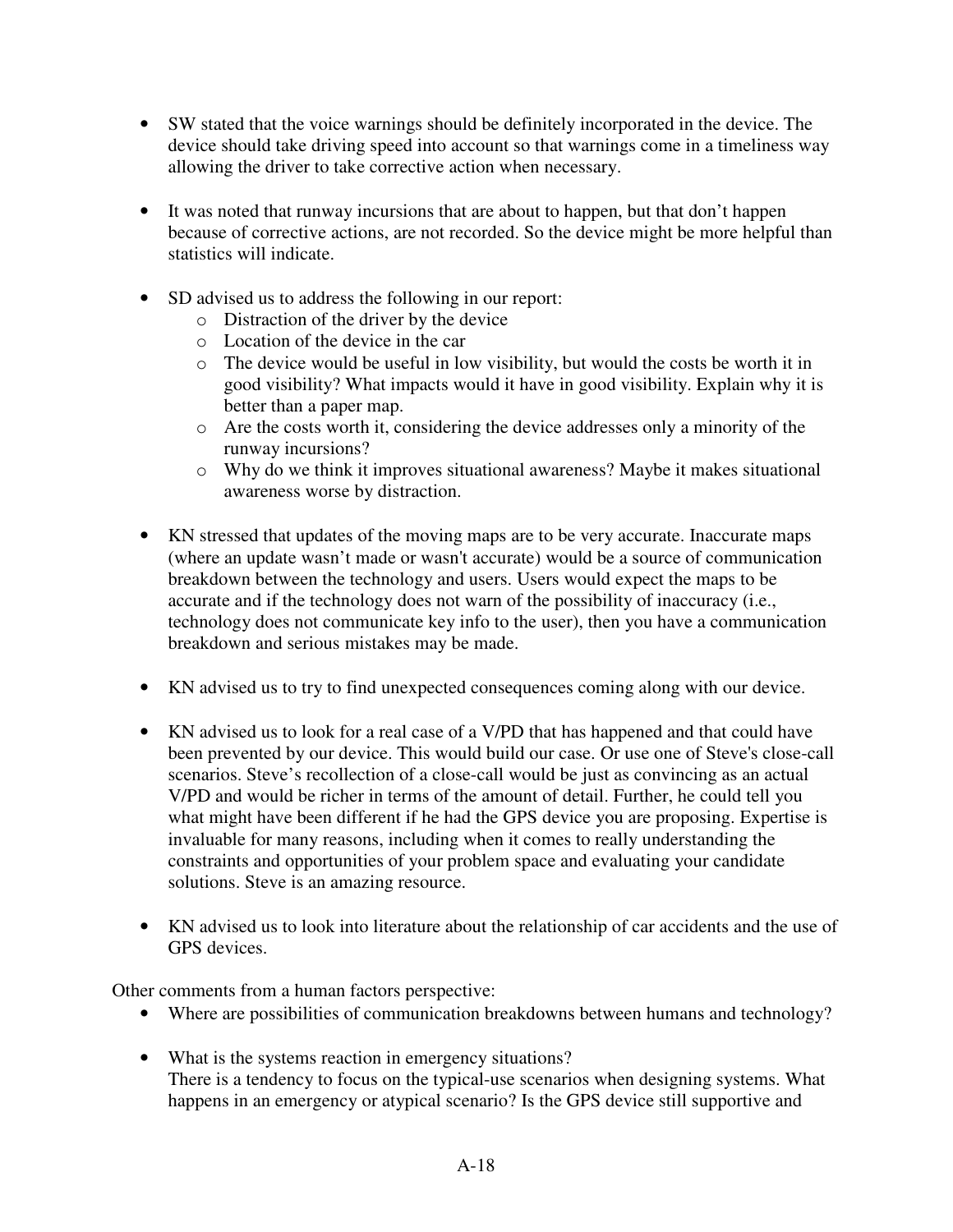- SW stated that the voice warnings should be definitely incorporated in the device. The device should take driving speed into account so that warnings come in a timeliness way allowing the driver to take corrective action when necessary.

- It was noted that runway incursions that are about to happen, but that don't happen because of corrective actions, are not recorded. So the device might be more helpful than statistics will indicate.

- SD advised us to address the following in our report:
  - Distraction of the driver by the device
  - Location of the device in the car
  - The device would be useful in low visibility, but would the costs be worth it in good visibility? What impacts would it have in good visibility. Explain why it is better than a paper map.
  - Are the costs worth it, considering the device addresses only a minority of the runway incursions?
  - Why do we think it improves situational awareness? Maybe it makes situational awareness worse by distraction.

- KN stressed that updates of the moving maps are to be very accurate. Inaccurate maps (where an update wasn't made or wasn't accurate) would be a source of communication breakdown between the technology and users. Users would expect the maps to be accurate and if the technology does not warn of the possibility of inaccuracy (i.e., technology does not communicate key info to the user), then you have a communication breakdown and serious mistakes may be made.

- KN advised us to try to find unexpected consequences coming along with our device.

- KN advised us to look for a real case of a V/PD that has happened and that could have been prevented by our device. This would build our case. Or use one of Steve's close-call scenarios. Steve's recollection of a close-call would be just as convincing as an actual V/PD and would be richer in terms of the amount of detail. Further, he could tell you what might have been different if he had the GPS device you are proposing. Expertise is invaluable for many reasons, including when it comes to really understanding the constraints and opportunities of your problem space and evaluating your candidate solutions. Steve is an amazing resource.

- KN advised us to look into literature about the relationship of car accidents and the use of GPS devices.

Other comments from a human factors perspective:

- Where are possibilities of communication breakdowns between humans and technology?

- What is the systems reaction in emergency situations?
  There is a tendency to focus on the typical-use scenarios when designing systems. What happens in an emergency or atypical scenario? Is the GPS device still supportive and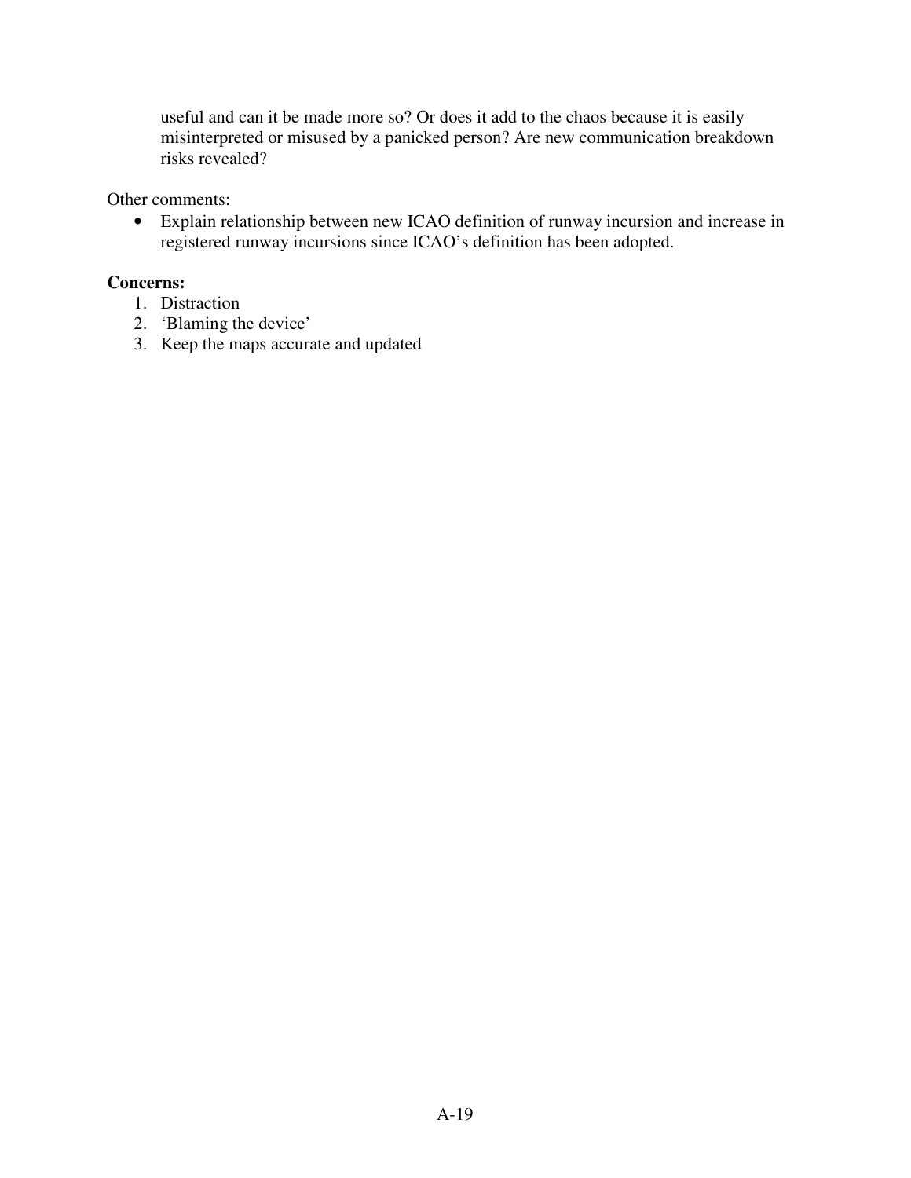useful and can it be made more so? Or does it add to the chaos because it is easily misinterpreted or misused by a panicked person? Are new communication breakdown risks revealed?

Other comments:

- Explain relationship between new ICAO definition of runway incursion and increase in registered runway incursions since ICAO's definition has been adopted.

**Concerns:**

1. Distraction
2. 'Blaming the device'
3. Keep the maps accurate and updated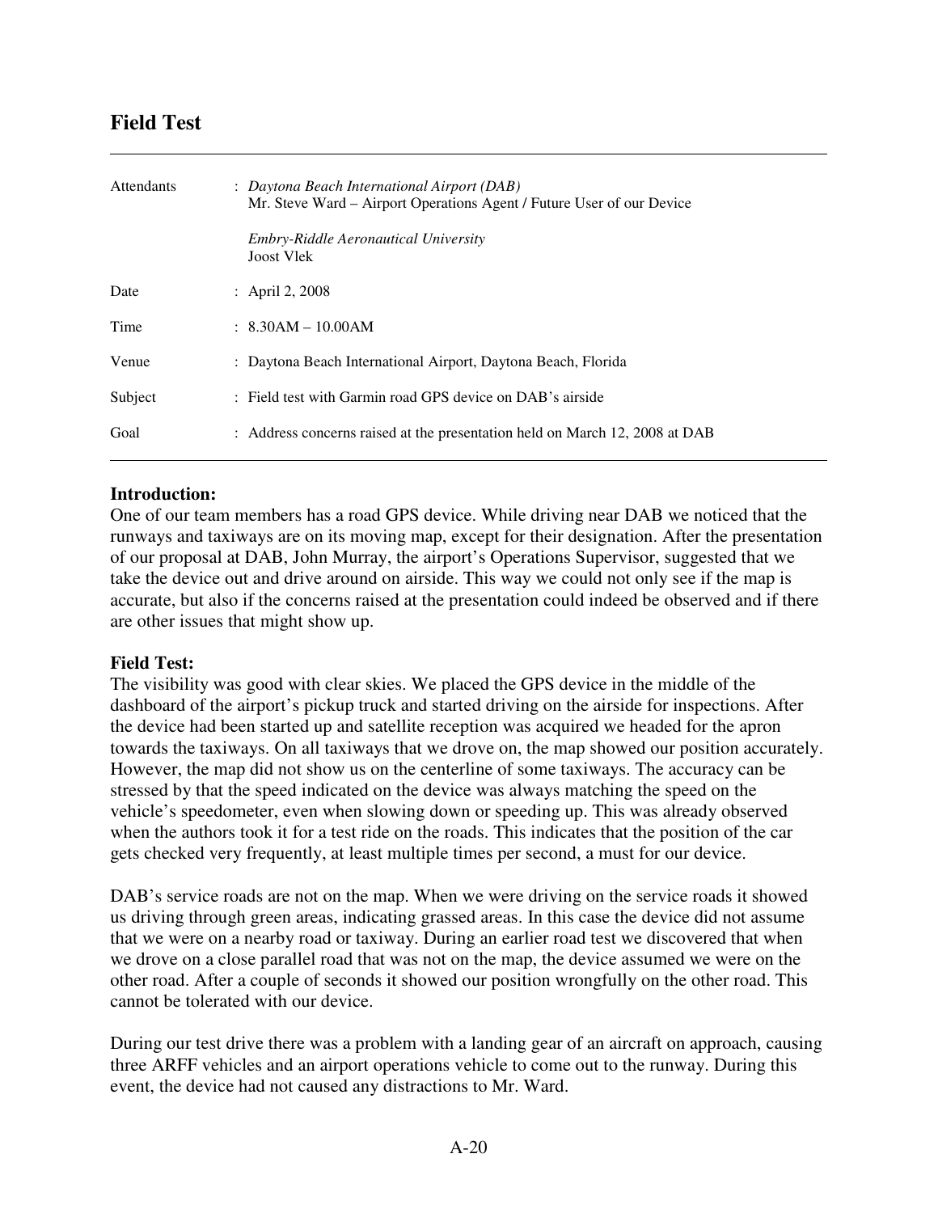## Field Test

| | | |
|---|---|---|
| Attendants | : | *Daytona Beach International Airport (DAB)*<br>Mr. Steve Ward – Airport Operations Agent / Future User of our Device<br><br>*Embry-Riddle Aeronautical University*<br>Joost Vlek |
| Date | : | April 2, 2008 |
| Time | : | 8.30AM – 10.00AM |
| Venue | : | Daytona Beach International Airport, Daytona Beach, Florida |
| Subject | : | Field test with Garmin road GPS device on DAB's airside |
| Goal | : | Address concerns raised at the presentation held on March 12, 2008 at DAB |

**Introduction:**
One of our team members has a road GPS device. While driving near DAB we noticed that the runways and taxiways are on its moving map, except for their designation. After the presentation of our proposal at DAB, John Murray, the airport's Operations Supervisor, suggested that we take the device out and drive around on airside. This way we could not only see if the map is accurate, but also if the concerns raised at the presentation could indeed be observed and if there are other issues that might show up.

**Field Test:**
The visibility was good with clear skies. We placed the GPS device in the middle of the dashboard of the airport's pickup truck and started driving on the airside for inspections. After the device had been started up and satellite reception was acquired we headed for the apron towards the taxiways. On all taxiways that we drove on, the map showed our position accurately. However, the map did not show us on the centerline of some taxiways. The accuracy can be stressed by that the speed indicated on the device was always matching the speed on the vehicle's speedometer, even when slowing down or speeding up. This was already observed when the authors took it for a test ride on the roads. This indicates that the position of the car gets checked very frequently, at least multiple times per second, a must for our device.

DAB's service roads are not on the map. When we were driving on the service roads it showed us driving through green areas, indicating grassed areas. In this case the device did not assume that we were on a nearby road or taxiway. During an earlier road test we discovered that when we drove on a close parallel road that was not on the map, the device assumed we were on the other road. After a couple of seconds it showed our position wrongfully on the other road. This cannot be tolerated with our device.

During our test drive there was a problem with a landing gear of an aircraft on approach, causing three ARFF vehicles and an airport operations vehicle to come out to the runway. During this event, the device had not caused any distractions to Mr. Ward.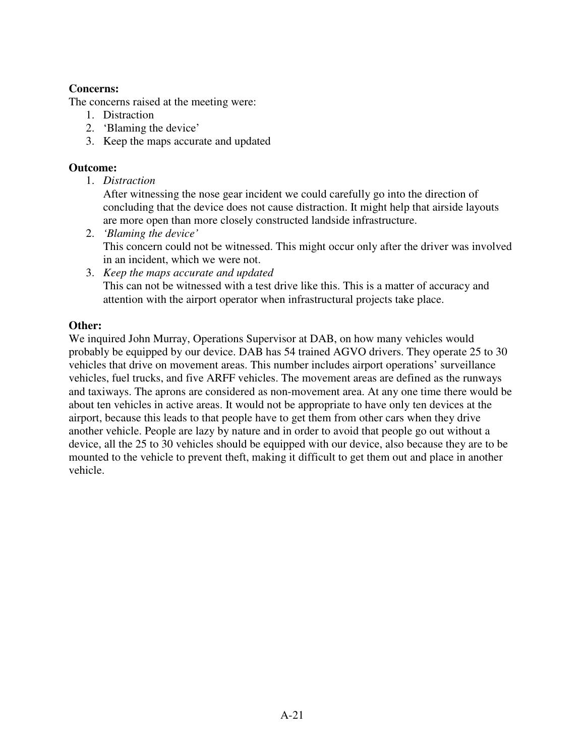**Concerns:**

The concerns raised at the meeting were:

1. Distraction
2. 'Blaming the device'
3. Keep the maps accurate and updated

**Outcome:**

1. *Distraction*

   After witnessing the nose gear incident we could carefully go into the direction of concluding that the device does not cause distraction. It might help that airside layouts are more open than more closely constructed landside infrastructure.
2. *'Blaming the device'*

   This concern could not be witnessed. This might occur only after the driver was involved in an incident, which we were not.
3. *Keep the maps accurate and updated*

   This can not be witnessed with a test drive like this. This is a matter of accuracy and attention with the airport operator when infrastructural projects take place.

**Other:**

We inquired John Murray, Operations Supervisor at DAB, on how many vehicles would probably be equipped by our device. DAB has 54 trained AGVO drivers. They operate 25 to 30 vehicles that drive on movement areas. This number includes airport operations' surveillance vehicles, fuel trucks, and five ARFF vehicles. The movement areas are defined as the runways and taxiways. The aprons are considered as non-movement area. At any one time there would be about ten vehicles in active areas. It would not be appropriate to have only ten devices at the airport, because this leads to that people have to get them from other cars when they drive another vehicle. People are lazy by nature and in order to avoid that people go out without a device, all the 25 to 30 vehicles should be equipped with our device, also because they are to be mounted to the vehicle to prevent theft, making it difficult to get them out and place in another vehicle.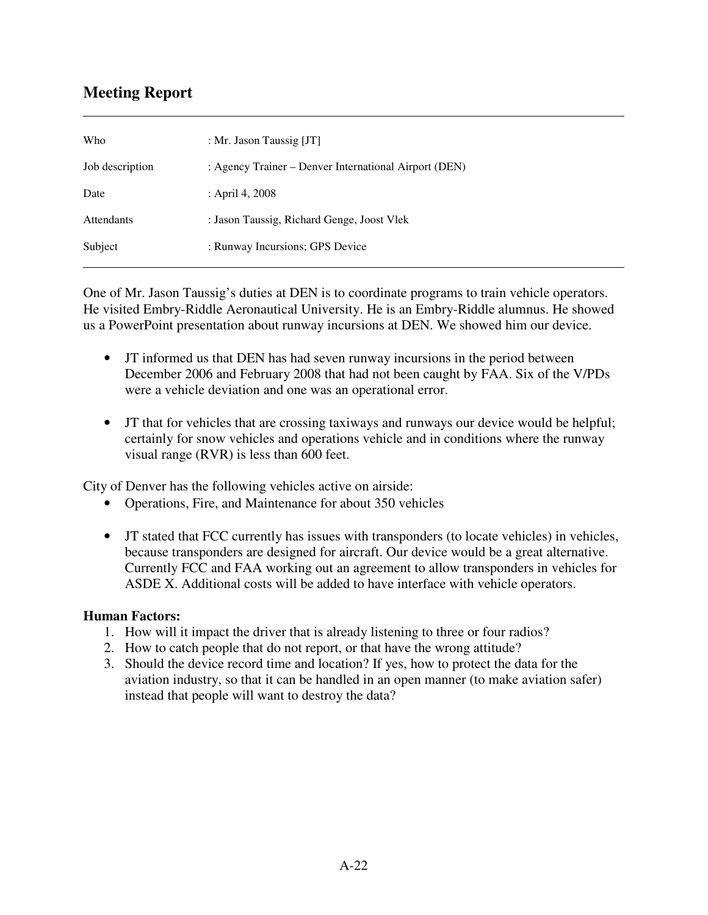## Meeting Report

| | |
|---|---|
| Who | : Mr. Jason Taussig [JT] |
| Job description | : Agency Trainer – Denver International Airport (DEN) |
| Date | : April 4, 2008 |
| Attendants | : Jason Taussig, Richard Genge, Joost Vlek |
| Subject | : Runway Incursions; GPS Device |

One of Mr. Jason Taussig's duties at DEN is to coordinate programs to train vehicle operators. He visited Embry-Riddle Aeronautical University. He is an Embry-Riddle alumnus. He showed us a PowerPoint presentation about runway incursions at DEN. We showed him our device.

- JT informed us that DEN has had seven runway incursions in the period between December 2006 and February 2008 that had not been caught by FAA. Six of the V/PDs were a vehicle deviation and one was an operational error.
- JT that for vehicles that are crossing taxiways and runways our device would be helpful; certainly for snow vehicles and operations vehicle and in conditions where the runway visual range (RVR) is less than 600 feet.

City of Denver has the following vehicles active on airside:

- Operations, Fire, and Maintenance for about 350 vehicles
- JT stated that FCC currently has issues with transponders (to locate vehicles) in vehicles, because transponders are designed for aircraft. Our device would be a great alternative. Currently FCC and FAA working out an agreement to allow transponders in vehicles for ASDE X. Additional costs will be added to have interface with vehicle operators.

**Human Factors:**

1. How will it impact the driver that is already listening to three or four radios?
2. How to catch people that do not report, or that have the wrong attitude?
3. Should the device record time and location? If yes, how to protect the data for the aviation industry, so that it can be handled in an open manner (to make aviation safer) instead that people will want to destroy the data?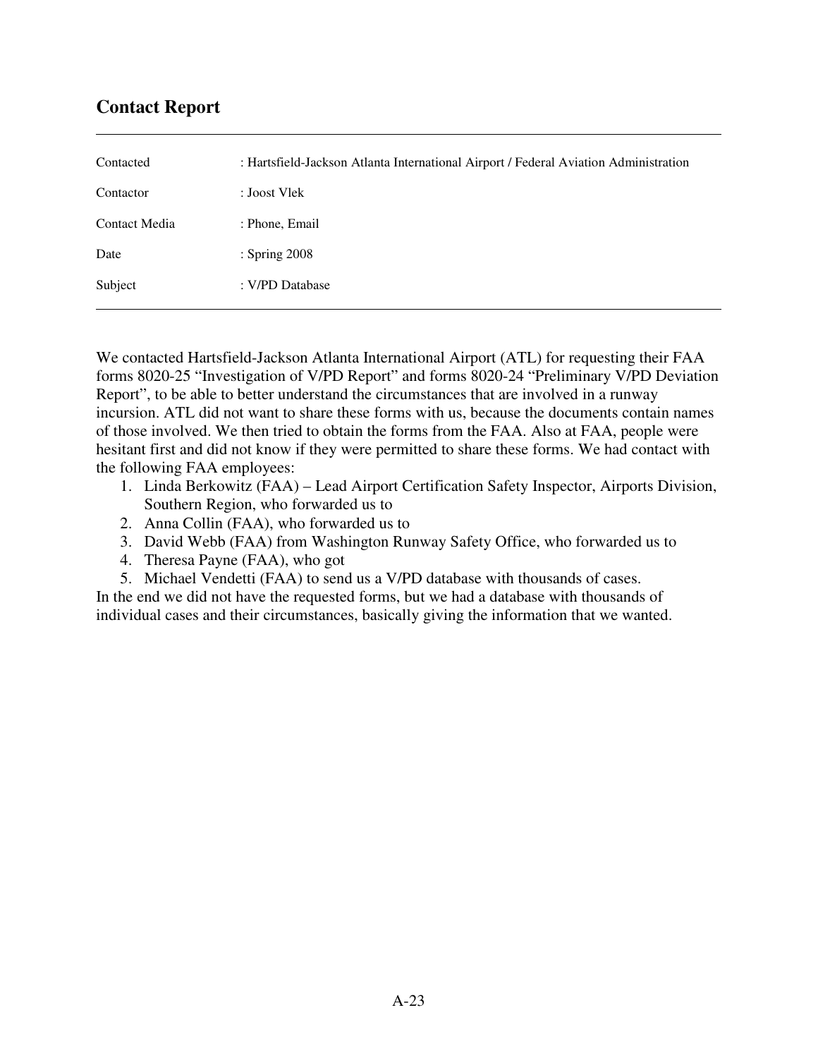## Contact Report

| | |
|---|---|
| Contacted | : Hartsfield-Jackson Atlanta International Airport / Federal Aviation Administration |
| Contactor | : Joost Vlek |
| Contact Media | : Phone, Email |
| Date | : Spring 2008 |
| Subject | : V/PD Database |

We contacted Hartsfield-Jackson Atlanta International Airport (ATL) for requesting their FAA forms 8020-25 "Investigation of V/PD Report" and forms 8020-24 "Preliminary V/PD Deviation Report", to be able to better understand the circumstances that are involved in a runway incursion. ATL did not want to share these forms with us, because the documents contain names of those involved. We then tried to obtain the forms from the FAA. Also at FAA, people were hesitant first and did not know if they were permitted to share these forms. We had contact with the following FAA employees:

1. Linda Berkowitz (FAA) – Lead Airport Certification Safety Inspector, Airports Division, Southern Region, who forwarded us to
2. Anna Collin (FAA), who forwarded us to
3. David Webb (FAA) from Washington Runway Safety Office, who forwarded us to
4. Theresa Payne (FAA), who got
5. Michael Vendetti (FAA) to send us a V/PD database with thousands of cases.

In the end we did not have the requested forms, but we had a database with thousands of individual cases and their circumstances, basically giving the information that we wanted.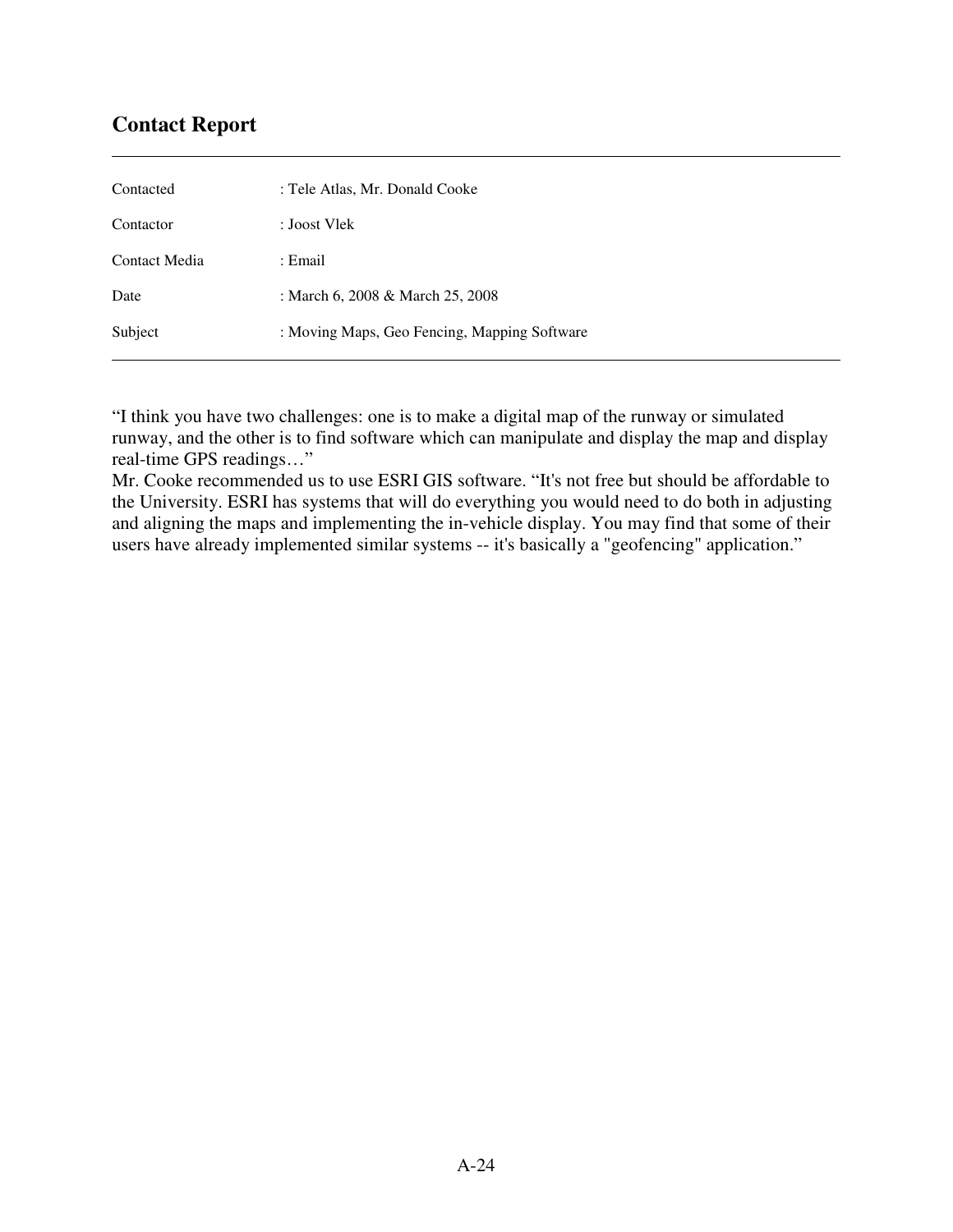## Contact Report

| | |
|---|---|
| Contacted | : Tele Atlas, Mr. Donald Cooke |
| Contactor | : Joost Vlek |
| Contact Media | : Email |
| Date | : March 6, 2008 & March 25, 2008 |
| Subject | : Moving Maps, Geo Fencing, Mapping Software |

"I think you have two challenges: one is to make a digital map of the runway or simulated runway, and the other is to find software which can manipulate and display the map and display real-time GPS readings…"

Mr. Cooke recommended us to use ESRI GIS software. "It's not free but should be affordable to the University. ESRI has systems that will do everything you would need to do both in adjusting and aligning the maps and implementing the in-vehicle display. You may find that some of their users have already implemented similar systems -- it's basically a "geofencing" application."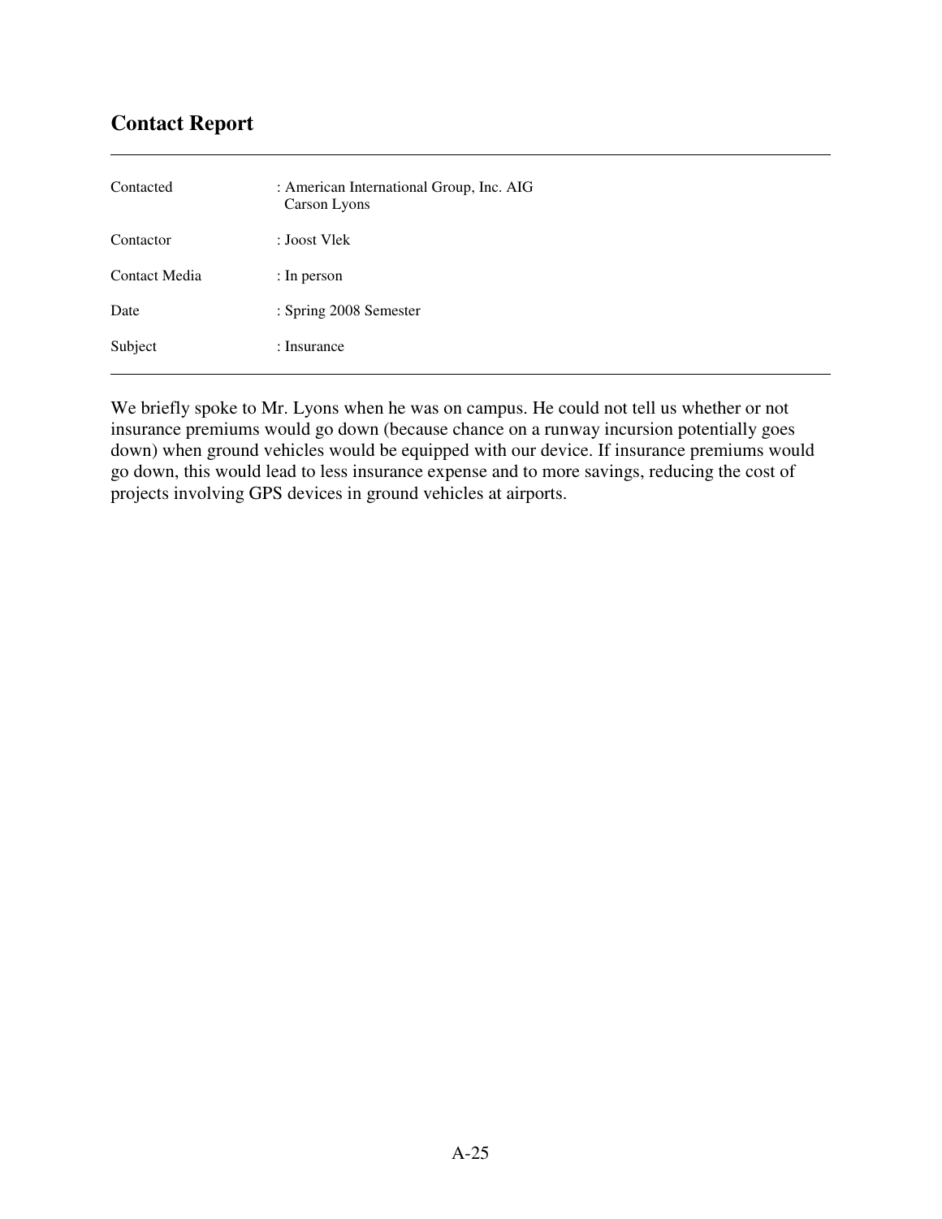## Contact Report

| | |
|---|---|
| Contacted | : American International Group, Inc. AIG<br>Carson Lyons |
| Contactor | : Joost Vlek |
| Contact Media | : In person |
| Date | : Spring 2008 Semester |
| Subject | : Insurance |

We briefly spoke to Mr. Lyons when he was on campus. He could not tell us whether or not insurance premiums would go down (because chance on a runway incursion potentially goes down) when ground vehicles would be equipped with our device. If insurance premiums would go down, this would lead to less insurance expense and to more savings, reducing the cost of projects involving GPS devices in ground vehicles at airports.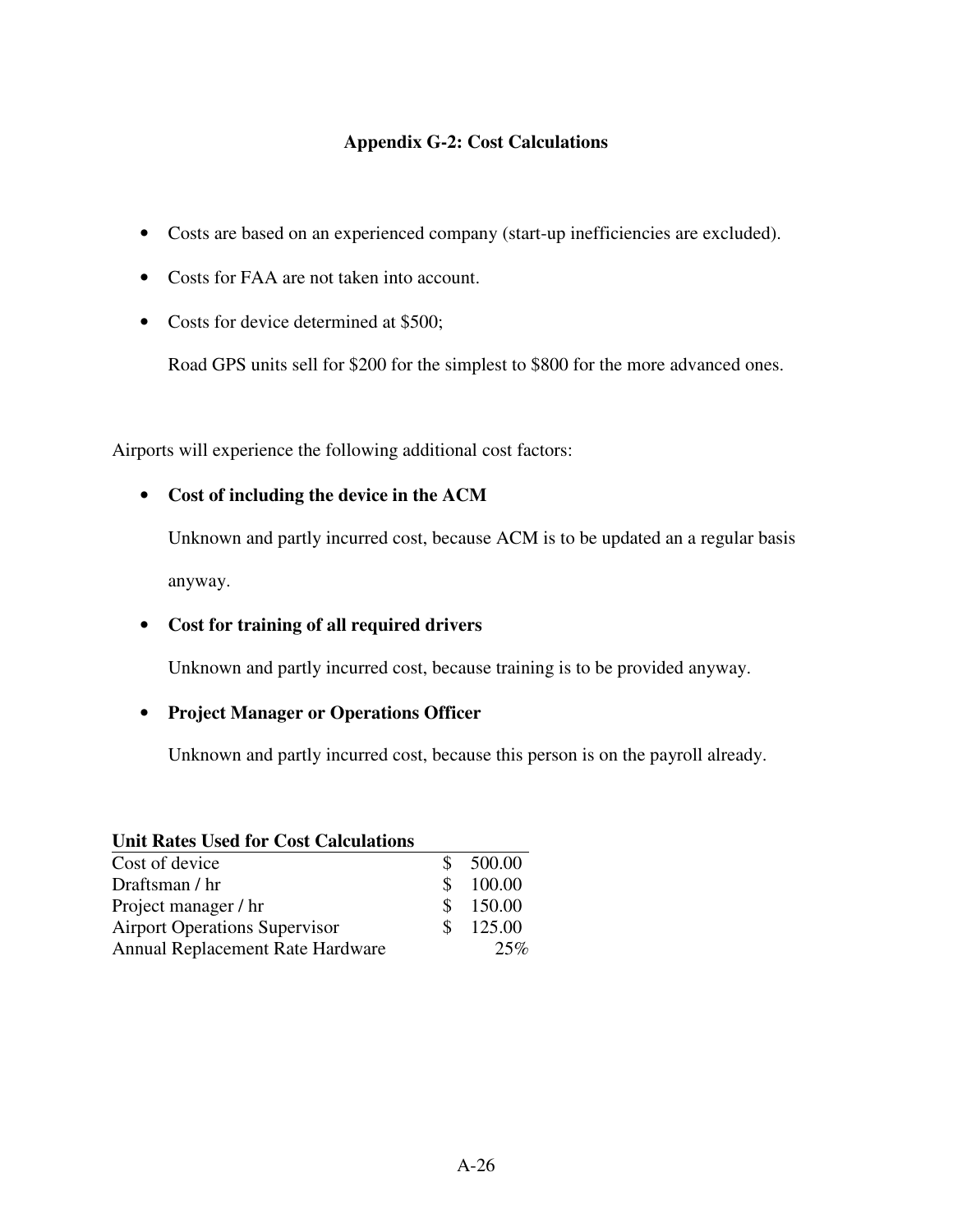## Appendix G-2: Cost Calculations

- Costs are based on an experienced company (start-up inefficiencies are excluded).
- Costs for FAA are not taken into account.
- Costs for device determined at $500;

  Road GPS units sell for $200 for the simplest to $800 for the more advanced ones.

Airports will experience the following additional cost factors:

- **Cost of including the device in the ACM**

  Unknown and partly incurred cost, because ACM is to be updated an a regular basis anyway.

- **Cost for training of all required drivers**

  Unknown and partly incurred cost, because training is to be provided anyway.

- **Project Manager or Operations Officer**

  Unknown and partly incurred cost, because this person is on the payroll already.

| **Unit Rates Used for Cost Calculations** | |
|---|---|
| Cost of device | $ 500.00 |
| Draftsman / hr | $ 100.00 |
| Project manager / hr | $ 150.00 |
| Airport Operations Supervisor | $ 125.00 |
| Annual Replacement Rate Hardware | 25% |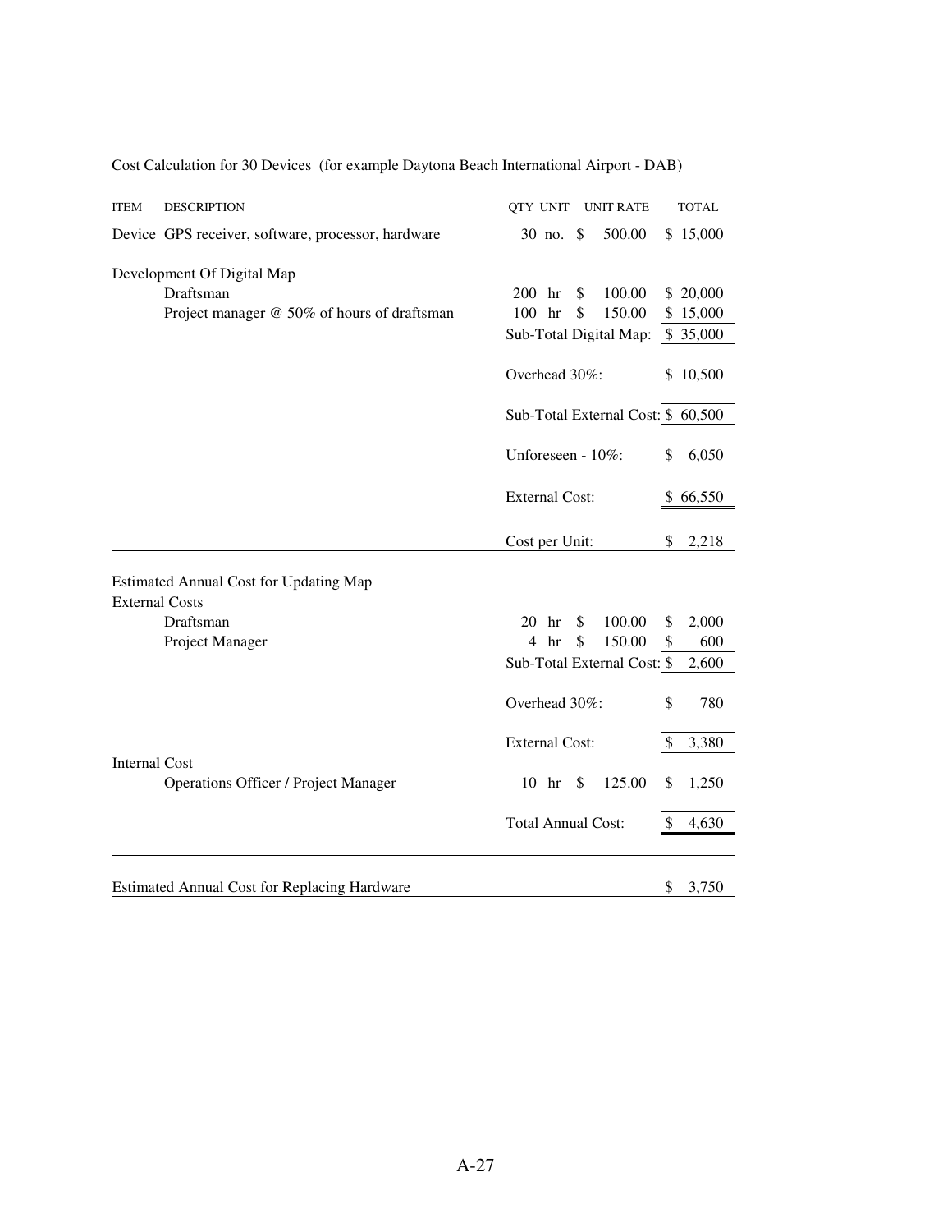Cost Calculation for 30 Devices (for example Daytona Beach International Airport - DAB)

| ITEM | DESCRIPTION | QTY | UNIT | UNIT RATE | TOTAL |
|---|---|---|---|---|---|
| Device | GPS receiver, software, processor, hardware | 30 | no. | $ 500.00 | $ 15,000 |
| Development Of Digital Map | | | | | |
| | Draftsman | 200 | hr | $ 100.00 | $ 20,000 |
| | Project manager @ 50% of hours of draftsman | 100 | hr | $ 150.00 | $ 15,000 |
| | | Sub-Total Digital Map: | | | $ 35,000 |
| | | Overhead 30%: | | | $ 10,500 |
| | | Sub-Total External Cost: | | | $ 60,500 |
| | | Unforeseen - 10%: | | | $ 6,050 |
| | | External Cost: | | | $ 66,550 |
| | | Cost per Unit: | | | $ 2,218 |

Estimated Annual Cost for Updating Map

| | QTY | UNIT | UNIT RATE | TOTAL |
|---|---|---|---|---|
| **External Costs** | | | | |
| Draftsman | 20 | hr | $ 100.00 | $ 2,000 |
| Project Manager | 4 | hr | $ 150.00 | $ 600 |
| Sub-Total External Cost: | | | | $ 2,600 |
| Overhead 30%: | | | | $ 780 |
| External Cost: | | | | $ 3,380 |
| **Internal Cost** | | | | |
| Operations Officer / Project Manager | 10 | hr | $ 125.00 | $ 1,250 |
| Total Annual Cost: | | | | $ 4,630 |

| Estimated Annual Cost for Replacing Hardware | $ 3,750 |
|---|---|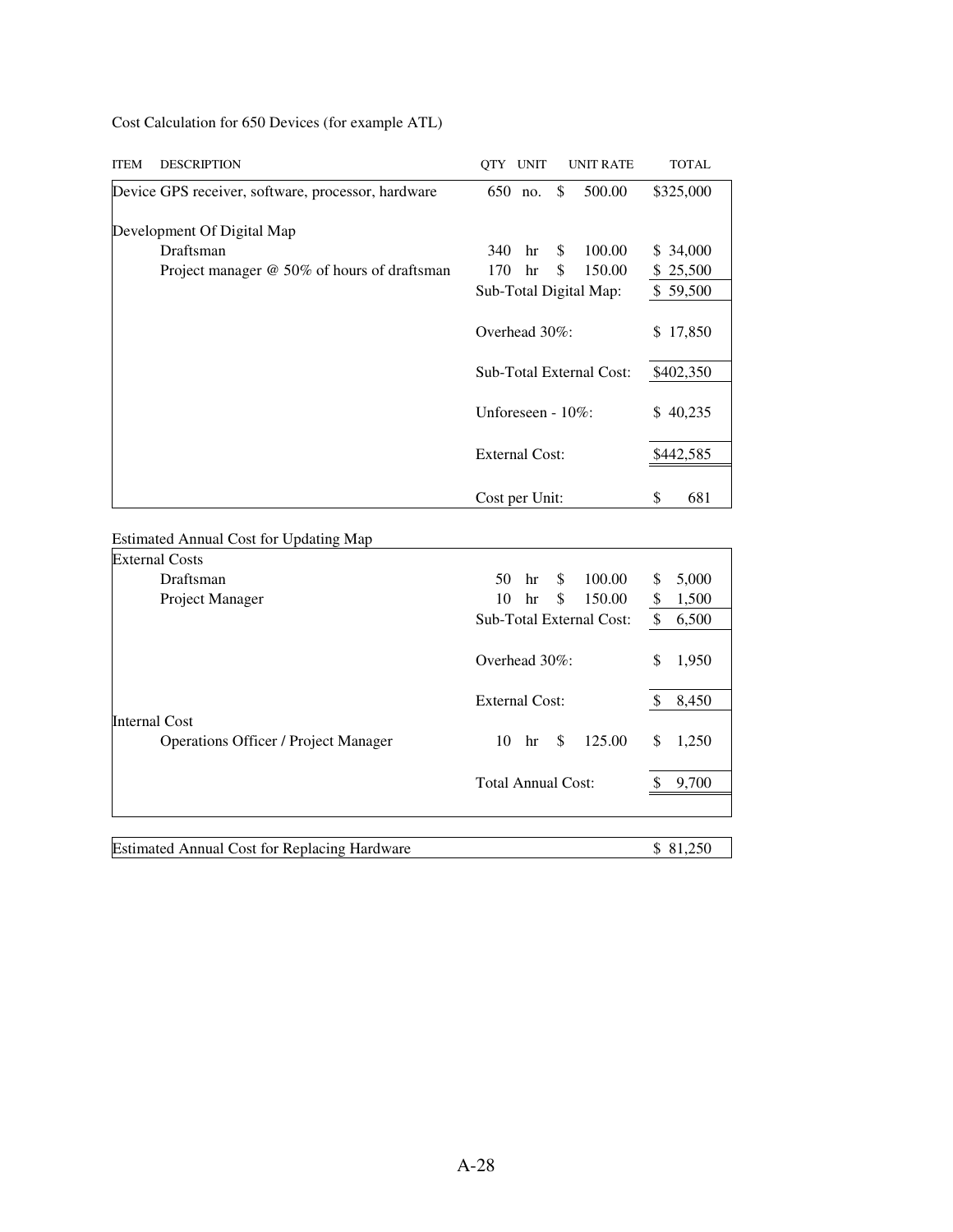Cost Calculation for 650 Devices (for example ATL)

| ITEM DESCRIPTION | QTY | UNIT | UNIT RATE | TOTAL |
|---|---|---|---|---|
| Device GPS receiver, software, processor, hardware | 650 | no. | $ 500.00 | $325,000 |
| Development Of Digital Map | | | | |
| Draftsman | 340 | hr | $ 100.00 | $ 34,000 |
| Project manager @ 50% of hours of draftsman | 170 | hr | $ 150.00 | $ 25,500 |
| | Sub-Total Digital Map: | | | $ 59,500 |
| | Overhead 30%: | | | $ 17,850 |
| | Sub-Total External Cost: | | | $402,350 |
| | Unforeseen - 10%: | | | $ 40,235 |
| | External Cost: | | | $442,585 |
| | Cost per Unit: | | | $ 681 |

Estimated Annual Cost for Updating Map

| | | | | |
|---|---|---|---|---|
| External Costs | | | | |
| Draftsman | 50 | hr | $ 100.00 | $ 5,000 |
| Project Manager | 10 | hr | $ 150.00 | $ 1,500 |
| | Sub-Total External Cost: | | | $ 6,500 |
| | Overhead 30%: | | | $ 1,950 |
| | External Cost: | | | $ 8,450 |
| Internal Cost | | | | |
| Operations Officer / Project Manager | 10 | hr | $ 125.00 | $ 1,250 |
| | Total Annual Cost: | | | $ 9,700 |

| | |
|---|---|
| Estimated Annual Cost for Replacing Hardware | $ 81,250 |